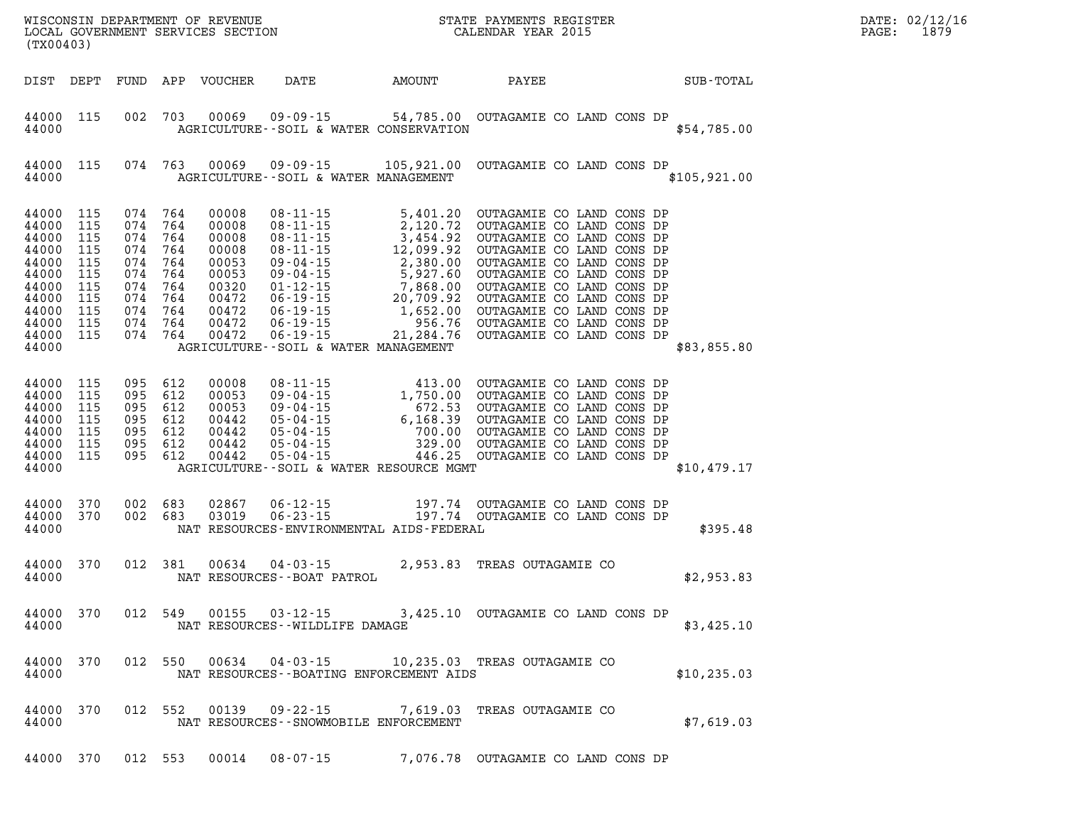WISCONSIN DEPARTMENT OF REVENUE
LOCAL GOVERNMENT SERVICES SECTION
(TX00403)

STATE PAYMENTS REGISTER
CALENDAR YEAR 2015

DATE: 02/12/16

| DIST | DEPT | FUND | APP | VOUCHER | DATE | AMOUNT | PAYEE | SUB-TOTAL |
|---|---|---|---|---|---|---|---|---|
| 44000 | 115 | 002 | 703 | 00069 | 09-09-15 | 54,785.00 | OUTAGAMIE CO LAND CONS DP | |
| 44000 | | | | | AGRICULTURE--SOIL & WATER CONSERVATION | | | $54,785.00 |
| 44000 | 115 | 074 | 763 | 00069 | 09-09-15 | 105,921.00 | OUTAGAMIE CO LAND CONS DP | |
| 44000 | | | | | AGRICULTURE--SOIL & WATER MANAGEMENT | | | $105,921.00 |
| 44000 | 115 | 074 | 764 | 00008 | 08-11-15 | 5,401.20 | OUTAGAMIE CO LAND CONS DP | |
| 44000 | 115 | 074 | 764 | 00008 | 08-11-15 | 2,120.72 | OUTAGAMIE CO LAND CONS DP | |
| 44000 | 115 | 074 | 764 | 00008 | 08-11-15 | 3,454.92 | OUTAGAMIE CO LAND CONS DP | |
| 44000 | 115 | 074 | 764 | 00008 | 08-11-15 | 12,099.92 | OUTAGAMIE CO LAND CONS DP | |
| 44000 | 115 | 074 | 764 | 00053 | 09-04-15 | 2,380.00 | OUTAGAMIE CO LAND CONS DP | |
| 44000 | 115 | 074 | 764 | 00053 | 09-04-15 | 5,927.60 | OUTAGAMIE CO LAND CONS DP | |
| 44000 | 115 | 074 | 764 | 00320 | 01-12-15 | 7,868.00 | OUTAGAMIE CO LAND CONS DP | |
| 44000 | 115 | 074 | 764 | 00472 | 06-19-15 | 20,709.92 | OUTAGAMIE CO LAND CONS DP | |
| 44000 | 115 | 074 | 764 | 00472 | 06-19-15 | 1,652.00 | OUTAGAMIE CO LAND CONS DP | |
| 44000 | 115 | 074 | 764 | 00472 | 06-19-15 | 956.76 | OUTAGAMIE CO LAND CONS DP | |
| 44000 | 115 | 074 | 764 | 00472 | 06-19-15 | 21,284.76 | OUTAGAMIE CO LAND CONS DP | |
| 44000 | | | | | AGRICULTURE--SOIL & WATER MANAGEMENT | | | $83,855.80 |
| 44000 | 115 | 095 | 612 | 00008 | 08-11-15 | 413.00 | OUTAGAMIE CO LAND CONS DP | |
| 44000 | 115 | 095 | 612 | 00053 | 09-04-15 | 1,750.00 | OUTAGAMIE CO LAND CONS DP | |
| 44000 | 115 | 095 | 612 | 00053 | 09-04-15 | 672.53 | OUTAGAMIE CO LAND CONS DP | |
| 44000 | 115 | 095 | 612 | 00442 | 05-04-15 | 6,168.39 | OUTAGAMIE CO LAND CONS DP | |
| 44000 | 115 | 095 | 612 | 00442 | 05-04-15 | 700.00 | OUTAGAMIE CO LAND CONS DP | |
| 44000 | 115 | 095 | 612 | 00442 | 05-04-15 | 329.00 | OUTAGAMIE CO LAND CONS DP | |
| 44000 | 115 | 095 | 612 | 00442 | 05-04-15 | 446.25 | OUTAGAMIE CO LAND CONS DP | |
| 44000 | | | | | AGRICULTURE--SOIL & WATER RESOURCE MGMT | | | $10,479.17 |
| 44000 | 370 | 002 | 683 | 02867 | 06-12-15 | 197.74 | OUTAGAMIE CO LAND CONS DP | |
| 44000 | 370 | 002 | 683 | 03019 | 06-23-15 | 197.74 | OUTAGAMIE CO LAND CONS DP | |
| 44000 | | | | | NAT RESOURCES-ENVIRONMENTAL AIDS-FEDERAL | | | $395.48 |
| 44000 | 370 | 012 | 381 | 00634 | 04-03-15 | 2,953.83 | TREAS OUTAGAMIE CO | |
| 44000 | | | | | NAT RESOURCES--BOAT PATROL | | | $2,953.83 |
| 44000 | 370 | 012 | 549 | 00155 | 03-12-15 | 3,425.10 | OUTAGAMIE CO LAND CONS DP | |
| 44000 | | | | | NAT RESOURCES--WILDLIFE DAMAGE | | | $3,425.10 |
| 44000 | 370 | 012 | 550 | 00634 | 04-03-15 | 10,235.03 | TREAS OUTAGAMIE CO | |
| 44000 | | | | | NAT RESOURCES--BOATING ENFORCEMENT AIDS | | | $10,235.03 |
| 44000 | 370 | 012 | 552 | 00139 | 09-22-15 | 7,619.03 | TREAS OUTAGAMIE CO | |
| 44000 | | | | | NAT RESOURCES--SNOWMOBILE ENFORCEMENT | | | $7,619.03 |
| 44000 | 370 | 012 | 553 | 00014 | 08-07-15 | 7,076.78 | OUTAGAMIE CO LAND CONS DP | |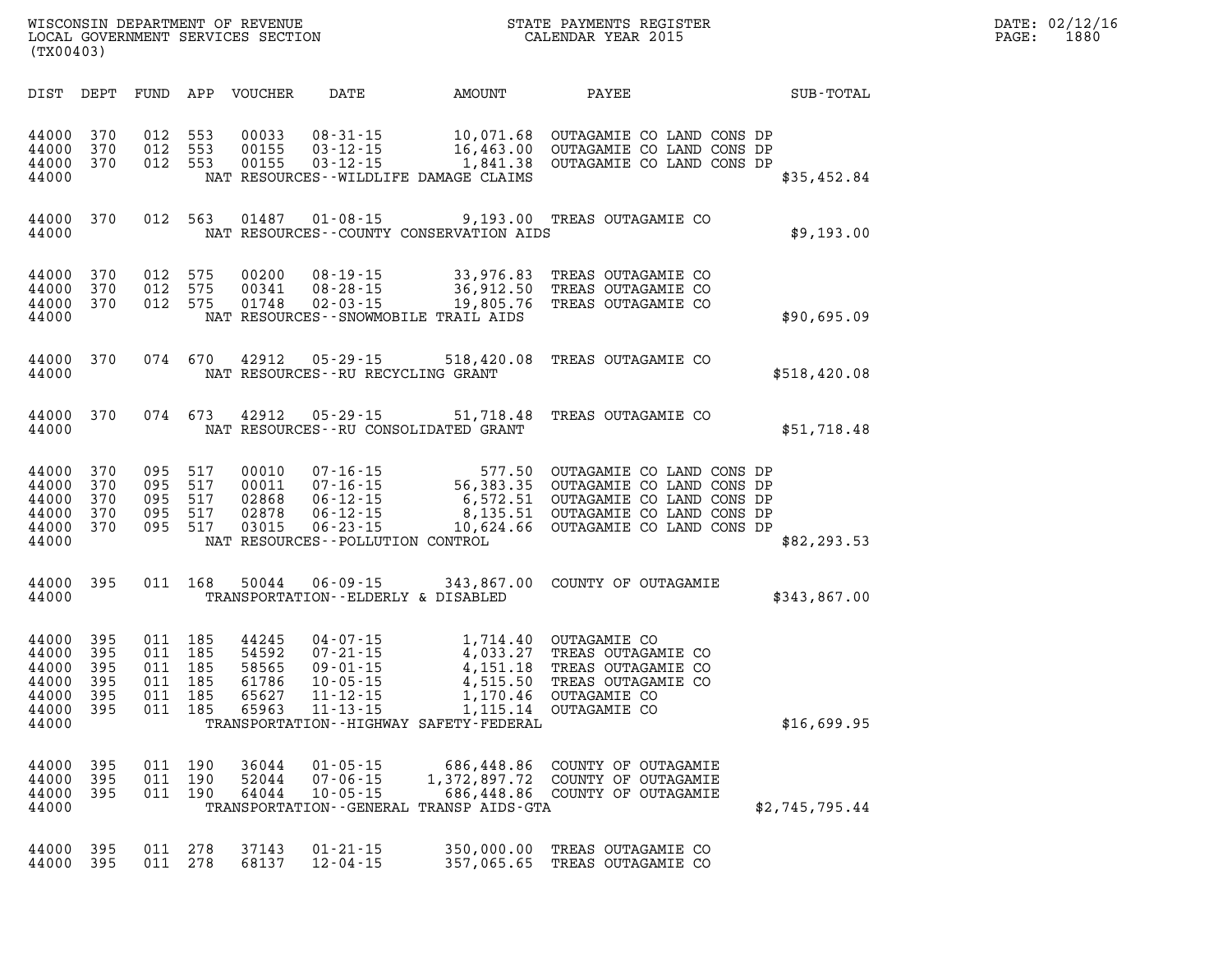WISCONSIN DEPARTMENT OF REVENUE
LOCAL GOVERNMENT SERVICES SECTION
(TX00403)

STATE PAYMENTS REGISTER
CALENDAR YEAR 2015

DATE: 02/12/16
PAGE: 1880

| DIST | DEPT | FUND | APP | VOUCHER | DATE | AMOUNT | PAYEE | SUB-TOTAL |
|---|---|---|---|---|---|---|---|---|
| 44000 | 370 | 012 | 553 | 00033 | 08-31-15 | 10,071.68 | OUTAGAMIE CO LAND CONS DP | |
| 44000 | 370 | 012 | 553 | 00155 | 03-12-15 | 16,463.00 | OUTAGAMIE CO LAND CONS DP | |
| 44000 | 370 | 012 | 553 | 00155 | 03-12-15 | 1,841.38 | OUTAGAMIE CO LAND CONS DP | |
| 44000 | | | | | NAT RESOURCES--WILDLIFE DAMAGE CLAIMS | | | $35,452.84 |
| 44000 | 370 | 012 | 563 | 01487 | 01-08-15 | 9,193.00 | TREAS OUTAGAMIE CO | |
| 44000 | | | | | NAT RESOURCES--COUNTY CONSERVATION AIDS | | | $9,193.00 |
| 44000 | 370 | 012 | 575 | 00200 | 08-19-15 | 33,976.83 | TREAS OUTAGAMIE CO | |
| 44000 | 370 | 012 | 575 | 00341 | 08-28-15 | 36,912.50 | TREAS OUTAGAMIE CO | |
| 44000 | 370 | 012 | 575 | 01748 | 02-03-15 | 19,805.76 | TREAS OUTAGAMIE CO | |
| 44000 | | | | | NAT RESOURCES--SNOWMOBILE TRAIL AIDS | | | $90,695.09 |
| 44000 | 370 | 074 | 670 | 42912 | 05-29-15 | 518,420.08 | TREAS OUTAGAMIE CO | |
| 44000 | | | | | NAT RESOURCES--RU RECYCLING GRANT | | | $518,420.08 |
| 44000 | 370 | 074 | 673 | 42912 | 05-29-15 | 51,718.48 | TREAS OUTAGAMIE CO | |
| 44000 | | | | | NAT RESOURCES--RU CONSOLIDATED GRANT | | | $51,718.48 |
| 44000 | 370 | 095 | 517 | 00010 | 07-16-15 | 577.50 | OUTAGAMIE CO LAND CONS DP | |
| 44000 | 370 | 095 | 517 | 00011 | 07-16-15 | 56,383.35 | OUTAGAMIE CO LAND CONS DP | |
| 44000 | 370 | 095 | 517 | 02868 | 06-12-15 | 6,572.51 | OUTAGAMIE CO LAND CONS DP | |
| 44000 | 370 | 095 | 517 | 02878 | 06-12-15 | 8,135.51 | OUTAGAMIE CO LAND CONS DP | |
| 44000 | 370 | 095 | 517 | 03015 | 06-23-15 | 10,624.66 | OUTAGAMIE CO LAND CONS DP | |
| 44000 | | | | | NAT RESOURCES--POLLUTION CONTROL | | | $82,293.53 |
| 44000 | 395 | 011 | 168 | 50044 | 06-09-15 | 343,867.00 | COUNTY OF OUTAGAMIE | |
| 44000 | | | | | TRANSPORTATION--ELDERLY & DISABLED | | | $343,867.00 |
| 44000 | 395 | 011 | 185 | 44245 | 04-07-15 | 1,714.40 | OUTAGAMIE CO | |
| 44000 | 395 | 011 | 185 | 54592 | 07-21-15 | 4,033.27 | TREAS OUTAGAMIE CO | |
| 44000 | 395 | 011 | 185 | 58565 | 09-01-15 | 4,151.18 | TREAS OUTAGAMIE CO | |
| 44000 | 395 | 011 | 185 | 61786 | 10-05-15 | 4,515.50 | TREAS OUTAGAMIE CO | |
| 44000 | 395 | 011 | 185 | 65627 | 11-12-15 | 1,170.46 | OUTAGAMIE CO | |
| 44000 | 395 | 011 | 185 | 65963 | 11-13-15 | 1,115.14 | OUTAGAMIE CO | |
| 44000 | | | | | TRANSPORTATION--HIGHWAY SAFETY-FEDERAL | | | $16,699.95 |
| 44000 | 395 | 011 | 190 | 36044 | 01-05-15 | 686,448.86 | COUNTY OF OUTAGAMIE | |
| 44000 | 395 | 011 | 190 | 52044 | 07-06-15 | 1,372,897.72 | COUNTY OF OUTAGAMIE | |
| 44000 | 395 | 011 | 190 | 64044 | 10-05-15 | 686,448.86 | COUNTY OF OUTAGAMIE | |
| 44000 | | | | | TRANSPORTATION--GENERAL TRANSP AIDS-GTA | | | $2,745,795.44 |
| 44000 | 395 | 011 | 278 | 37143 | 01-21-15 | 350,000.00 | TREAS OUTAGAMIE CO | |
| 44000 | 395 | 011 | 278 | 68137 | 12-04-15 | 357,065.65 | TREAS OUTAGAMIE CO | |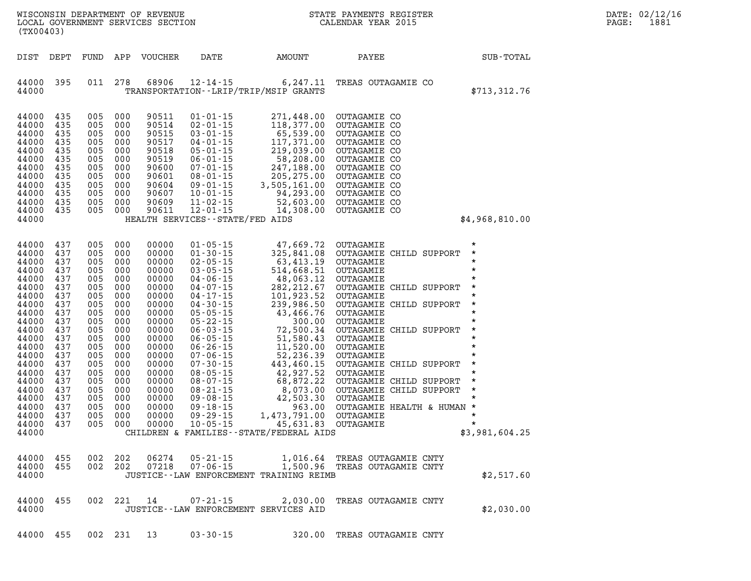| DIST | DEPT | FUND | APP | VOUCHER | DATE | AMOUNT | PAYEE | SUB-TOTAL |
|---|---|---|---|---|---|---|---|---|
| 44000 | 395 | 011 | 278 | 68906 | 12-14-15 | 6,247.11 | TREAS OUTAGAMIE CO | |
| 44000 | | | | | TRANSPORTATION--LRIP/TRIP/MSIP GRANTS | | | $713,312.76 |
| 44000 | 435 | 005 | 000 | 90511 | 01-01-15 | 271,448.00 | OUTAGAMIE CO | |
| 44000 | 435 | 005 | 000 | 90514 | 02-01-15 | 118,377.00 | OUTAGAMIE CO | |
| 44000 | 435 | 005 | 000 | 90515 | 03-01-15 | 65,539.00 | OUTAGAMIE CO | |
| 44000 | 435 | 005 | 000 | 90517 | 04-01-15 | 117,371.00 | OUTAGAMIE CO | |
| 44000 | 435 | 005 | 000 | 90518 | 05-01-15 | 219,039.00 | OUTAGAMIE CO | |
| 44000 | 435 | 005 | 000 | 90519 | 06-01-15 | 58,208.00 | OUTAGAMIE CO | |
| 44000 | 435 | 005 | 000 | 90600 | 07-01-15 | 247,188.00 | OUTAGAMIE CO | |
| 44000 | 435 | 005 | 000 | 90601 | 08-01-15 | 205,275.00 | OUTAGAMIE CO | |
| 44000 | 435 | 005 | 000 | 90604 | 09-01-15 | 3,505,161.00 | OUTAGAMIE CO | |
| 44000 | 435 | 005 | 000 | 90607 | 10-01-15 | 94,293.00 | OUTAGAMIE CO | |
| 44000 | 435 | 005 | 000 | 90609 | 11-02-15 | 52,603.00 | OUTAGAMIE CO | |
| 44000 | 435 | 005 | 000 | 90611 | 12-01-15 | 14,308.00 | OUTAGAMIE CO | |
| 44000 | | | | | HEALTH SERVICES--STATE/FED AIDS | | | $4,968,810.00 |
| 44000 | 437 | 005 | 000 | 00000 | 01-05-15 | 47,669.72 | OUTAGAMIE | * |
| 44000 | 437 | 005 | 000 | 00000 | 01-30-15 | 325,841.08 | OUTAGAMIE CHILD SUPPORT | * |
| 44000 | 437 | 005 | 000 | 00000 | 02-05-15 | 63,413.19 | OUTAGAMIE | * |
| 44000 | 437 | 005 | 000 | 00000 | 03-05-15 | 514,668.51 | OUTAGAMIE | * |
| 44000 | 437 | 005 | 000 | 00000 | 04-06-15 | 48,063.12 | OUTAGAMIE | * |
| 44000 | 437 | 005 | 000 | 00000 | 04-07-15 | 282,212.67 | OUTAGAMIE CHILD SUPPORT | * |
| 44000 | 437 | 005 | 000 | 00000 | 04-17-15 | 101,923.52 | OUTAGAMIE | * |
| 44000 | 437 | 005 | 000 | 00000 | 04-30-15 | 239,986.50 | OUTAGAMIE CHILD SUPPORT | * |
| 44000 | 437 | 005 | 000 | 00000 | 05-05-15 | 43,466.76 | OUTAGAMIE | * |
| 44000 | 437 | 005 | 000 | 00000 | 05-22-15 | 300.00 | OUTAGAMIE | * |
| 44000 | 437 | 005 | 000 | 00000 | 06-03-15 | 72,500.34 | OUTAGAMIE CHILD SUPPORT | * |
| 44000 | 437 | 005 | 000 | 00000 | 06-05-15 | 51,580.43 | OUTAGAMIE | * |
| 44000 | 437 | 005 | 000 | 00000 | 06-26-15 | 11,520.00 | OUTAGAMIE | * |
| 44000 | 437 | 005 | 000 | 00000 | 07-06-15 | 52,236.39 | OUTAGAMIE | * |
| 44000 | 437 | 005 | 000 | 00000 | 07-30-15 | 443,460.15 | OUTAGAMIE CHILD SUPPORT | * |
| 44000 | 437 | 005 | 000 | 00000 | 08-05-15 | 42,927.52 | OUTAGAMIE | * |
| 44000 | 437 | 005 | 000 | 00000 | 08-07-15 | 68,872.22 | OUTAGAMIE CHILD SUPPORT | * |
| 44000 | 437 | 005 | 000 | 00000 | 08-21-15 | 8,073.00 | OUTAGAMIE CHILD SUPPORT | * |
| 44000 | 437 | 005 | 000 | 00000 | 09-08-15 | 42,503.30 | OUTAGAMIE | * |
| 44000 | 437 | 005 | 000 | 00000 | 09-18-15 | 963.00 | OUTAGAMIE HEALTH & HUMAN | * |
| 44000 | 437 | 005 | 000 | 00000 | 09-29-15 | 1,473,791.00 | OUTAGAMIE | * |
| 44000 | 437 | 005 | 000 | 00000 | 10-05-15 | 45,631.83 | OUTAGAMIE | * |
| 44000 | | | | | CHILDREN & FAMILIES--STATE/FEDERAL AIDS | | | $3,981,604.25 |
| 44000 | 455 | 002 | 202 | 06274 | 05-21-15 | 1,016.64 | TREAS OUTAGAMIE CNTY | |
| 44000 | 455 | 002 | 202 | 07218 | 07-06-15 | 1,500.96 | TREAS OUTAGAMIE CNTY | |
| 44000 | | | | | JUSTICE--LAW ENFORCEMENT TRAINING REIMB | | | $2,517.60 |
| 44000 | 455 | 002 | 221 | 14 | 07-21-15 | 2,030.00 | TREAS OUTAGAMIE CNTY | |
| 44000 | | | | | JUSTICE--LAW ENFORCEMENT SERVICES AID | | | $2,030.00 |
| 44000 | 455 | 002 | 231 | 13 | 03-30-15 | 320.00 | TREAS OUTAGAMIE CNTY | |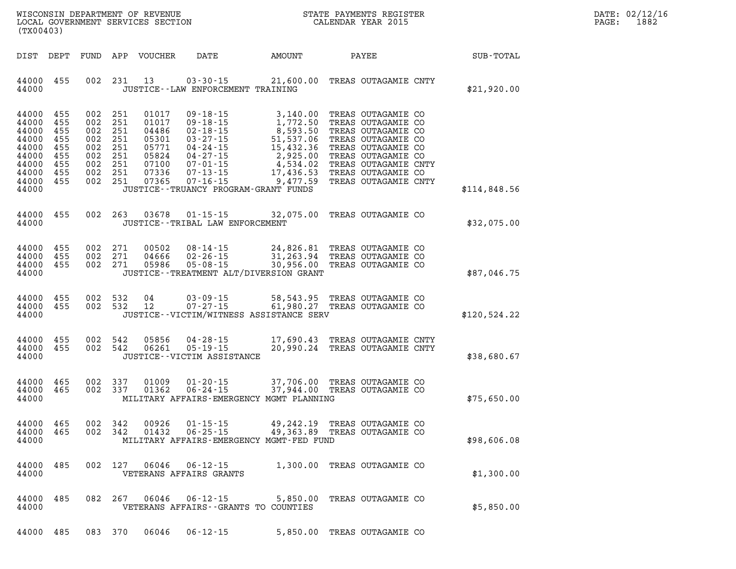| DIST | DEPT | FUND | APP | VOUCHER | DATE | AMOUNT | PAYEE | SUB-TOTAL |
|---|---|---|---|---|---|---|---|---|
| 44000 | 455 | 002 | 231 | 13 | 03-30-15 | 21,600.00 | TREAS OUTAGAMIE CNTY | |
| 44000 | | | | | JUSTICE--LAW ENFORCEMENT TRAINING | | | $21,920.00 |
| 44000 | 455 | 002 | 251 | 01017 | 09-18-15 | 3,140.00 | TREAS OUTAGAMIE CO | |
| 44000 | 455 | 002 | 251 | 01017 | 09-18-15 | 1,772.50 | TREAS OUTAGAMIE CO | |
| 44000 | 455 | 002 | 251 | 04486 | 02-18-15 | 8,593.50 | TREAS OUTAGAMIE CO | |
| 44000 | 455 | 002 | 251 | 05301 | 03-27-15 | 51,537.06 | TREAS OUTAGAMIE CO | |
| 44000 | 455 | 002 | 251 | 05771 | 04-24-15 | 15,432.36 | TREAS OUTAGAMIE CO | |
| 44000 | 455 | 002 | 251 | 05824 | 04-27-15 | 2,925.00 | TREAS OUTAGAMIE CO | |
| 44000 | 455 | 002 | 251 | 07100 | 07-01-15 | 4,534.02 | TREAS OUTAGAMIE CNTY | |
| 44000 | 455 | 002 | 251 | 07336 | 07-13-15 | 17,436.53 | TREAS OUTAGAMIE CO | |
| 44000 | 455 | 002 | 251 | 07365 | 07-16-15 | 9,477.59 | TREAS OUTAGAMIE CNTY | |
| 44000 | | | | | JUSTICE--TRUANCY PROGRAM-GRANT FUNDS | | | $114,848.56 |
| 44000 | 455 | 002 | 263 | 03678 | 01-15-15 | 32,075.00 | TREAS OUTAGAMIE CO | |
| 44000 | | | | | JUSTICE--TRIBAL LAW ENFORCEMENT | | | $32,075.00 |
| 44000 | 455 | 002 | 271 | 00502 | 08-14-15 | 24,826.81 | TREAS OUTAGAMIE CO | |
| 44000 | 455 | 002 | 271 | 04666 | 02-26-15 | 31,263.94 | TREAS OUTAGAMIE CO | |
| 44000 | 455 | 002 | 271 | 05986 | 05-08-15 | 30,956.00 | TREAS OUTAGAMIE CO | |
| 44000 | | | | | JUSTICE--TREATMENT ALT/DIVERSION GRANT | | | $87,046.75 |
| 44000 | 455 | 002 | 532 | 04 | 03-09-15 | 58,543.95 | TREAS OUTAGAMIE CO | |
| 44000 | 455 | 002 | 532 | 12 | 07-27-15 | 61,980.27 | TREAS OUTAGAMIE CO | |
| 44000 | | | | | JUSTICE--VICTIM/WITNESS ASSISTANCE SERV | | | $120,524.22 |
| 44000 | 455 | 002 | 542 | 05856 | 04-28-15 | 17,690.43 | TREAS OUTAGAMIE CNTY | |
| 44000 | 455 | 002 | 542 | 06261 | 05-19-15 | 20,990.24 | TREAS OUTAGAMIE CNTY | |
| 44000 | | | | | JUSTICE--VICTIM ASSISTANCE | | | $38,680.67 |
| 44000 | 465 | 002 | 337 | 01009 | 01-20-15 | 37,706.00 | TREAS OUTAGAMIE CO | |
| 44000 | 465 | 002 | 337 | 01362 | 06-24-15 | 37,944.00 | TREAS OUTAGAMIE CO | |
| 44000 | | | | | MILITARY AFFAIRS-EMERGENCY MGMT PLANNING | | | $75,650.00 |
| 44000 | 465 | 002 | 342 | 00926 | 01-15-15 | 49,242.19 | TREAS OUTAGAMIE CO | |
| 44000 | 465 | 002 | 342 | 01432 | 06-25-15 | 49,363.89 | TREAS OUTAGAMIE CO | |
| 44000 | | | | | MILITARY AFFAIRS-EMERGENCY MGMT-FED FUND | | | $98,606.08 |
| 44000 | 485 | 002 | 127 | 06046 | 06-12-15 | 1,300.00 | TREAS OUTAGAMIE CO | |
| 44000 | | | | | VETERANS AFFAIRS GRANTS | | | $1,300.00 |
| 44000 | 485 | 082 | 267 | 06046 | 06-12-15 | 5,850.00 | TREAS OUTAGAMIE CO | |
| 44000 | | | | | VETERANS AFFAIRS--GRANTS TO COUNTIES | | | $5,850.00 |
| 44000 | 485 | 083 | 370 | 06046 | 06-12-15 | 5,850.00 | TREAS OUTAGAMIE CO | |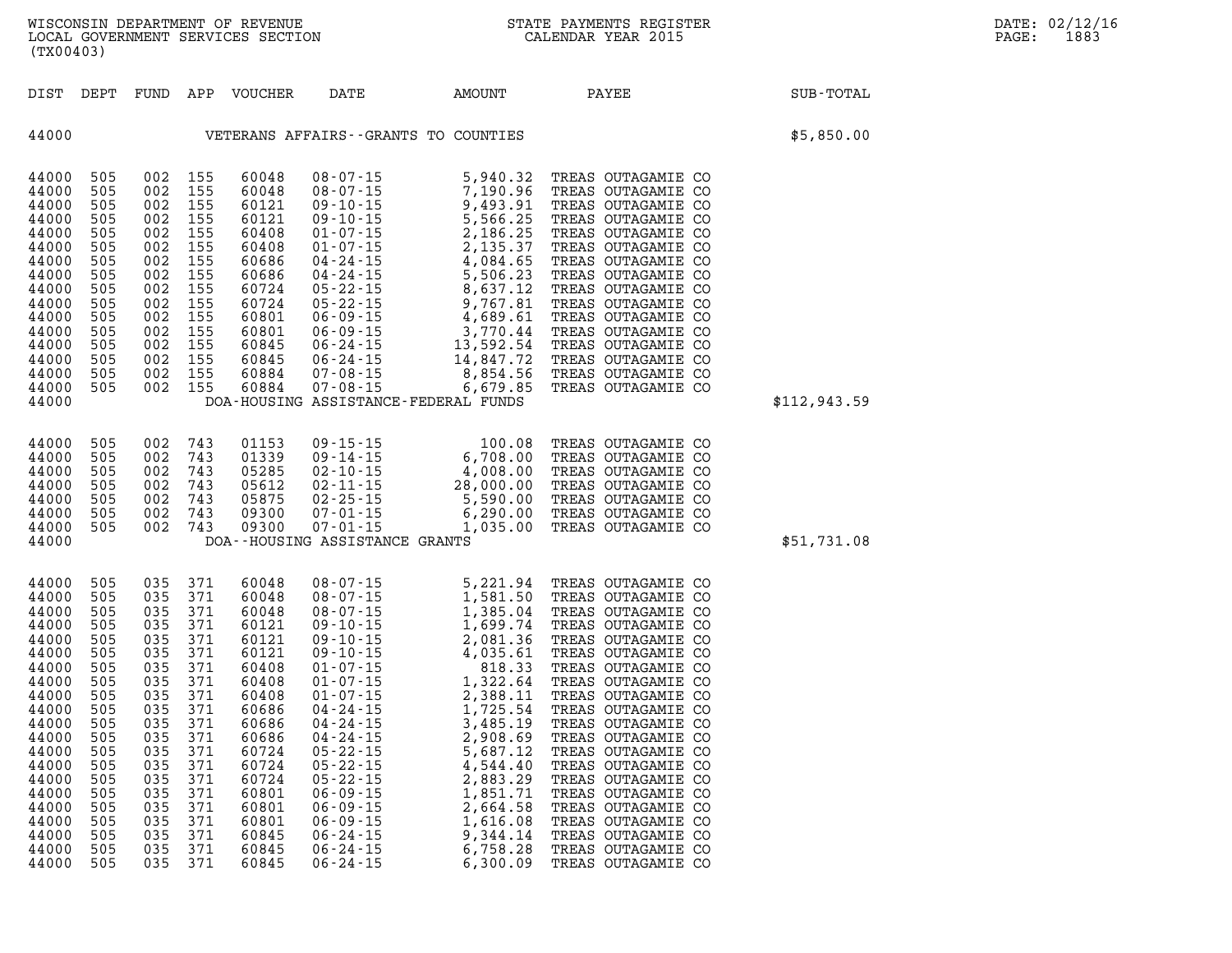| DIST | DEPT | FUND | APP | VOUCHER | DATE | AMOUNT | PAYEE | SUB-TOTAL |
|---|---|---|---|---|---|---|---|---|
| 44000 | | | | | VETERANS AFFAIRS--GRANTS TO COUNTIES | | | $5,850.00 |
| 44000 | 505 | 002 | 155 | 60048 | 08-07-15 | 5,940.32 | TREAS OUTAGAMIE CO | |
| 44000 | 505 | 002 | 155 | 60048 | 08-07-15 | 7,190.96 | TREAS OUTAGAMIE CO | |
| 44000 | 505 | 002 | 155 | 60121 | 09-10-15 | 9,493.91 | TREAS OUTAGAMIE CO | |
| 44000 | 505 | 002 | 155 | 60121 | 09-10-15 | 5,566.25 | TREAS OUTAGAMIE CO | |
| 44000 | 505 | 002 | 155 | 60408 | 01-07-15 | 2,186.25 | TREAS OUTAGAMIE CO | |
| 44000 | 505 | 002 | 155 | 60408 | 01-07-15 | 2,135.37 | TREAS OUTAGAMIE CO | |
| 44000 | 505 | 002 | 155 | 60686 | 04-24-15 | 4,084.65 | TREAS OUTAGAMIE CO | |
| 44000 | 505 | 002 | 155 | 60686 | 04-24-15 | 5,506.23 | TREAS OUTAGAMIE CO | |
| 44000 | 505 | 002 | 155 | 60724 | 05-22-15 | 8,637.12 | TREAS OUTAGAMIE CO | |
| 44000 | 505 | 002 | 155 | 60724 | 05-22-15 | 9,767.81 | TREAS OUTAGAMIE CO | |
| 44000 | 505 | 002 | 155 | 60801 | 06-09-15 | 4,689.61 | TREAS OUTAGAMIE CO | |
| 44000 | 505 | 002 | 155 | 60801 | 06-09-15 | 3,770.44 | TREAS OUTAGAMIE CO | |
| 44000 | 505 | 002 | 155 | 60845 | 06-24-15 | 13,592.54 | TREAS OUTAGAMIE CO | |
| 44000 | 505 | 002 | 155 | 60845 | 06-24-15 | 14,847.72 | TREAS OUTAGAMIE CO | |
| 44000 | 505 | 002 | 155 | 60884 | 07-08-15 | 8,854.56 | TREAS OUTAGAMIE CO | |
| 44000 | 505 | 002 | 155 | 60884 | 07-08-15 | 6,679.85 | TREAS OUTAGAMIE CO | |
| 44000 | | | | | DOA-HOUSING ASSISTANCE-FEDERAL FUNDS | | | $112,943.59 |
| 44000 | 505 | 002 | 743 | 01153 | 09-15-15 | 100.08 | TREAS OUTAGAMIE CO | |
| 44000 | 505 | 002 | 743 | 01339 | 09-14-15 | 6,708.00 | TREAS OUTAGAMIE CO | |
| 44000 | 505 | 002 | 743 | 05285 | 02-10-15 | 4,008.00 | TREAS OUTAGAMIE CO | |
| 44000 | 505 | 002 | 743 | 05612 | 02-11-15 | 28,000.00 | TREAS OUTAGAMIE CO | |
| 44000 | 505 | 002 | 743 | 05875 | 02-25-15 | 5,590.00 | TREAS OUTAGAMIE CO | |
| 44000 | 505 | 002 | 743 | 09300 | 07-01-15 | 6,290.00 | TREAS OUTAGAMIE CO | |
| 44000 | 505 | 002 | 743 | 09300 | 07-01-15 | 1,035.00 | TREAS OUTAGAMIE CO | |
| 44000 | | | | | DOA--HOUSING ASSISTANCE GRANTS | | | $51,731.08 |
| 44000 | 505 | 035 | 371 | 60048 | 08-07-15 | 5,221.94 | TREAS OUTAGAMIE CO | |
| 44000 | 505 | 035 | 371 | 60048 | 08-07-15 | 1,581.50 | TREAS OUTAGAMIE CO | |
| 44000 | 505 | 035 | 371 | 60048 | 08-07-15 | 1,385.04 | TREAS OUTAGAMIE CO | |
| 44000 | 505 | 035 | 371 | 60121 | 09-10-15 | 1,699.74 | TREAS OUTAGAMIE CO | |
| 44000 | 505 | 035 | 371 | 60121 | 09-10-15 | 2,081.36 | TREAS OUTAGAMIE CO | |
| 44000 | 505 | 035 | 371 | 60121 | 09-10-15 | 4,035.61 | TREAS OUTAGAMIE CO | |
| 44000 | 505 | 035 | 371 | 60408 | 01-07-15 | 818.33 | TREAS OUTAGAMIE CO | |
| 44000 | 505 | 035 | 371 | 60408 | 01-07-15 | 1,322.64 | TREAS OUTAGAMIE CO | |
| 44000 | 505 | 035 | 371 | 60408 | 01-07-15 | 2,388.11 | TREAS OUTAGAMIE CO | |
| 44000 | 505 | 035 | 371 | 60686 | 04-24-15 | 1,725.54 | TREAS OUTAGAMIE CO | |
| 44000 | 505 | 035 | 371 | 60686 | 04-24-15 | 3,485.19 | TREAS OUTAGAMIE CO | |
| 44000 | 505 | 035 | 371 | 60686 | 04-24-15 | 2,908.69 | TREAS OUTAGAMIE CO | |
| 44000 | 505 | 035 | 371 | 60724 | 05-22-15 | 5,687.12 | TREAS OUTAGAMIE CO | |
| 44000 | 505 | 035 | 371 | 60724 | 05-22-15 | 4,544.40 | TREAS OUTAGAMIE CO | |
| 44000 | 505 | 035 | 371 | 60724 | 05-22-15 | 2,883.29 | TREAS OUTAGAMIE CO | |
| 44000 | 505 | 035 | 371 | 60801 | 06-09-15 | 1,851.71 | TREAS OUTAGAMIE CO | |
| 44000 | 505 | 035 | 371 | 60801 | 06-09-15 | 2,664.58 | TREAS OUTAGAMIE CO | |
| 44000 | 505 | 035 | 371 | 60801 | 06-09-15 | 1,616.08 | TREAS OUTAGAMIE CO | |
| 44000 | 505 | 035 | 371 | 60845 | 06-24-15 | 9,344.14 | TREAS OUTAGAMIE CO | |
| 44000 | 505 | 035 | 371 | 60845 | 06-24-15 | 6,758.28 | TREAS OUTAGAMIE CO | |
| 44000 | 505 | 035 | 371 | 60845 | 06-24-15 | 6,300.09 | TREAS OUTAGAMIE CO | |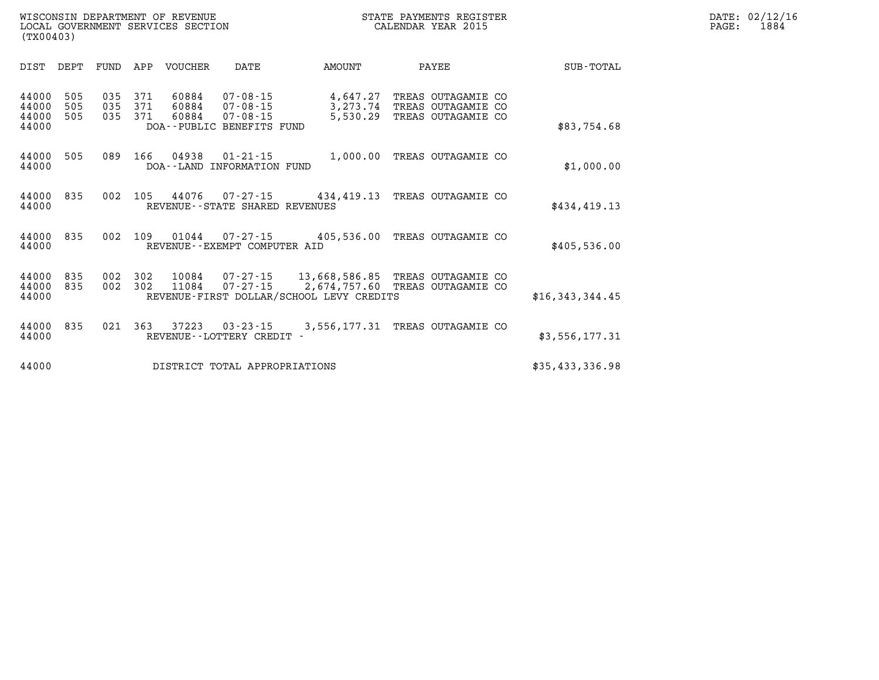WISCONSIN DEPARTMENT OF REVENUE
LOCAL GOVERNMENT SERVICES SECTION
(TX00403)

STATE PAYMENTS REGISTER
CALENDAR YEAR 2015

DATE: 02/12/16
PAGE: 1884

| DIST | DEPT | FUND | APP | VOUCHER | DATE | AMOUNT | PAYEE | SUB-TOTAL |
|---|---|---|---|---|---|---|---|---|
| 44000 | 505 | 035 | 371 | 60884 | 07-08-15 | 4,647.27 | TREAS OUTAGAMIE CO | |
| 44000 | 505 | 035 | 371 | 60884 | 07-08-15 | 3,273.74 | TREAS OUTAGAMIE CO | |
| 44000 | 505 | 035 | 371 | 60884 | 07-08-15 | 5,530.29 | TREAS OUTAGAMIE CO | |
| 44000 | | | | DOA--PUBLIC BENEFITS FUND | | | | $83,754.68 |
| 44000 | 505 | 089 | 166 | 04938 | 01-21-15 | 1,000.00 | TREAS OUTAGAMIE CO | |
| 44000 | | | | DOA--LAND INFORMATION FUND | | | | $1,000.00 |
| 44000 | 835 | 002 | 105 | 44076 | 07-27-15 | 434,419.13 | TREAS OUTAGAMIE CO | |
| 44000 | | | | REVENUE--STATE SHARED REVENUES | | | | $434,419.13 |
| 44000 | 835 | 002 | 109 | 01044 | 07-27-15 | 405,536.00 | TREAS OUTAGAMIE CO | |
| 44000 | | | | REVENUE--EXEMPT COMPUTER AID | | | | $405,536.00 |
| 44000 | 835 | 002 | 302 | 10084 | 07-27-15 | 13,668,586.85 | TREAS OUTAGAMIE CO | |
| 44000 | 835 | 002 | 302 | 11084 | 07-27-15 | 2,674,757.60 | TREAS OUTAGAMIE CO | |
| 44000 | | | | REVENUE-FIRST DOLLAR/SCHOOL LEVY CREDITS | | | | $16,343,344.45 |
| 44000 | 835 | 021 | 363 | 37223 | 03-23-15 | 3,556,177.31 | TREAS OUTAGAMIE CO | |
| 44000 | | | | REVENUE--LOTTERY CREDIT - | | | | $3,556,177.31 |
| 44000 | | | | DISTRICT TOTAL APPROPRIATIONS | | | | $35,433,336.98 |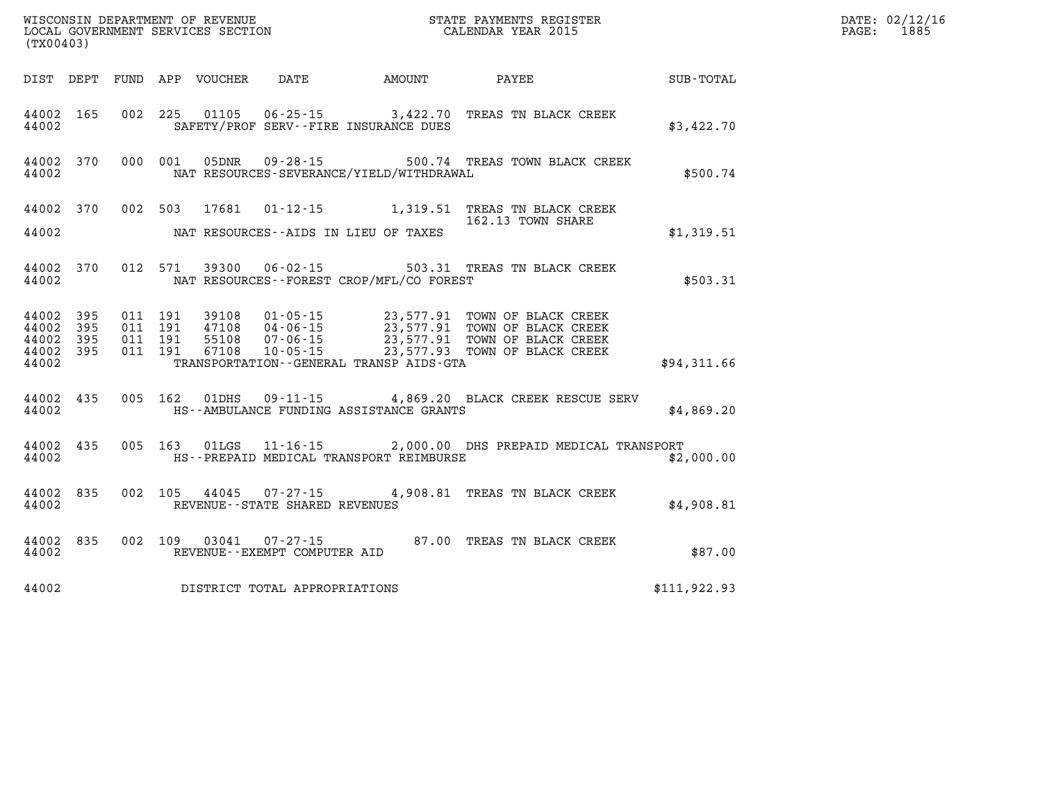WISCONSIN DEPARTMENT OF REVENUE
LOCAL GOVERNMENT SERVICES SECTION
(TX00403)

STATE PAYMENTS REGISTER
CALENDAR YEAR 2015

DATE: 02/12/16
PAGE: 1885

| DIST | DEPT | FUND | APP | VOUCHER | DATE | AMOUNT | PAYEE | SUB-TOTAL |
|---|---|---|---|---|---|---|---|---|
| 44002 | 165 | 002 | 225 | 01105 | 06-25-15 | 3,422.70 | TREAS TN BLACK CREEK | |
| 44002 | | | | | SAFETY/PROF SERV--FIRE INSURANCE DUES | | | $3,422.70 |
| 44002 | 370 | 000 | 001 | 05DNR | 09-28-15 | 500.74 | TREAS TOWN BLACK CREEK | |
| 44002 | | | | | NAT RESOURCES-SEVERANCE/YIELD/WITHDRAWAL | | | $500.74 |
| 44002 | 370 | 002 | 503 | 17681 | 01-12-15 | 1,319.51 | TREAS TN BLACK CREEK | |
| | | | | | | | 162.13 TOWN SHARE | |
| 44002 | | | | | NAT RESOURCES--AIDS IN LIEU OF TAXES | | | $1,319.51 |
| 44002 | 370 | 012 | 571 | 39300 | 06-02-15 | 503.31 | TREAS TN BLACK CREEK | |
| 44002 | | | | | NAT RESOURCES--FOREST CROP/MFL/CO FOREST | | | $503.31 |
| 44002 | 395 | 011 | 191 | 39108 | 01-05-15 | 23,577.91 | TOWN OF BLACK CREEK | |
| 44002 | 395 | 011 | 191 | 47108 | 04-06-15 | 23,577.91 | TOWN OF BLACK CREEK | |
| 44002 | 395 | 011 | 191 | 55108 | 07-06-15 | 23,577.91 | TOWN OF BLACK CREEK | |
| 44002 | 395 | 011 | 191 | 67108 | 10-05-15 | 23,577.93 | TOWN OF BLACK CREEK | |
| 44002 | | | | | TRANSPORTATION--GENERAL TRANSP AIDS-GTA | | | $94,311.66 |
| 44002 | 435 | 005 | 162 | 01DHS | 09-11-15 | 4,869.20 | BLACK CREEK RESCUE SERV | |
| 44002 | | | | | HS--AMBULANCE FUNDING ASSISTANCE GRANTS | | | $4,869.20 |
| 44002 | 435 | 005 | 163 | 01LGS | 11-16-15 | 2,000.00 | DHS PREPAID MEDICAL TRANSPORT | |
| 44002 | | | | | HS--PREPAID MEDICAL TRANSPORT REIMBURSE | | | $2,000.00 |
| 44002 | 835 | 002 | 105 | 44045 | 07-27-15 | 4,908.81 | TREAS TN BLACK CREEK | |
| 44002 | | | | | REVENUE--STATE SHARED REVENUES | | | $4,908.81 |
| 44002 | 835 | 002 | 109 | 03041 | 07-27-15 | 87.00 | TREAS TN BLACK CREEK | |
| 44002 | | | | | REVENUE--EXEMPT COMPUTER AID | | | $87.00 |
| 44002 | | | | | DISTRICT TOTAL APPROPRIATIONS | | | $111,922.93 |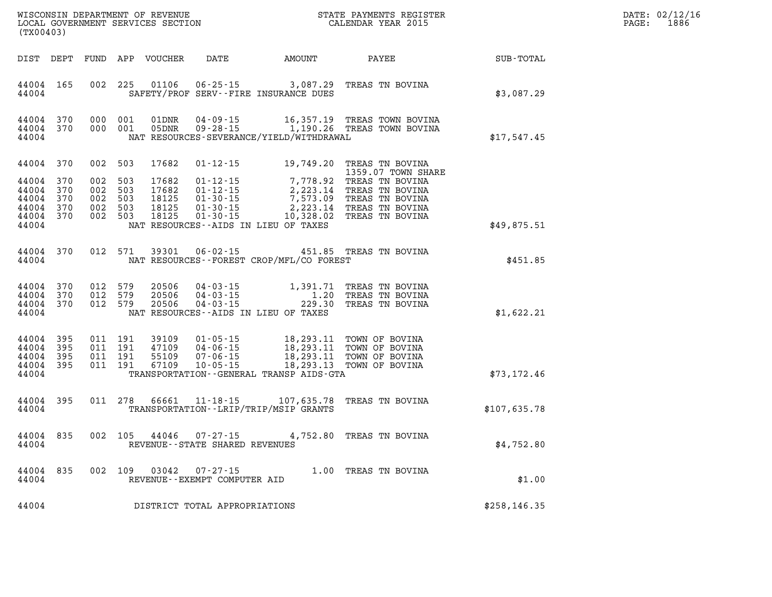WISCONSIN DEPARTMENT OF REVENUE
LOCAL GOVERNMENT SERVICES SECTION
(TX00403)

STATE PAYMENTS REGISTER
CALENDAR YEAR 2015

DATE: 02/12/16
PAGE: 1886

| DIST | DEPT | FUND | APP | VOUCHER | DATE | AMOUNT | PAYEE | SUB-TOTAL |
|---|---|---|---|---|---|---|---|---|
| 44004 | 165 | 002 | 225 | 01106 | 06-25-15 | 3,087.29 | TREAS TN BOVINA | |
| 44004 | | | | | SAFETY/PROF SERV--FIRE INSURANCE DUES | | | $3,087.29 |
| 44004 | 370 | 000 | 001 | 01DNR | 04-09-15 | 16,357.19 | TREAS TOWN BOVINA | |
| 44004 | 370 | 000 | 001 | 05DNR | 09-28-15 | 1,190.26 | TREAS TOWN BOVINA | |
| 44004 | | | | | NAT RESOURCES-SEVERANCE/YIELD/WITHDRAWAL | | | $17,547.45 |
| 44004 | 370 | 002 | 503 | 17682 | 01-12-15 | 19,749.20 | TREAS TN BOVINA 1359.07 TOWN SHARE | |
| 44004 | 370 | 002 | 503 | 17682 | 01-12-15 | 7,778.92 | TREAS TN BOVINA | |
| 44004 | 370 | 002 | 503 | 17682 | 01-12-15 | 2,223.14 | TREAS TN BOVINA | |
| 44004 | 370 | 002 | 503 | 18125 | 01-30-15 | 7,573.09 | TREAS TN BOVINA | |
| 44004 | 370 | 002 | 503 | 18125 | 01-30-15 | 2,223.14 | TREAS TN BOVINA | |
| 44004 | 370 | 002 | 503 | 18125 | 01-30-15 | 10,328.02 | TREAS TN BOVINA | |
| 44004 | | | | | NAT RESOURCES--AIDS IN LIEU OF TAXES | | | $49,875.51 |
| 44004 | 370 | 012 | 571 | 39301 | 06-02-15 | 451.85 | TREAS TN BOVINA | |
| 44004 | | | | | NAT RESOURCES--FOREST CROP/MFL/CO FOREST | | | $451.85 |
| 44004 | 370 | 012 | 579 | 20506 | 04-03-15 | 1,391.71 | TREAS TN BOVINA | |
| 44004 | 370 | 012 | 579 | 20506 | 04-03-15 | 1.20 | TREAS TN BOVINA | |
| 44004 | 370 | 012 | 579 | 20506 | 04-03-15 | 229.30 | TREAS TN BOVINA | |
| 44004 | | | | | NAT RESOURCES--AIDS IN LIEU OF TAXES | | | $1,622.21 |
| 44004 | 395 | 011 | 191 | 39109 | 01-05-15 | 18,293.11 | TOWN OF BOVINA | |
| 44004 | 395 | 011 | 191 | 47109 | 04-06-15 | 18,293.11 | TOWN OF BOVINA | |
| 44004 | 395 | 011 | 191 | 55109 | 07-06-15 | 18,293.11 | TOWN OF BOVINA | |
| 44004 | 395 | 011 | 191 | 67109 | 10-05-15 | 18,293.13 | TOWN OF BOVINA | |
| 44004 | | | | | TRANSPORTATION--GENERAL TRANSP AIDS-GTA | | | $73,172.46 |
| 44004 | 395 | 011 | 278 | 66661 | 11-18-15 | 107,635.78 | TREAS TN BOVINA | |
| 44004 | | | | | TRANSPORTATION--LRIP/TRIP/MSIP GRANTS | | | $107,635.78 |
| 44004 | 835 | 002 | 105 | 44046 | 07-27-15 | 4,752.80 | TREAS TN BOVINA | |
| 44004 | | | | | REVENUE--STATE SHARED REVENUES | | | $4,752.80 |
| 44004 | 835 | 002 | 109 | 03042 | 07-27-15 | 1.00 | TREAS TN BOVINA | |
| 44004 | | | | | REVENUE--EXEMPT COMPUTER AID | | | $1.00 |
| 44004 | | | | | DISTRICT TOTAL APPROPRIATIONS | | | $258,146.35 |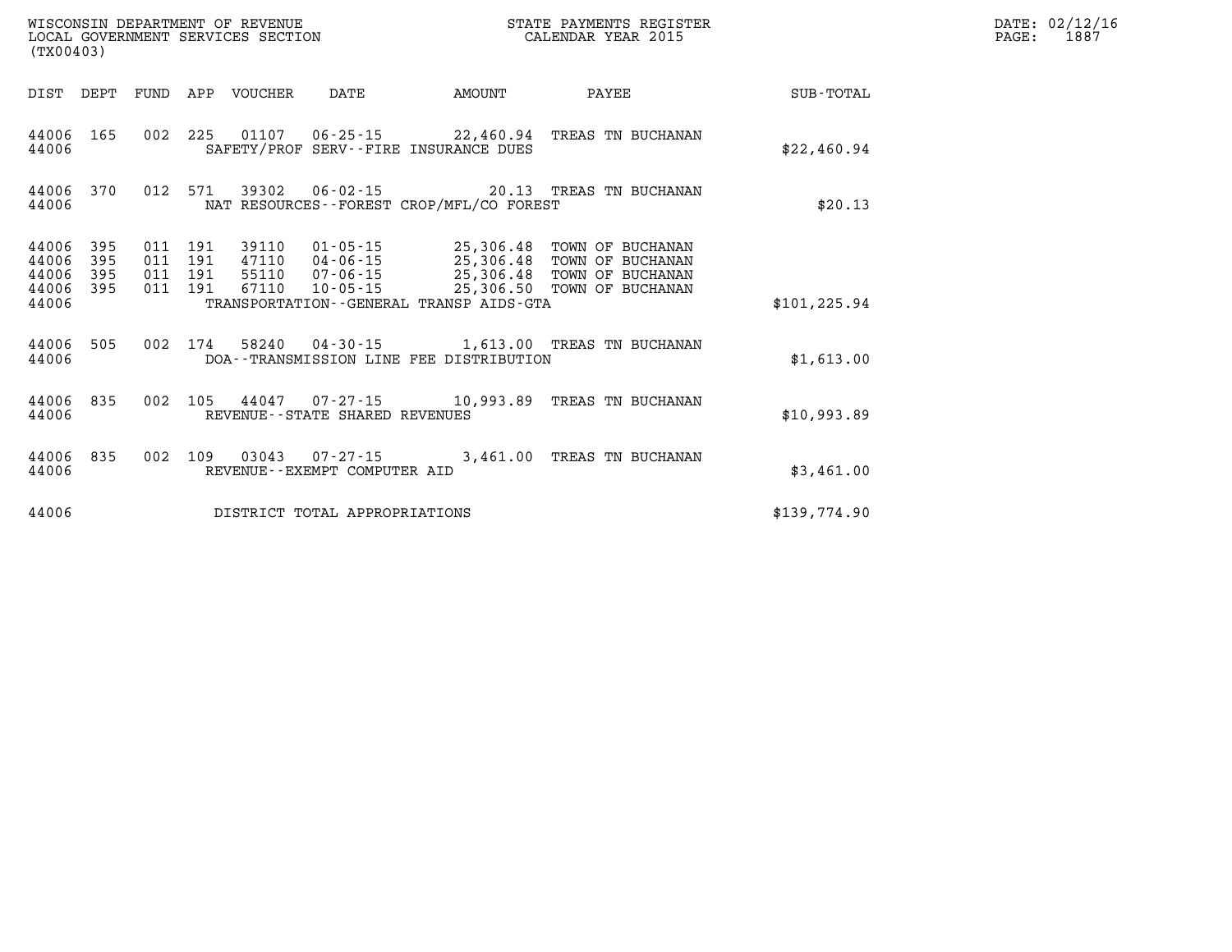WISCONSIN DEPARTMENT OF REVENUE
LOCAL GOVERNMENT SERVICES SECTION
(TX00403)

STATE PAYMENTS REGISTER
CALENDAR YEAR 2015

DATE: 02/12/16
PAGE: 1887

| DIST | DEPT | FUND | APP | VOUCHER | DATE | AMOUNT | PAYEE | SUB-TOTAL |
|---|---|---|---|---|---|---|---|---|
| 44006 | 165 | 002 | 225 | 01107 | 06-25-15 | 22,460.94 | TREAS TN BUCHANAN | |
| 44006 | | | | SAFETY/PROF SERV--FIRE INSURANCE DUES | | | | $22,460.94 |
| 44006 | 370 | 012 | 571 | 39302 | 06-02-15 | 20.13 | TREAS TN BUCHANAN | |
| 44006 | | | | NAT RESOURCES--FOREST CROP/MFL/CO FOREST | | | | $20.13 |
| 44006 | 395 | 011 | 191 | 39110 | 01-05-15 | 25,306.48 | TOWN OF BUCHANAN | |
| 44006 | 395 | 011 | 191 | 47110 | 04-06-15 | 25,306.48 | TOWN OF BUCHANAN | |
| 44006 | 395 | 011 | 191 | 55110 | 07-06-15 | 25,306.48 | TOWN OF BUCHANAN | |
| 44006 | 395 | 011 | 191 | 67110 | 10-05-15 | 25,306.50 | TOWN OF BUCHANAN | |
| 44006 | | | | TRANSPORTATION--GENERAL TRANSP AIDS-GTA | | | | $101,225.94 |
| 44006 | 505 | 002 | 174 | 58240 | 04-30-15 | 1,613.00 | TREAS TN BUCHANAN | |
| 44006 | | | | DOA--TRANSMISSION LINE FEE DISTRIBUTION | | | | $1,613.00 |
| 44006 | 835 | 002 | 105 | 44047 | 07-27-15 | 10,993.89 | TREAS TN BUCHANAN | |
| 44006 | | | | REVENUE--STATE SHARED REVENUES | | | | $10,993.89 |
| 44006 | 835 | 002 | 109 | 03043 | 07-27-15 | 3,461.00 | TREAS TN BUCHANAN | |
| 44006 | | | | REVENUE--EXEMPT COMPUTER AID | | | | $3,461.00 |
| 44006 | | | | DISTRICT TOTAL APPROPRIATIONS | | | | $139,774.90 |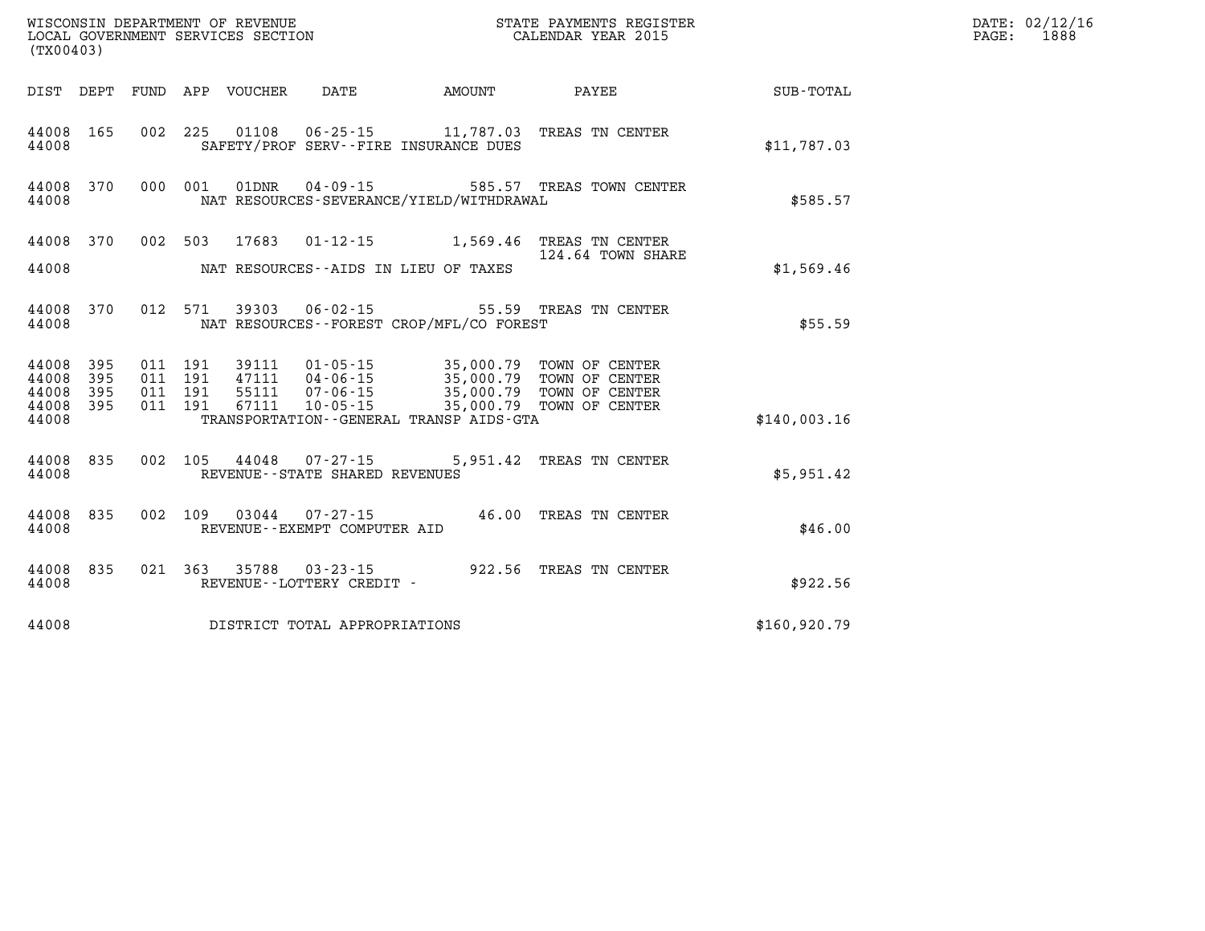WISCONSIN DEPARTMENT OF REVENUE
LOCAL GOVERNMENT SERVICES SECTION
(TX00403)

STATE PAYMENTS REGISTER
CALENDAR YEAR 2015

DATE: 02/12/16
PAGE: 1888

| DIST | DEPT | FUND | APP | VOUCHER | DATE | AMOUNT | PAYEE | SUB-TOTAL |
|---|---|---|---|---|---|---|---|---|
| 44008 | 165 | 002 | 225 | 01108 | 06-25-15 | 11,787.03 | TREAS TN CENTER | |
| 44008 | | | | SAFETY/PROF SERV--FIRE INSURANCE DUES | | | | $11,787.03 |
| 44008 | 370 | 000 | 001 | 01DNR | 04-09-15 | 585.57 | TREAS TOWN CENTER | |
| 44008 | | | | NAT RESOURCES-SEVERANCE/YIELD/WITHDRAWAL | | | | $585.57 |
| 44008 | 370 | 002 | 503 | 17683 | 01-12-15 | 1,569.46 | TREAS TN CENTER | |
| | | | | | | | 124.64 TOWN SHARE | |
| 44008 | | | | NAT RESOURCES--AIDS IN LIEU OF TAXES | | | | $1,569.46 |
| 44008 | 370 | 012 | 571 | 39303 | 06-02-15 | 55.59 | TREAS TN CENTER | |
| 44008 | | | | NAT RESOURCES--FOREST CROP/MFL/CO FOREST | | | | $55.59 |
| 44008 | 395 | 011 | 191 | 39111 | 01-05-15 | 35,000.79 | TOWN OF CENTER | |
| 44008 | 395 | 011 | 191 | 47111 | 04-06-15 | 35,000.79 | TOWN OF CENTER | |
| 44008 | 395 | 011 | 191 | 55111 | 07-06-15 | 35,000.79 | TOWN OF CENTER | |
| 44008 | 395 | 011 | 191 | 67111 | 10-05-15 | 35,000.79 | TOWN OF CENTER | |
| 44008 | | | | TRANSPORTATION--GENERAL TRANSP AIDS-GTA | | | | $140,003.16 |
| 44008 | 835 | 002 | 105 | 44048 | 07-27-15 | 5,951.42 | TREAS TN CENTER | |
| 44008 | | | | REVENUE--STATE SHARED REVENUES | | | | $5,951.42 |
| 44008 | 835 | 002 | 109 | 03044 | 07-27-15 | 46.00 | TREAS TN CENTER | |
| 44008 | | | | REVENUE--EXEMPT COMPUTER AID | | | | $46.00 |
| 44008 | 835 | 021 | 363 | 35788 | 03-23-15 | 922.56 | TREAS TN CENTER | |
| 44008 | | | | REVENUE--LOTTERY CREDIT - | | | | $922.56 |
| 44008 | | | | DISTRICT TOTAL APPROPRIATIONS | | | | $160,920.79 |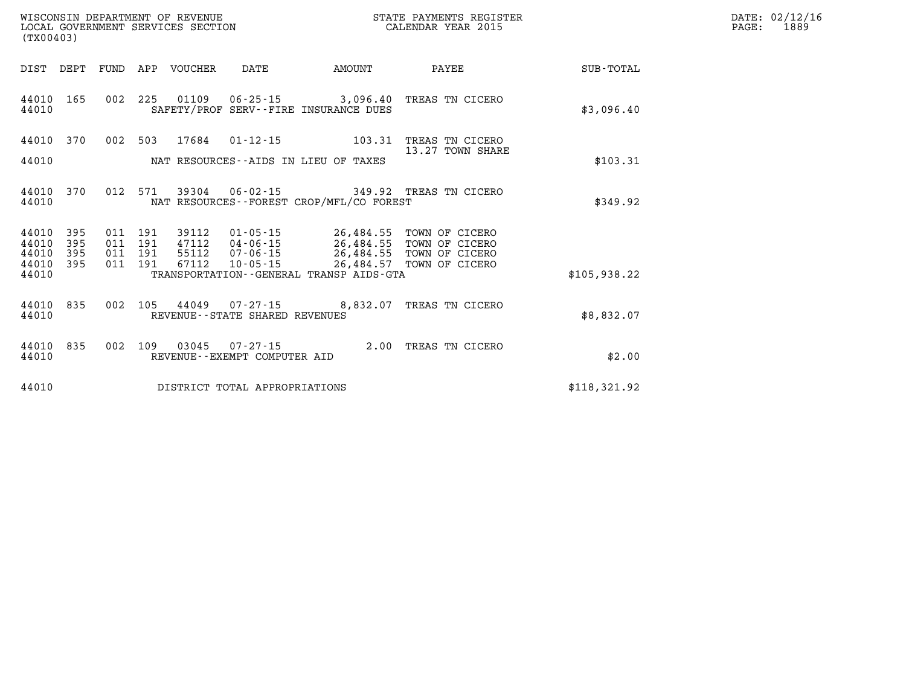WISCONSIN DEPARTMENT OF REVENUE
LOCAL GOVERNMENT SERVICES SECTION
(TX00403)

STATE PAYMENTS REGISTER
CALENDAR YEAR 2015

DATE: 02/12/16

| DIST | DEPT | FUND | APP | VOUCHER | DATE | AMOUNT | PAYEE | SUB-TOTAL |
|---|---|---|---|---|---|---|---|---|
| 44010 | 165 | 002 | 225 | 01109 | 06-25-15 | 3,096.40 | TREAS TN CICERO | |
| 44010 | | | | SAFETY/PROF SERV--FIRE INSURANCE DUES | | | | $3,096.40 |
| 44010 | 370 | 002 | 503 | 17684 | 01-12-15 | 103.31 | TREAS TN CICERO 13.27 TOWN SHARE | |
| 44010 | | | | NAT RESOURCES--AIDS IN LIEU OF TAXES | | | | $103.31 |
| 44010 | 370 | 012 | 571 | 39304 | 06-02-15 | 349.92 | TREAS TN CICERO | |
| 44010 | | | | NAT RESOURCES--FOREST CROP/MFL/CO FOREST | | | | $349.92 |
| 44010 | 395 | 011 | 191 | 39112 | 01-05-15 | 26,484.55 | TOWN OF CICERO | |
| 44010 | 395 | 011 | 191 | 47112 | 04-06-15 | 26,484.55 | TOWN OF CICERO | |
| 44010 | 395 | 011 | 191 | 55112 | 07-06-15 | 26,484.55 | TOWN OF CICERO | |
| 44010 | 395 | 011 | 191 | 67112 | 10-05-15 | 26,484.57 | TOWN OF CICERO | |
| 44010 | | | | TRANSPORTATION--GENERAL TRANSP AIDS-GTA | | | | $105,938.22 |
| 44010 | 835 | 002 | 105 | 44049 | 07-27-15 | 8,832.07 | TREAS TN CICERO | |
| 44010 | | | | REVENUE--STATE SHARED REVENUES | | | | $8,832.07 |
| 44010 | 835 | 002 | 109 | 03045 | 07-27-15 | 2.00 | TREAS TN CICERO | |
| 44010 | | | | REVENUE--EXEMPT COMPUTER AID | | | | $2.00 |
| 44010 | | | | DISTRICT TOTAL APPROPRIATIONS | | | | $118,321.92 |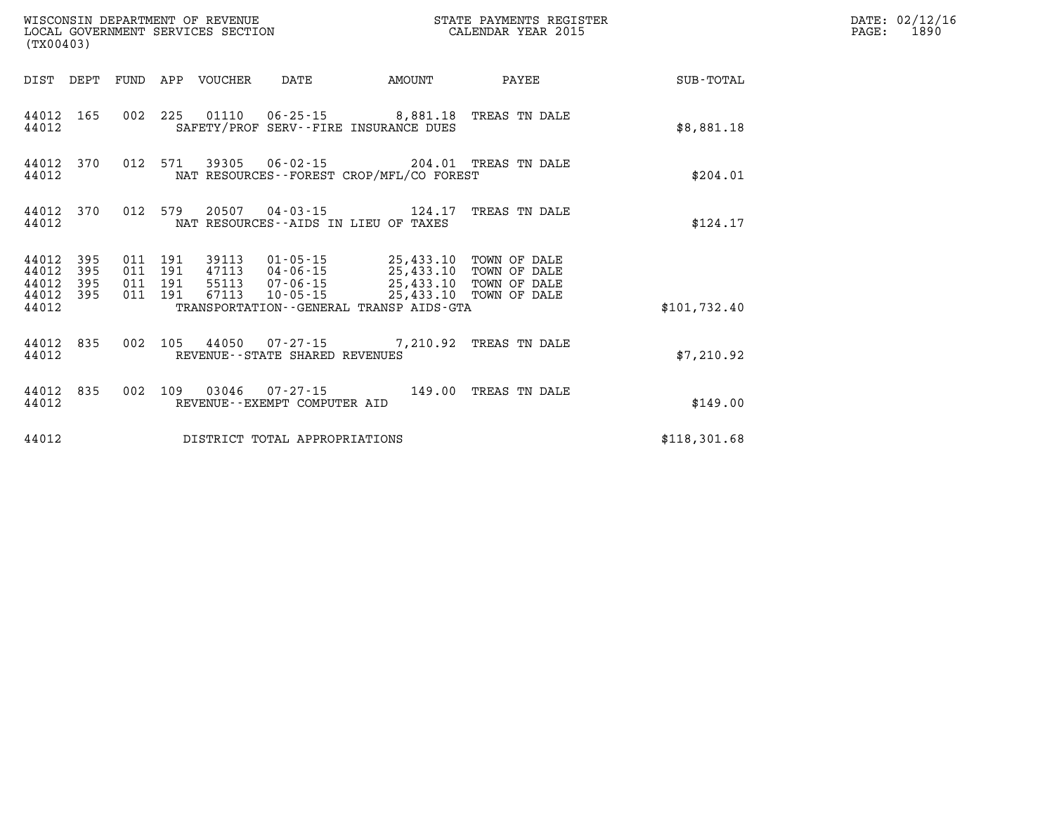WISCONSIN DEPARTMENT OF REVENUE
LOCAL GOVERNMENT SERVICES SECTION
(TX00403)

STATE PAYMENTS REGISTER
CALENDAR YEAR 2015

DATE: 02/12/16
PAGE: 1890

| DIST | DEPT | FUND | APP | VOUCHER | DATE | AMOUNT | PAYEE | SUB-TOTAL |
|---|---|---|---|---|---|---|---|---|
| 44012 | 165 | 002 | 225 | 01110 | 06-25-15 | 8,881.18 | TREAS TN DALE | |
| 44012 | | | | SAFETY/PROF SERV--FIRE INSURANCE DUES | | | | $8,881.18 |
| 44012 | 370 | 012 | 571 | 39305 | 06-02-15 | 204.01 | TREAS TN DALE | |
| 44012 | | | | NAT RESOURCES--FOREST CROP/MFL/CO FOREST | | | | $204.01 |
| 44012 | 370 | 012 | 579 | 20507 | 04-03-15 | 124.17 | TREAS TN DALE | |
| 44012 | | | | NAT RESOURCES--AIDS IN LIEU OF TAXES | | | | $124.17 |
| 44012 | 395 | 011 | 191 | 39113 | 01-05-15 | 25,433.10 | TOWN OF DALE | |
| 44012 | 395 | 011 | 191 | 47113 | 04-06-15 | 25,433.10 | TOWN OF DALE | |
| 44012 | 395 | 011 | 191 | 55113 | 07-06-15 | 25,433.10 | TOWN OF DALE | |
| 44012 | 395 | 011 | 191 | 67113 | 10-05-15 | 25,433.10 | TOWN OF DALE | |
| 44012 | | | | TRANSPORTATION--GENERAL TRANSP AIDS-GTA | | | | $101,732.40 |
| 44012 | 835 | 002 | 105 | 44050 | 07-27-15 | 7,210.92 | TREAS TN DALE | |
| 44012 | | | | REVENUE--STATE SHARED REVENUES | | | | $7,210.92 |
| 44012 | 835 | 002 | 109 | 03046 | 07-27-15 | 149.00 | TREAS TN DALE | |
| 44012 | | | | REVENUE--EXEMPT COMPUTER AID | | | | $149.00 |
| 44012 | | | | DISTRICT TOTAL APPROPRIATIONS | | | | $118,301.68 |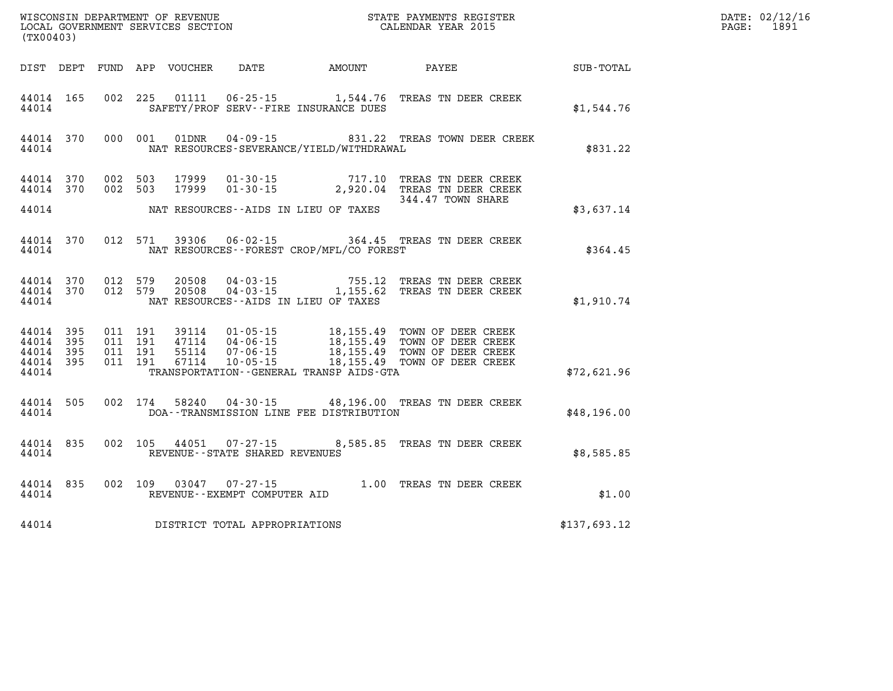WISCONSIN DEPARTMENT OF REVENUE
LOCAL GOVERNMENT SERVICES SECTION
(TX00403)

STATE PAYMENTS REGISTER
CALENDAR YEAR 2015

DATE: 02/12/16
PAGE: 1891

| DIST | DEPT | FUND | APP | VOUCHER | DATE | AMOUNT | PAYEE | SUB-TOTAL |
|---|---|---|---|---|---|---|---|---|
| 44014 | 165 | 002 | 225 | 01111 | 06-25-15 | 1,544.76 | TREAS TN DEER CREEK | |
| 44014 | | | | | SAFETY/PROF SERV--FIRE INSURANCE DUES | | | $1,544.76 |
| 44014 | 370 | 000 | 001 | 01DNR | 04-09-15 | 831.22 | TREAS TOWN DEER CREEK | |
| 44014 | | | | | NAT RESOURCES-SEVERANCE/YIELD/WITHDRAWAL | | | $831.22 |
| 44014 | 370 | 002 | 503 | 17999 | 01-30-15 | 717.10 | TREAS TN DEER CREEK | |
| 44014 | 370 | 002 | 503 | 17999 | 01-30-15 | 2,920.04 | TREAS TN DEER CREEK 344.47 TOWN SHARE | |
| 44014 | | | | | NAT RESOURCES--AIDS IN LIEU OF TAXES | | | $3,637.14 |
| 44014 | 370 | 012 | 571 | 39306 | 06-02-15 | 364.45 | TREAS TN DEER CREEK | |
| 44014 | | | | | NAT RESOURCES--FOREST CROP/MFL/CO FOREST | | | $364.45 |
| 44014 | 370 | 012 | 579 | 20508 | 04-03-15 | 755.12 | TREAS TN DEER CREEK | |
| 44014 | 370 | 012 | 579 | 20508 | 04-03-15 | 1,155.62 | TREAS TN DEER CREEK | |
| 44014 | | | | | NAT RESOURCES--AIDS IN LIEU OF TAXES | | | $1,910.74 |
| 44014 | 395 | 011 | 191 | 39114 | 01-05-15 | 18,155.49 | TOWN OF DEER CREEK | |
| 44014 | 395 | 011 | 191 | 47114 | 04-06-15 | 18,155.49 | TOWN OF DEER CREEK | |
| 44014 | 395 | 011 | 191 | 55114 | 07-06-15 | 18,155.49 | TOWN OF DEER CREEK | |
| 44014 | 395 | 011 | 191 | 67114 | 10-05-15 | 18,155.49 | TOWN OF DEER CREEK | |
| 44014 | | | | | TRANSPORTATION--GENERAL TRANSP AIDS-GTA | | | $72,621.96 |
| 44014 | 505 | 002 | 174 | 58240 | 04-30-15 | 48,196.00 | TREAS TN DEER CREEK | |
| 44014 | | | | | DOA--TRANSMISSION LINE FEE DISTRIBUTION | | | $48,196.00 |
| 44014 | 835 | 002 | 105 | 44051 | 07-27-15 | 8,585.85 | TREAS TN DEER CREEK | |
| 44014 | | | | | REVENUE--STATE SHARED REVENUES | | | $8,585.85 |
| 44014 | 835 | 002 | 109 | 03047 | 07-27-15 | 1.00 | TREAS TN DEER CREEK | |
| 44014 | | | | | REVENUE--EXEMPT COMPUTER AID | | | $1.00 |
| 44014 | | | | | DISTRICT TOTAL APPROPRIATIONS | | | $137,693.12 |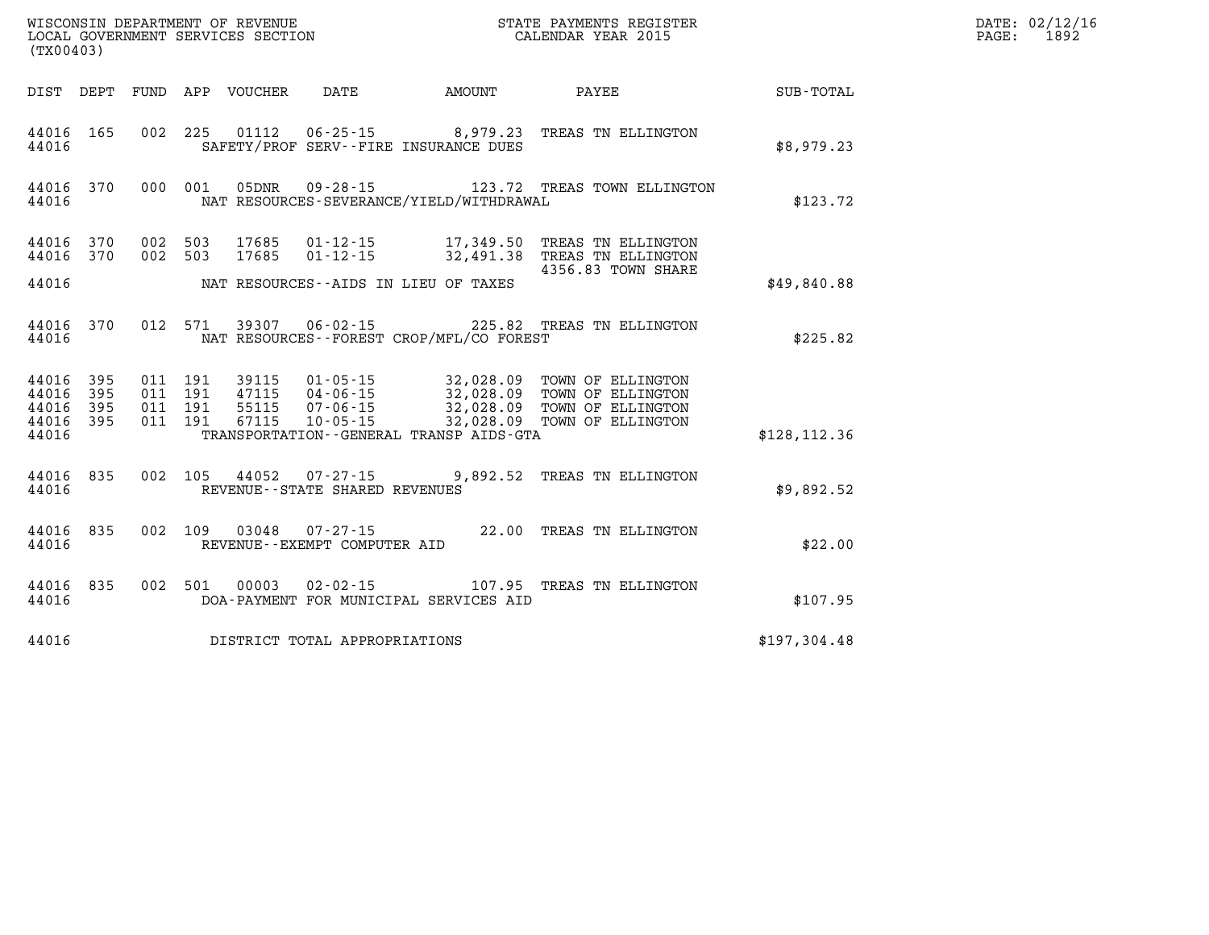WISCONSIN DEPARTMENT OF REVENUE
LOCAL GOVERNMENT SERVICES SECTION
(TX00403)

STATE PAYMENTS REGISTER
CALENDAR YEAR 2015

DATE: 02/12/16
PAGE: 1892

| DIST | DEPT | FUND | APP | VOUCHER | DATE | AMOUNT | PAYEE | SUB-TOTAL |
|---|---|---|---|---|---|---|---|---|
| 44016 | 165 | 002 | 225 | 01112 | 06-25-15 | 8,979.23 | TREAS TN ELLINGTON | |
| 44016 | | | | | SAFETY/PROF SERV--FIRE INSURANCE DUES | | | $8,979.23 |
| 44016 | 370 | 000 | 001 | 05DNR | 09-28-15 | 123.72 | TREAS TOWN ELLINGTON | |
| 44016 | | | | | NAT RESOURCES-SEVERANCE/YIELD/WITHDRAWAL | | | $123.72 |
| 44016 | 370 | 002 | 503 | 17685 | 01-12-15 | 17,349.50 | TREAS TN ELLINGTON | |
| 44016 | 370 | 002 | 503 | 17685 | 01-12-15 | 32,491.38 | TREAS TN ELLINGTON 4356.83 TOWN SHARE | |
| 44016 | | | | | NAT RESOURCES--AIDS IN LIEU OF TAXES | | | $49,840.88 |
| 44016 | 370 | 012 | 571 | 39307 | 06-02-15 | 225.82 | TREAS TN ELLINGTON | |
| 44016 | | | | | NAT RESOURCES--FOREST CROP/MFL/CO FOREST | | | $225.82 |
| 44016 | 395 | 011 | 191 | 39115 | 01-05-15 | 32,028.09 | TOWN OF ELLINGTON | |
| 44016 | 395 | 011 | 191 | 47115 | 04-06-15 | 32,028.09 | TOWN OF ELLINGTON | |
| 44016 | 395 | 011 | 191 | 55115 | 07-06-15 | 32,028.09 | TOWN OF ELLINGTON | |
| 44016 | 395 | 011 | 191 | 67115 | 10-05-15 | 32,028.09 | TOWN OF ELLINGTON | |
| 44016 | | | | | TRANSPORTATION--GENERAL TRANSP AIDS-GTA | | | $128,112.36 |
| 44016 | 835 | 002 | 105 | 44052 | 07-27-15 | 9,892.52 | TREAS TN ELLINGTON | |
| 44016 | | | | | REVENUE--STATE SHARED REVENUES | | | $9,892.52 |
| 44016 | 835 | 002 | 109 | 03048 | 07-27-15 | 22.00 | TREAS TN ELLINGTON | |
| 44016 | | | | | REVENUE--EXEMPT COMPUTER AID | | | $22.00 |
| 44016 | 835 | 002 | 501 | 00003 | 02-02-15 | 107.95 | TREAS TN ELLINGTON | |
| 44016 | | | | | DOA-PAYMENT FOR MUNICIPAL SERVICES AID | | | $107.95 |
| 44016 | | | | | DISTRICT TOTAL APPROPRIATIONS | | | $197,304.48 |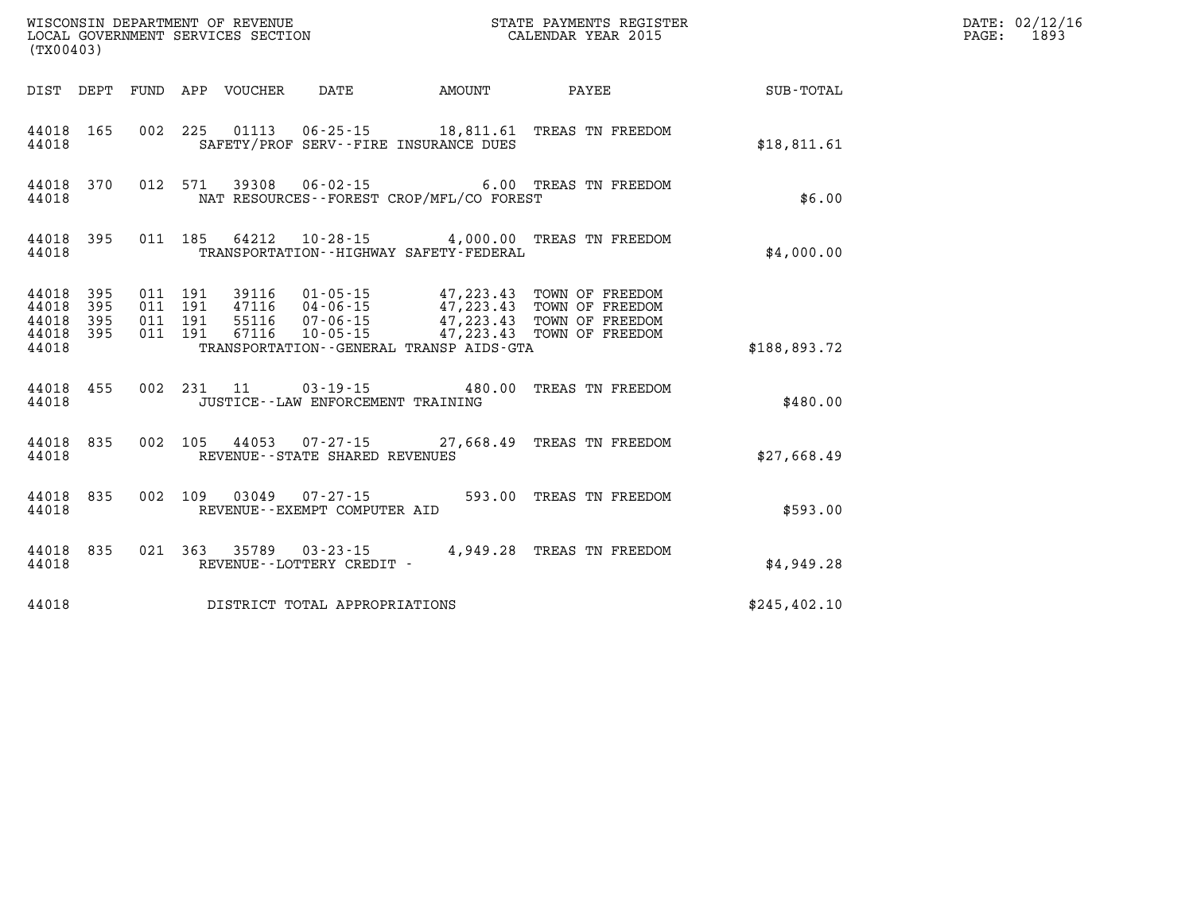WISCONSIN DEPARTMENT OF REVENUE
LOCAL GOVERNMENT SERVICES SECTION
(TX00403)

STATE PAYMENTS REGISTER
CALENDAR YEAR 2015

DATE: 02/12/16
PAGE: 1893

| DIST | DEPT | FUND | APP | VOUCHER | DATE | AMOUNT | PAYEE | SUB-TOTAL |
|---|---|---|---|---|---|---|---|---|
| 44018 | 165 | 002 | 225 | 01113 | 06-25-15 | 18,811.61 | TREAS TN FREEDOM | |
| 44018 | | | | SAFETY/PROF SERV--FIRE INSURANCE DUES | | | | $18,811.61 |
| 44018 | 370 | 012 | 571 | 39308 | 06-02-15 | 6.00 | TREAS TN FREEDOM | |
| 44018 | | | | NAT RESOURCES--FOREST CROP/MFL/CO FOREST | | | | $6.00 |
| 44018 | 395 | 011 | 185 | 64212 | 10-28-15 | 4,000.00 | TREAS TN FREEDOM | |
| 44018 | | | | TRANSPORTATION--HIGHWAY SAFETY-FEDERAL | | | | $4,000.00 |
| 44018 | 395 | 011 | 191 | 39116 | 01-05-15 | 47,223.43 | TOWN OF FREEDOM | |
| 44018 | 395 | 011 | 191 | 47116 | 04-06-15 | 47,223.43 | TOWN OF FREEDOM | |
| 44018 | 395 | 011 | 191 | 55116 | 07-06-15 | 47,223.43 | TOWN OF FREEDOM | |
| 44018 | 395 | 011 | 191 | 67116 | 10-05-15 | 47,223.43 | TOWN OF FREEDOM | |
| 44018 | | | | TRANSPORTATION--GENERAL TRANSP AIDS-GTA | | | | $188,893.72 |
| 44018 | 455 | 002 | 231 | 11 | 03-19-15 | 480.00 | TREAS TN FREEDOM | |
| 44018 | | | | JUSTICE--LAW ENFORCEMENT TRAINING | | | | $480.00 |
| 44018 | 835 | 002 | 105 | 44053 | 07-27-15 | 27,668.49 | TREAS TN FREEDOM | |
| 44018 | | | | REVENUE--STATE SHARED REVENUES | | | | $27,668.49 |
| 44018 | 835 | 002 | 109 | 03049 | 07-27-15 | 593.00 | TREAS TN FREEDOM | |
| 44018 | | | | REVENUE--EXEMPT COMPUTER AID | | | | $593.00 |
| 44018 | 835 | 021 | 363 | 35789 | 03-23-15 | 4,949.28 | TREAS TN FREEDOM | |
| 44018 | | | | REVENUE--LOTTERY CREDIT - | | | | $4,949.28 |
| 44018 | | | | DISTRICT TOTAL APPROPRIATIONS | | | | $245,402.10 |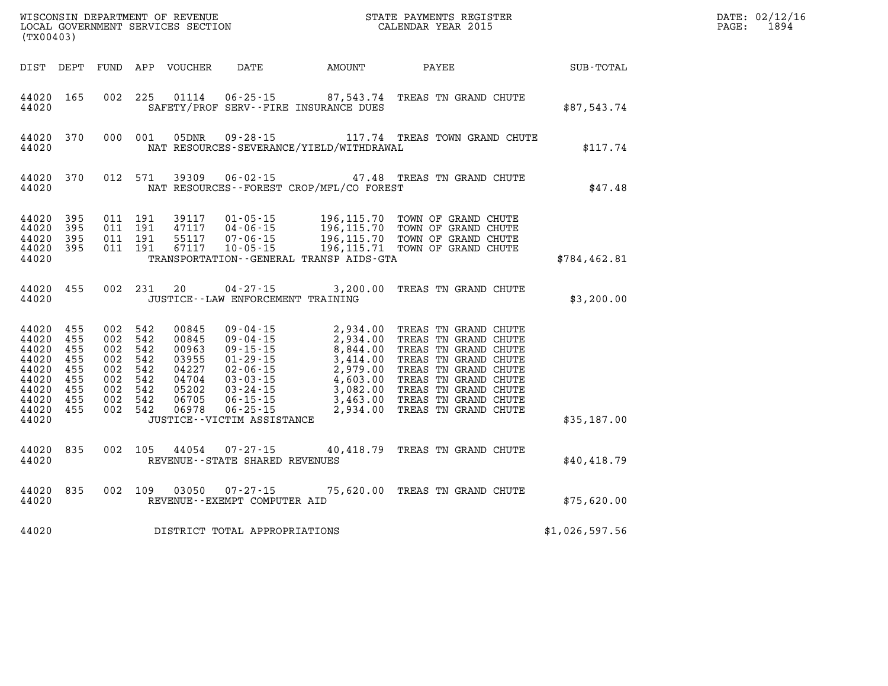WISCONSIN DEPARTMENT OF REVENUE
LOCAL GOVERNMENT SERVICES SECTION
(TX00403)

STATE PAYMENTS REGISTER
CALENDAR YEAR 2015

DATE: 02/12/16
PAGE: 1894

| DIST | DEPT | FUND | APP | VOUCHER | DATE | AMOUNT | PAYEE | SUB-TOTAL |
|---|---|---|---|---|---|---|---|---|
| 44020 | 165 | 002 | 225 | 01114 | 06-25-15 | 87,543.74 | TREAS TN GRAND CHUTE | |
| 44020 | | | | | SAFETY/PROF SERV--FIRE INSURANCE DUES | | | $87,543.74 |
| 44020 | 370 | 000 | 001 | 05DNR | 09-28-15 | 117.74 | TREAS TOWN GRAND CHUTE | |
| 44020 | | | | | NAT RESOURCES-SEVERANCE/YIELD/WITHDRAWAL | | | $117.74 |
| 44020 | 370 | 012 | 571 | 39309 | 06-02-15 | 47.48 | TREAS TN GRAND CHUTE | |
| 44020 | | | | | NAT RESOURCES--FOREST CROP/MFL/CO FOREST | | | $47.48 |
| 44020 | 395 | 011 | 191 | 39117 | 01-05-15 | 196,115.70 | TOWN OF GRAND CHUTE | |
| 44020 | 395 | 011 | 191 | 47117 | 04-06-15 | 196,115.70 | TOWN OF GRAND CHUTE | |
| 44020 | 395 | 011 | 191 | 55117 | 07-06-15 | 196,115.70 | TOWN OF GRAND CHUTE | |
| 44020 | 395 | 011 | 191 | 67117 | 10-05-15 | 196,115.71 | TOWN OF GRAND CHUTE | |
| 44020 | | | | | TRANSPORTATION--GENERAL TRANSP AIDS-GTA | | | $784,462.81 |
| 44020 | 455 | 002 | 231 | 20 | 04-27-15 | 3,200.00 | TREAS TN GRAND CHUTE | |
| 44020 | | | | | JUSTICE--LAW ENFORCEMENT TRAINING | | | $3,200.00 |
| 44020 | 455 | 002 | 542 | 00845 | 09-04-15 | 2,934.00 | TREAS TN GRAND CHUTE | |
| 44020 | 455 | 002 | 542 | 00845 | 09-04-15 | 2,934.00 | TREAS TN GRAND CHUTE | |
| 44020 | 455 | 002 | 542 | 00963 | 09-15-15 | 8,844.00 | TREAS TN GRAND CHUTE | |
| 44020 | 455 | 002 | 542 | 03955 | 01-29-15 | 3,414.00 | TREAS TN GRAND CHUTE | |
| 44020 | 455 | 002 | 542 | 04227 | 02-06-15 | 2,979.00 | TREAS TN GRAND CHUTE | |
| 44020 | 455 | 002 | 542 | 04704 | 03-03-15 | 4,603.00 | TREAS TN GRAND CHUTE | |
| 44020 | 455 | 002 | 542 | 05202 | 03-24-15 | 3,082.00 | TREAS TN GRAND CHUTE | |
| 44020 | 455 | 002 | 542 | 06705 | 06-15-15 | 3,463.00 | TREAS TN GRAND CHUTE | |
| 44020 | 455 | 002 | 542 | 06978 | 06-25-15 | 2,934.00 | TREAS TN GRAND CHUTE | |
| 44020 | | | | | JUSTICE--VICTIM ASSISTANCE | | | $35,187.00 |
| 44020 | 835 | 002 | 105 | 44054 | 07-27-15 | 40,418.79 | TREAS TN GRAND CHUTE | |
| 44020 | | | | | REVENUE--STATE SHARED REVENUES | | | $40,418.79 |
| 44020 | 835 | 002 | 109 | 03050 | 07-27-15 | 75,620.00 | TREAS TN GRAND CHUTE | |
| 44020 | | | | | REVENUE--EXEMPT COMPUTER AID | | | $75,620.00 |
| 44020 | | | | | DISTRICT TOTAL APPROPRIATIONS | | | $1,026,597.56 |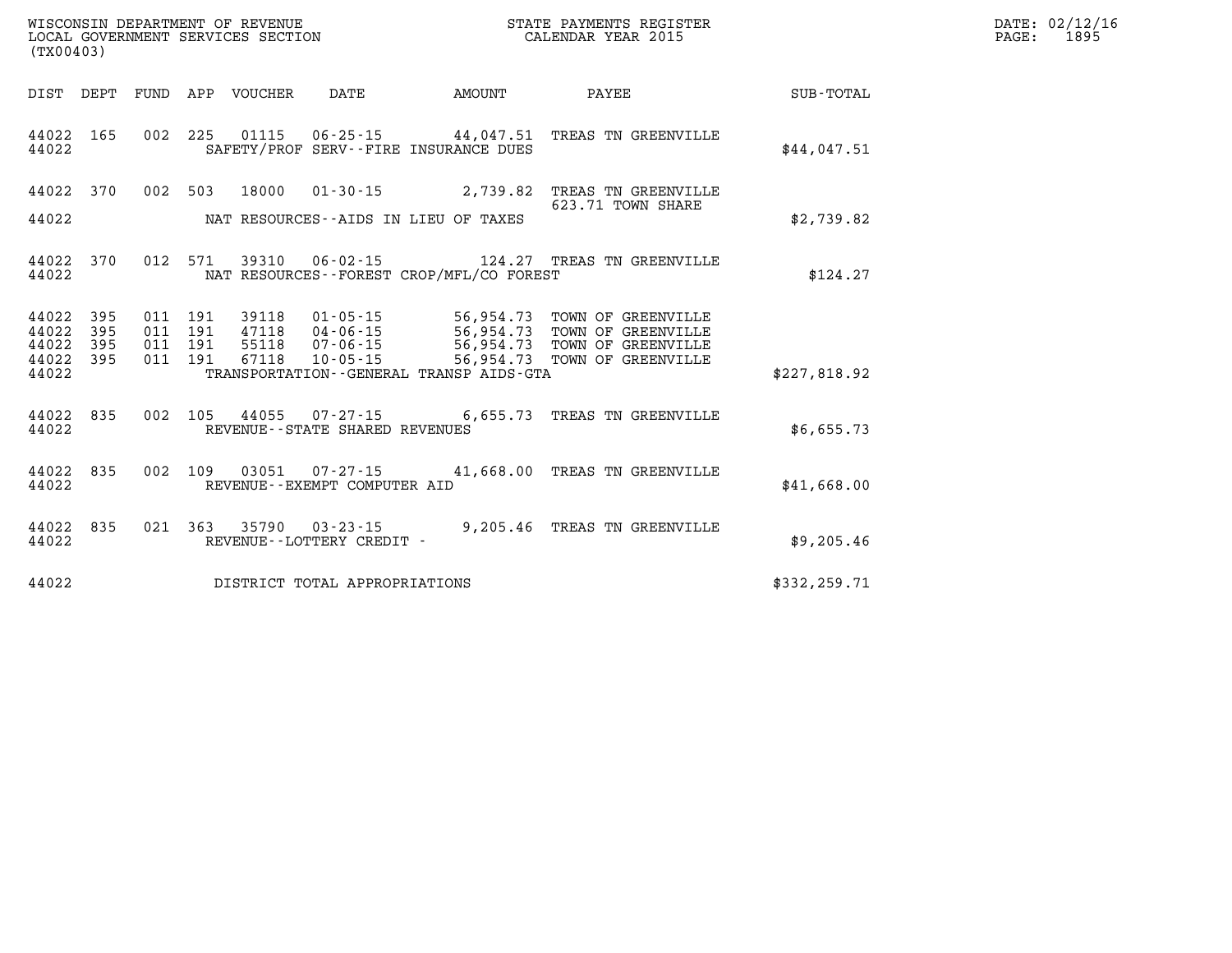WISCONSIN DEPARTMENT OF REVENUE
LOCAL GOVERNMENT SERVICES SECTION
(TX00403)

STATE PAYMENTS REGISTER
CALENDAR YEAR 2015

| DIST | DEPT | FUND | APP | VOUCHER | DATE | AMOUNT | PAYEE | SUB-TOTAL |
|---|---|---|---|---|---|---|---|---|
| 44022 | 165 | 002 | 225 | 01115 | 06-25-15 | 44,047.51 | TREAS TN GREENVILLE | |
| 44022 | | | | | SAFETY/PROF SERV--FIRE INSURANCE DUES | | | $44,047.51 |
| 44022 | 370 | 002 | 503 | 18000 | 01-30-15 | 2,739.82 | TREAS TN GREENVILLE 623.71 TOWN SHARE | |
| 44022 | | | | | NAT RESOURCES--AIDS IN LIEU OF TAXES | | | $2,739.82 |
| 44022 | 370 | 012 | 571 | 39310 | 06-02-15 | 124.27 | TREAS TN GREENVILLE | |
| 44022 | | | | | NAT RESOURCES--FOREST CROP/MFL/CO FOREST | | | $124.27 |
| 44022 | 395 | 011 | 191 | 39118 | 01-05-15 | 56,954.73 | TOWN OF GREENVILLE | |
| 44022 | 395 | 011 | 191 | 47118 | 04-06-15 | 56,954.73 | TOWN OF GREENVILLE | |
| 44022 | 395 | 011 | 191 | 55118 | 07-06-15 | 56,954.73 | TOWN OF GREENVILLE | |
| 44022 | 395 | 011 | 191 | 67118 | 10-05-15 | 56,954.73 | TOWN OF GREENVILLE | |
| 44022 | | | | | TRANSPORTATION--GENERAL TRANSP AIDS-GTA | | | $227,818.92 |
| 44022 | 835 | 002 | 105 | 44055 | 07-27-15 | 6,655.73 | TREAS TN GREENVILLE | |
| 44022 | | | | | REVENUE--STATE SHARED REVENUES | | | $6,655.73 |
| 44022 | 835 | 002 | 109 | 03051 | 07-27-15 | 41,668.00 | TREAS TN GREENVILLE | |
| 44022 | | | | | REVENUE--EXEMPT COMPUTER AID | | | $41,668.00 |
| 44022 | 835 | 021 | 363 | 35790 | 03-23-15 | 9,205.46 | TREAS TN GREENVILLE | |
| 44022 | | | | | REVENUE--LOTTERY CREDIT - | | | $9,205.46 |
| 44022 | | | | | DISTRICT TOTAL APPROPRIATIONS | | | $332,259.71 |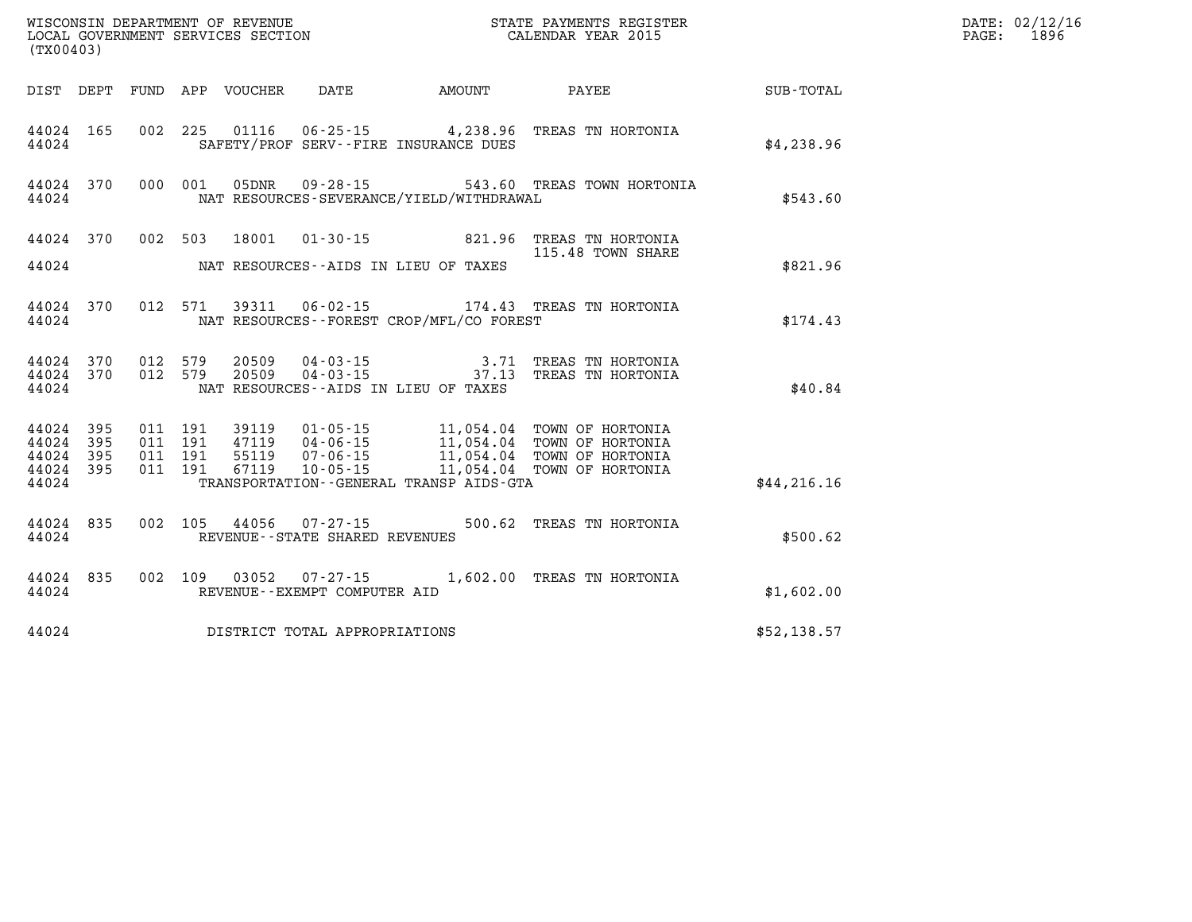WISCONSIN DEPARTMENT OF REVENUE
LOCAL GOVERNMENT SERVICES SECTION
(TX00403)

STATE PAYMENTS REGISTER
CALENDAR YEAR 2015

DATE: 02/12/16
PAGE: 1896

| DIST | DEPT | FUND | APP | VOUCHER | DATE | AMOUNT | PAYEE | SUB-TOTAL |
|---|---|---|---|---|---|---|---|---|
| 44024 | 165 | 002 | 225 | 01116 | 06-25-15 | 4,238.96 | TREAS TN HORTONIA | |
| 44024 | | | | | SAFETY/PROF SERV--FIRE INSURANCE DUES | | | $4,238.96 |
| 44024 | 370 | 000 | 001 | 05DNR | 09-28-15 | 543.60 | TREAS TOWN HORTONIA | |
| 44024 | | | | | NAT RESOURCES-SEVERANCE/YIELD/WITHDRAWAL | | | $543.60 |
| 44024 | 370 | 002 | 503 | 18001 | 01-30-15 | 821.96 | TREAS TN HORTONIA | |
| | | | | | | | 115.48 TOWN SHARE | |
| 44024 | | | | | NAT RESOURCES--AIDS IN LIEU OF TAXES | | | $821.96 |
| 44024 | 370 | 012 | 571 | 39311 | 06-02-15 | 174.43 | TREAS TN HORTONIA | |
| 44024 | | | | | NAT RESOURCES--FOREST CROP/MFL/CO FOREST | | | $174.43 |
| 44024 | 370 | 012 | 579 | 20509 | 04-03-15 | 3.71 | TREAS TN HORTONIA | |
| 44024 | 370 | 012 | 579 | 20509 | 04-03-15 | 37.13 | TREAS TN HORTONIA | |
| 44024 | | | | | NAT RESOURCES--AIDS IN LIEU OF TAXES | | | $40.84 |
| 44024 | 395 | 011 | 191 | 39119 | 01-05-15 | 11,054.04 | TOWN OF HORTONIA | |
| 44024 | 395 | 011 | 191 | 47119 | 04-06-15 | 11,054.04 | TOWN OF HORTONIA | |
| 44024 | 395 | 011 | 191 | 55119 | 07-06-15 | 11,054.04 | TOWN OF HORTONIA | |
| 44024 | 395 | 011 | 191 | 67119 | 10-05-15 | 11,054.04 | TOWN OF HORTONIA | |
| 44024 | | | | | TRANSPORTATION--GENERAL TRANSP AIDS-GTA | | | $44,216.16 |
| 44024 | 835 | 002 | 105 | 44056 | 07-27-15 | 500.62 | TREAS TN HORTONIA | |
| 44024 | | | | | REVENUE--STATE SHARED REVENUES | | | $500.62 |
| 44024 | 835 | 002 | 109 | 03052 | 07-27-15 | 1,602.00 | TREAS TN HORTONIA | |
| 44024 | | | | | REVENUE--EXEMPT COMPUTER AID | | | $1,602.00 |
| 44024 | | | | | DISTRICT TOTAL APPROPRIATIONS | | | $52,138.57 |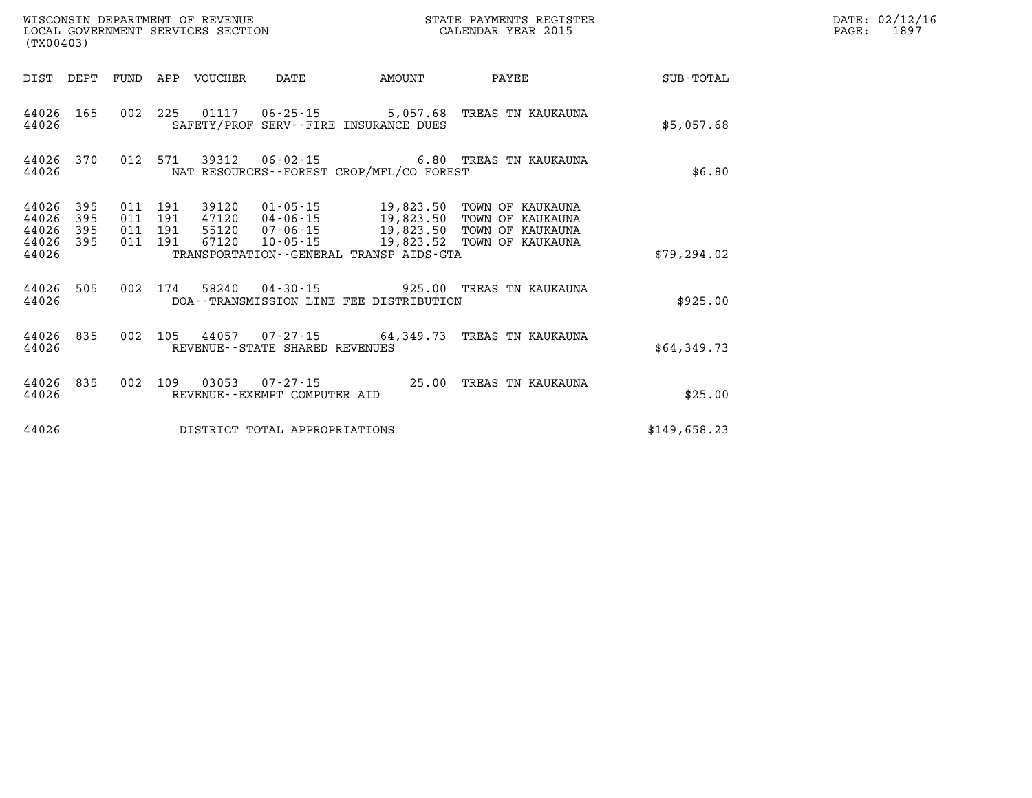WISCONSIN DEPARTMENT OF REVENUE
LOCAL GOVERNMENT SERVICES SECTION
(TX00403)

STATE PAYMENTS REGISTER
CALENDAR YEAR 2015

DATE: 02/12/16
PAGE: 1897

| DIST | DEPT | FUND | APP | VOUCHER | DATE | AMOUNT | PAYEE | SUB-TOTAL |
|---|---|---|---|---|---|---|---|---|
| 44026 | 165 | 002 | 225 | 01117 | 06-25-15 | 5,057.68 | TREAS TN KAUKAUNA | |
| 44026 | | | | SAFETY/PROF SERV--FIRE INSURANCE DUES | | | | $5,057.68 |
| 44026 | 370 | 012 | 571 | 39312 | 06-02-15 | 6.80 | TREAS TN KAUKAUNA | |
| 44026 | | | | NAT RESOURCES--FOREST CROP/MFL/CO FOREST | | | | $6.80 |
| 44026 | 395 | 011 | 191 | 39120 | 01-05-15 | 19,823.50 | TOWN OF KAUKAUNA | |
| 44026 | 395 | 011 | 191 | 47120 | 04-06-15 | 19,823.50 | TOWN OF KAUKAUNA | |
| 44026 | 395 | 011 | 191 | 55120 | 07-06-15 | 19,823.50 | TOWN OF KAUKAUNA | |
| 44026 | 395 | 011 | 191 | 67120 | 10-05-15 | 19,823.52 | TOWN OF KAUKAUNA | |
| 44026 | | | | TRANSPORTATION--GENERAL TRANSP AIDS-GTA | | | | $79,294.02 |
| 44026 | 505 | 002 | 174 | 58240 | 04-30-15 | 925.00 | TREAS TN KAUKAUNA | |
| 44026 | | | | DOA--TRANSMISSION LINE FEE DISTRIBUTION | | | | $925.00 |
| 44026 | 835 | 002 | 105 | 44057 | 07-27-15 | 64,349.73 | TREAS TN KAUKAUNA | |
| 44026 | | | | REVENUE--STATE SHARED REVENUES | | | | $64,349.73 |
| 44026 | 835 | 002 | 109 | 03053 | 07-27-15 | 25.00 | TREAS TN KAUKAUNA | |
| 44026 | | | | REVENUE--EXEMPT COMPUTER AID | | | | $25.00 |
| 44026 | | | | DISTRICT TOTAL APPROPRIATIONS | | | | $149,658.23 |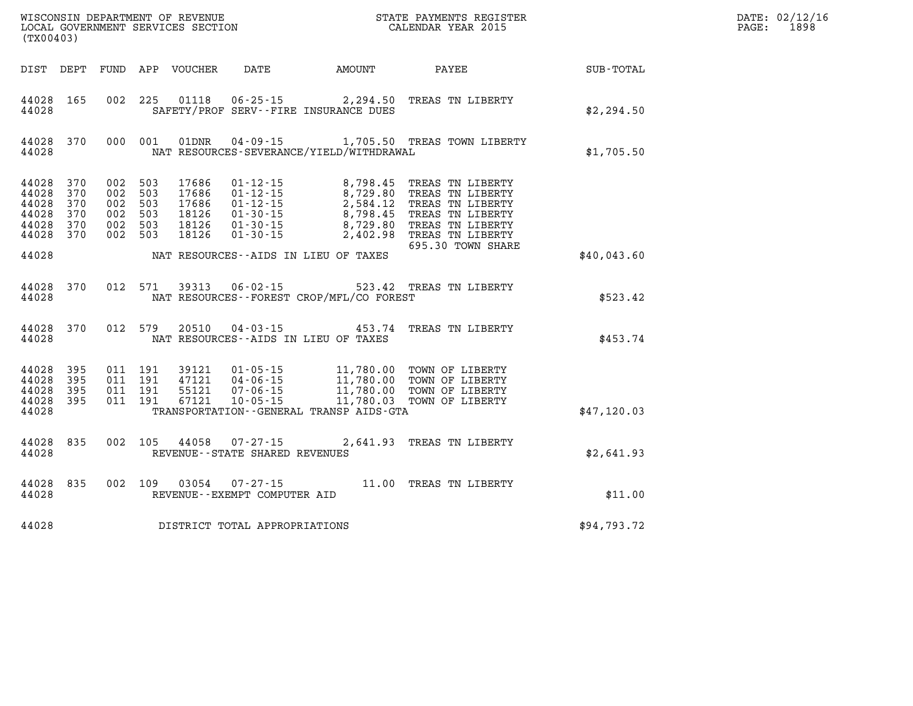WISCONSIN DEPARTMENT OF REVENUE
LOCAL GOVERNMENT SERVICES SECTION
(TX00403)

STATE PAYMENTS REGISTER
CALENDAR YEAR 2015

DATE: 02/12/16
PAGE: 1898

| DIST | DEPT | FUND | APP | VOUCHER | DATE | AMOUNT | PAYEE | SUB-TOTAL |
|---|---|---|---|---|---|---|---|---|
| 44028 | 165 | 002 | 225 | 01118 | 06-25-15 | 2,294.50 | TREAS TN LIBERTY | |
| 44028 | | | | SAFETY/PROF SERV--FIRE INSURANCE DUES | | | | $2,294.50 |
| 44028 | 370 | 000 | 001 | 01DNR | 04-09-15 | 1,705.50 | TREAS TOWN LIBERTY | |
| 44028 | | | | NAT RESOURCES-SEVERANCE/YIELD/WITHDRAWAL | | | | $1,705.50 |
| 44028 | 370 | 002 | 503 | 17686 | 01-12-15 | 8,798.45 | TREAS TN LIBERTY | |
| 44028 | 370 | 002 | 503 | 17686 | 01-12-15 | 8,729.80 | TREAS TN LIBERTY | |
| 44028 | 370 | 002 | 503 | 17686 | 01-12-15 | 2,584.12 | TREAS TN LIBERTY | |
| 44028 | 370 | 002 | 503 | 18126 | 01-30-15 | 8,798.45 | TREAS TN LIBERTY | |
| 44028 | 370 | 002 | 503 | 18126 | 01-30-15 | 8,729.80 | TREAS TN LIBERTY | |
| 44028 | 370 | 002 | 503 | 18126 | 01-30-15 | 2,402.98 | TREAS TN LIBERTY | |
| | | | | | | | 695.30 TOWN SHARE | |
| 44028 | | | | NAT RESOURCES--AIDS IN LIEU OF TAXES | | | | $40,043.60 |
| 44028 | 370 | 012 | 571 | 39313 | 06-02-15 | 523.42 | TREAS TN LIBERTY | |
| 44028 | | | | NAT RESOURCES--FOREST CROP/MFL/CO FOREST | | | | $523.42 |
| 44028 | 370 | 012 | 579 | 20510 | 04-03-15 | 453.74 | TREAS TN LIBERTY | |
| 44028 | | | | NAT RESOURCES--AIDS IN LIEU OF TAXES | | | | $453.74 |
| 44028 | 395 | 011 | 191 | 39121 | 01-05-15 | 11,780.00 | TOWN OF LIBERTY | |
| 44028 | 395 | 011 | 191 | 47121 | 04-06-15 | 11,780.00 | TOWN OF LIBERTY | |
| 44028 | 395 | 011 | 191 | 55121 | 07-06-15 | 11,780.00 | TOWN OF LIBERTY | |
| 44028 | 395 | 011 | 191 | 67121 | 10-05-15 | 11,780.03 | TOWN OF LIBERTY | |
| 44028 | | | | TRANSPORTATION--GENERAL TRANSP AIDS-GTA | | | | $47,120.03 |
| 44028 | 835 | 002 | 105 | 44058 | 07-27-15 | 2,641.93 | TREAS TN LIBERTY | |
| 44028 | | | | REVENUE--STATE SHARED REVENUES | | | | $2,641.93 |
| 44028 | 835 | 002 | 109 | 03054 | 07-27-15 | 11.00 | TREAS TN LIBERTY | |
| 44028 | | | | REVENUE--EXEMPT COMPUTER AID | | | | $11.00 |
| 44028 | | | | DISTRICT TOTAL APPROPRIATIONS | | | | $94,793.72 |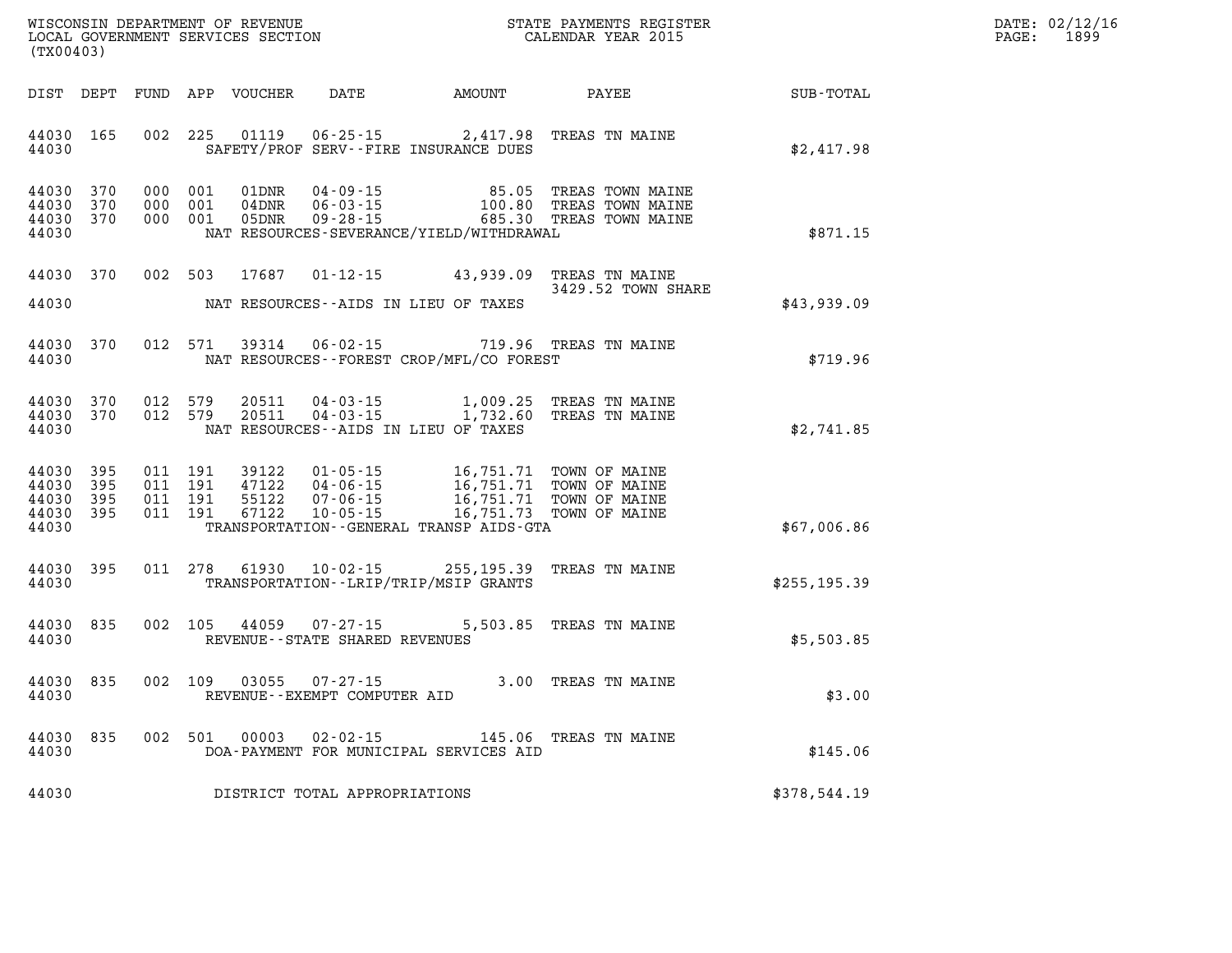WISCONSIN DEPARTMENT OF REVENUE
LOCAL GOVERNMENT SERVICES SECTION
(TX00403)

STATE PAYMENTS REGISTER
CALENDAR YEAR 2015

DATE: 02/12/16
PAGE: 1899

| DIST | DEPT | FUND | APP | VOUCHER | DATE | AMOUNT | PAYEE | SUB-TOTAL |
|---|---|---|---|---|---|---|---|---|
| 44030 | 165 | 002 | 225 | 01119 | 06-25-15 | 2,417.98 | TREAS TN MAINE | |
| 44030 | | | | | SAFETY/PROF SERV--FIRE INSURANCE DUES | | | $2,417.98 |
| 44030 | 370 | 000 | 001 | 01DNR | 04-09-15 | 85.05 | TREAS TOWN MAINE | |
| 44030 | 370 | 000 | 001 | 04DNR | 06-03-15 | 100.80 | TREAS TOWN MAINE | |
| 44030 | 370 | 000 | 001 | 05DNR | 09-28-15 | 685.30 | TREAS TOWN MAINE | |
| 44030 | | | | | NAT RESOURCES-SEVERANCE/YIELD/WITHDRAWAL | | | $871.15 |
| 44030 | 370 | 002 | 503 | 17687 | 01-12-15 | 43,939.09 | TREAS TN MAINE<br>3429.52 TOWN SHARE | |
| 44030 | | | | | NAT RESOURCES--AIDS IN LIEU OF TAXES | | | $43,939.09 |
| 44030 | 370 | 012 | 571 | 39314 | 06-02-15 | 719.96 | TREAS TN MAINE | |
| 44030 | | | | | NAT RESOURCES--FOREST CROP/MFL/CO FOREST | | | $719.96 |
| 44030 | 370 | 012 | 579 | 20511 | 04-03-15 | 1,009.25 | TREAS TN MAINE | |
| 44030 | 370 | 012 | 579 | 20511 | 04-03-15 | 1,732.60 | TREAS TN MAINE | |
| 44030 | | | | | NAT RESOURCES--AIDS IN LIEU OF TAXES | | | $2,741.85 |
| 44030 | 395 | 011 | 191 | 39122 | 01-05-15 | 16,751.71 | TOWN OF MAINE | |
| 44030 | 395 | 011 | 191 | 47122 | 04-06-15 | 16,751.71 | TOWN OF MAINE | |
| 44030 | 395 | 011 | 191 | 55122 | 07-06-15 | 16,751.71 | TOWN OF MAINE | |
| 44030 | 395 | 011 | 191 | 67122 | 10-05-15 | 16,751.73 | TOWN OF MAINE | |
| 44030 | | | | | TRANSPORTATION--GENERAL TRANSP AIDS-GTA | | | $67,006.86 |
| 44030 | 395 | 011 | 278 | 61930 | 10-02-15 | 255,195.39 | TREAS TN MAINE | |
| 44030 | | | | | TRANSPORTATION--LRIP/TRIP/MSIP GRANTS | | | $255,195.39 |
| 44030 | 835 | 002 | 105 | 44059 | 07-27-15 | 5,503.85 | TREAS TN MAINE | |
| 44030 | | | | | REVENUE--STATE SHARED REVENUES | | | $5,503.85 |
| 44030 | 835 | 002 | 109 | 03055 | 07-27-15 | 3.00 | TREAS TN MAINE | |
| 44030 | | | | | REVENUE--EXEMPT COMPUTER AID | | | $3.00 |
| 44030 | 835 | 002 | 501 | 00003 | 02-02-15 | 145.06 | TREAS TN MAINE | |
| 44030 | | | | | DOA-PAYMENT FOR MUNICIPAL SERVICES AID | | | $145.06 |
| 44030 | | | | | DISTRICT TOTAL APPROPRIATIONS | | | $378,544.19 |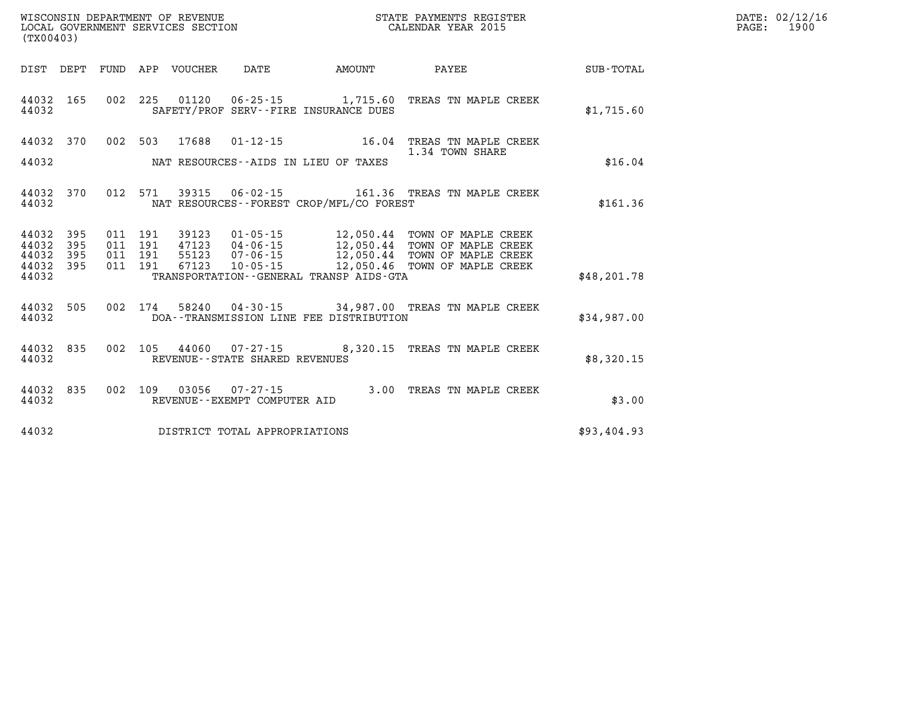WISCONSIN DEPARTMENT OF REVENUE
LOCAL GOVERNMENT SERVICES SECTION
(TX00403)

STATE PAYMENTS REGISTER
CALENDAR YEAR 2015

| DIST | DEPT | FUND | APP | VOUCHER | DATE | AMOUNT | PAYEE | SUB-TOTAL |
|---|---|---|---|---|---|---|---|---|
| 44032 | 165 | 002 | 225 | 01120 | 06-25-15 | 1,715.60 | TREAS TN MAPLE CREEK | |
| 44032 | | | | | SAFETY/PROF SERV--FIRE INSURANCE DUES | | | $1,715.60 |
| 44032 | 370 | 002 | 503 | 17688 | 01-12-15 | 16.04 | TREAS TN MAPLE CREEK<br>1.34 TOWN SHARE | |
| 44032 | | | | | NAT RESOURCES--AIDS IN LIEU OF TAXES | | | $16.04 |
| 44032 | 370 | 012 | 571 | 39315 | 06-02-15 | 161.36 | TREAS TN MAPLE CREEK | |
| 44032 | | | | | NAT RESOURCES--FOREST CROP/MFL/CO FOREST | | | $161.36 |
| 44032 | 395 | 011 | 191 | 39123 | 01-05-15 | 12,050.44 | TOWN OF MAPLE CREEK | |
| 44032 | 395 | 011 | 191 | 47123 | 04-06-15 | 12,050.44 | TOWN OF MAPLE CREEK | |
| 44032 | 395 | 011 | 191 | 55123 | 07-06-15 | 12,050.44 | TOWN OF MAPLE CREEK | |
| 44032 | 395 | 011 | 191 | 67123 | 10-05-15 | 12,050.46 | TOWN OF MAPLE CREEK | |
| 44032 | | | | | TRANSPORTATION--GENERAL TRANSP AIDS-GTA | | | $48,201.78 |
| 44032 | 505 | 002 | 174 | 58240 | 04-30-15 | 34,987.00 | TREAS TN MAPLE CREEK | |
| 44032 | | | | | DOA--TRANSMISSION LINE FEE DISTRIBUTION | | | $34,987.00 |
| 44032 | 835 | 002 | 105 | 44060 | 07-27-15 | 8,320.15 | TREAS TN MAPLE CREEK | |
| 44032 | | | | | REVENUE--STATE SHARED REVENUES | | | $8,320.15 |
| 44032 | 835 | 002 | 109 | 03056 | 07-27-15 | 3.00 | TREAS TN MAPLE CREEK | |
| 44032 | | | | | REVENUE--EXEMPT COMPUTER AID | | | $3.00 |
| 44032 | | | | | DISTRICT TOTAL APPROPRIATIONS | | | $93,404.93 |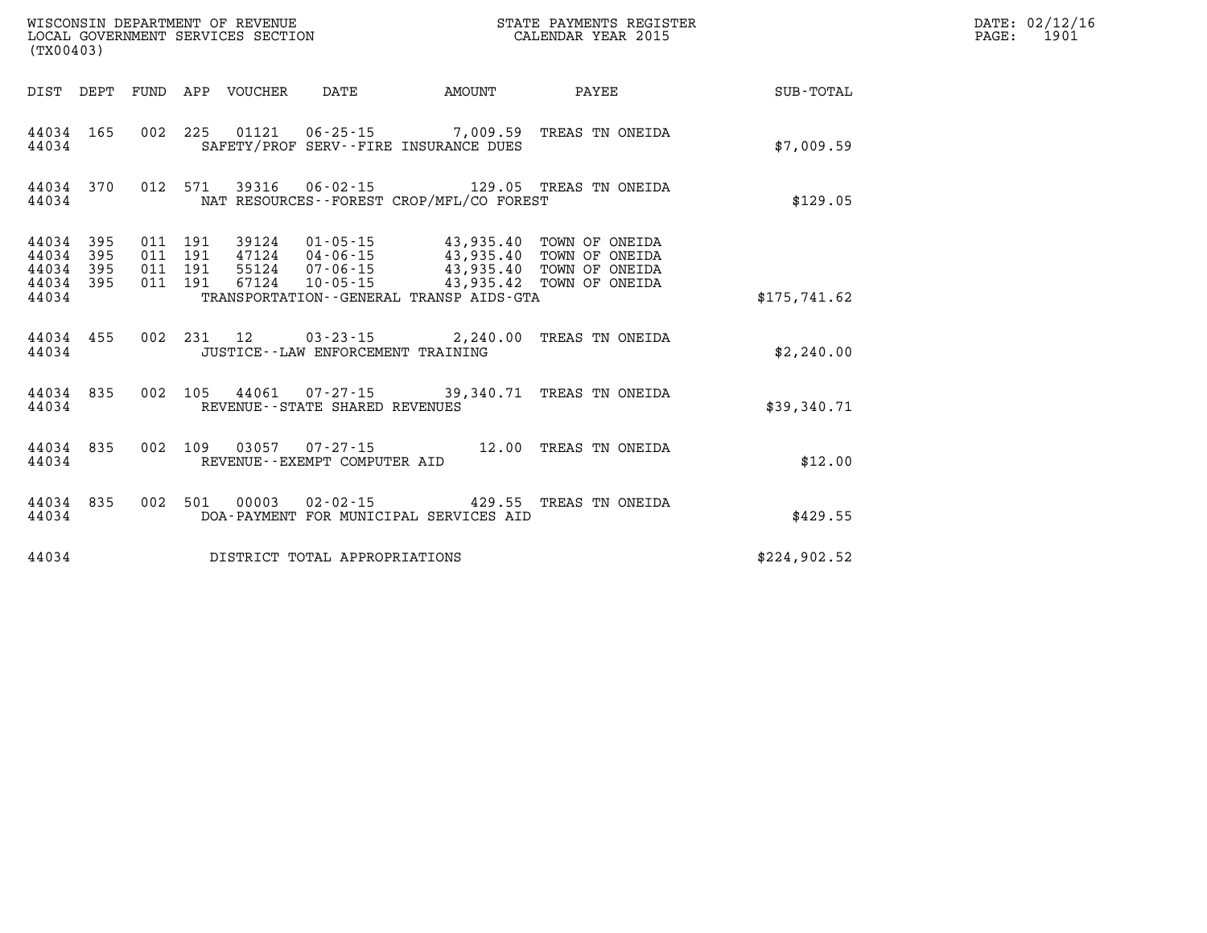WISCONSIN DEPARTMENT OF REVENUE
LOCAL GOVERNMENT SERVICES SECTION
(TX00403)

STATE PAYMENTS REGISTER
CALENDAR YEAR 2015

DATE: 02/12/16

| DIST | DEPT | FUND | APP | VOUCHER | DATE | AMOUNT | PAYEE | SUB-TOTAL |
|---|---|---|---|---|---|---|---|---|
| 44034 | 165 | 002 | 225 | 01121 | 06-25-15 | 7,009.59 | TREAS TN ONEIDA | |
| 44034 | | | | SAFETY/PROF SERV--FIRE INSURANCE DUES | | | | $7,009.59 |
| 44034 | 370 | 012 | 571 | 39316 | 06-02-15 | 129.05 | TREAS TN ONEIDA | |
| 44034 | | | | NAT RESOURCES--FOREST CROP/MFL/CO FOREST | | | | $129.05 |
| 44034 | 395 | 011 | 191 | 39124 | 01-05-15 | 43,935.40 | TOWN OF ONEIDA | |
| 44034 | 395 | 011 | 191 | 47124 | 04-06-15 | 43,935.40 | TOWN OF ONEIDA | |
| 44034 | 395 | 011 | 191 | 55124 | 07-06-15 | 43,935.40 | TOWN OF ONEIDA | |
| 44034 | 395 | 011 | 191 | 67124 | 10-05-15 | 43,935.42 | TOWN OF ONEIDA | |
| 44034 | | | | TRANSPORTATION--GENERAL TRANSP AIDS-GTA | | | | $175,741.62 |
| 44034 | 455 | 002 | 231 | 12 | 03-23-15 | 2,240.00 | TREAS TN ONEIDA | |
| 44034 | | | | JUSTICE--LAW ENFORCEMENT TRAINING | | | | $2,240.00 |
| 44034 | 835 | 002 | 105 | 44061 | 07-27-15 | 39,340.71 | TREAS TN ONEIDA | |
| 44034 | | | | REVENUE--STATE SHARED REVENUES | | | | $39,340.71 |
| 44034 | 835 | 002 | 109 | 03057 | 07-27-15 | 12.00 | TREAS TN ONEIDA | |
| 44034 | | | | REVENUE--EXEMPT COMPUTER AID | | | | $12.00 |
| 44034 | 835 | 002 | 501 | 00003 | 02-02-15 | 429.55 | TREAS TN ONEIDA | |
| 44034 | | | | DOA-PAYMENT FOR MUNICIPAL SERVICES AID | | | | $429.55 |
| 44034 | | | | DISTRICT TOTAL APPROPRIATIONS | | | | $224,902.52 |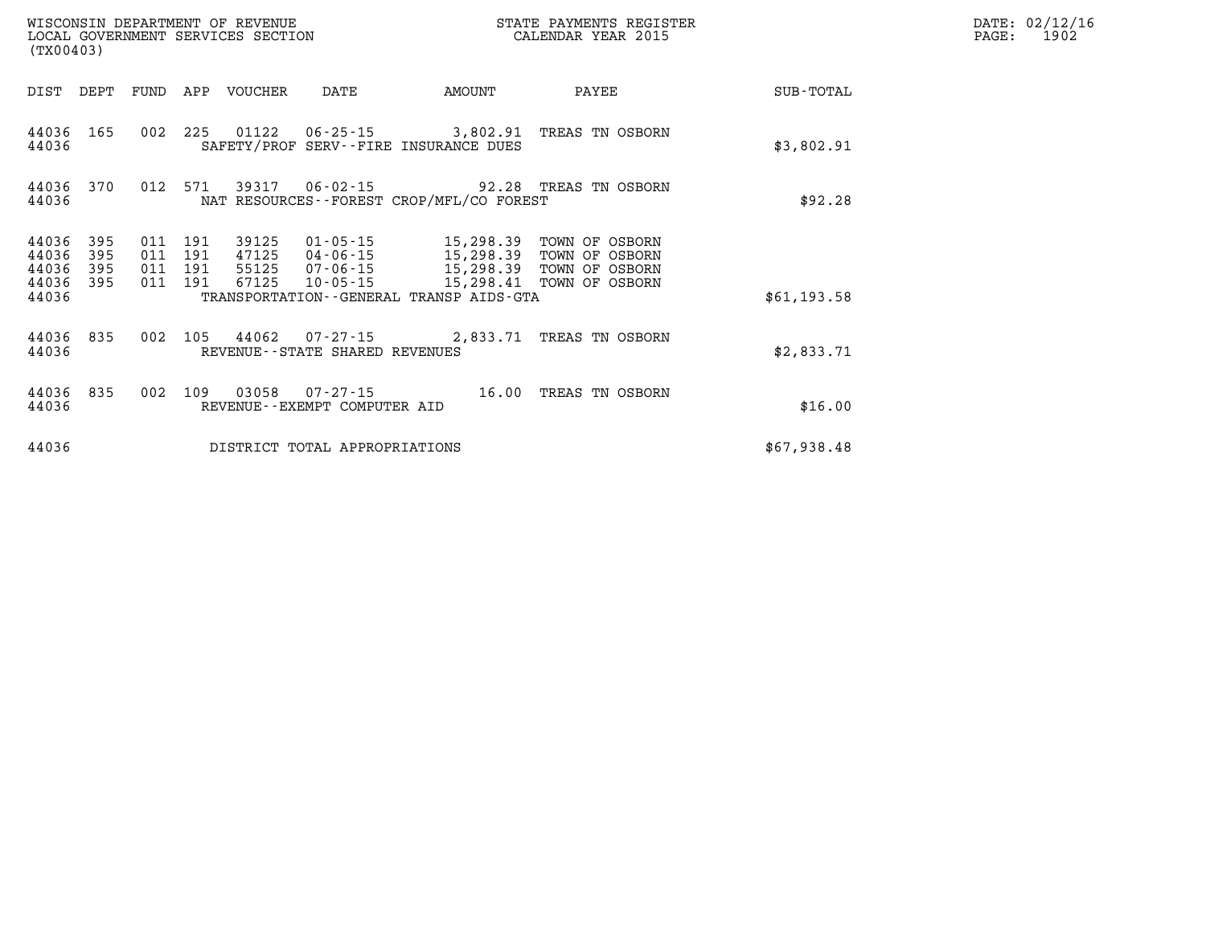WISCONSIN DEPARTMENT OF REVENUE
LOCAL GOVERNMENT SERVICES SECTION
(TX00403)

STATE PAYMENTS REGISTER
CALENDAR YEAR 2015

DATE: 02/12/16
PAGE: 1902

| DIST | DEPT | FUND | APP | VOUCHER | DATE | AMOUNT | PAYEE | SUB-TOTAL |
|---|---|---|---|---|---|---|---|---|
| 44036 | 165 | 002 | 225 | 01122 | 06-25-15 | 3,802.91 | TREAS TN OSBORN | |
| 44036 | | | | SAFETY/PROF SERV--FIRE INSURANCE DUES | | | | $3,802.91 |
| 44036 | 370 | 012 | 571 | 39317 | 06-02-15 | 92.28 | TREAS TN OSBORN | |
| 44036 | | | | NAT RESOURCES--FOREST CROP/MFL/CO FOREST | | | | $92.28 |
| 44036 | 395 | 011 | 191 | 39125 | 01-05-15 | 15,298.39 | TOWN OF OSBORN | |
| 44036 | 395 | 011 | 191 | 47125 | 04-06-15 | 15,298.39 | TOWN OF OSBORN | |
| 44036 | 395 | 011 | 191 | 55125 | 07-06-15 | 15,298.39 | TOWN OF OSBORN | |
| 44036 | 395 | 011 | 191 | 67125 | 10-05-15 | 15,298.41 | TOWN OF OSBORN | |
| 44036 | | | | TRANSPORTATION--GENERAL TRANSP AIDS-GTA | | | | $61,193.58 |
| 44036 | 835 | 002 | 105 | 44062 | 07-27-15 | 2,833.71 | TREAS TN OSBORN | |
| 44036 | | | | REVENUE--STATE SHARED REVENUES | | | | $2,833.71 |
| 44036 | 835 | 002 | 109 | 03058 | 07-27-15 | 16.00 | TREAS TN OSBORN | |
| 44036 | | | | REVENUE--EXEMPT COMPUTER AID | | | | $16.00 |
| 44036 | | | | DISTRICT TOTAL APPROPRIATIONS | | | | $67,938.48 |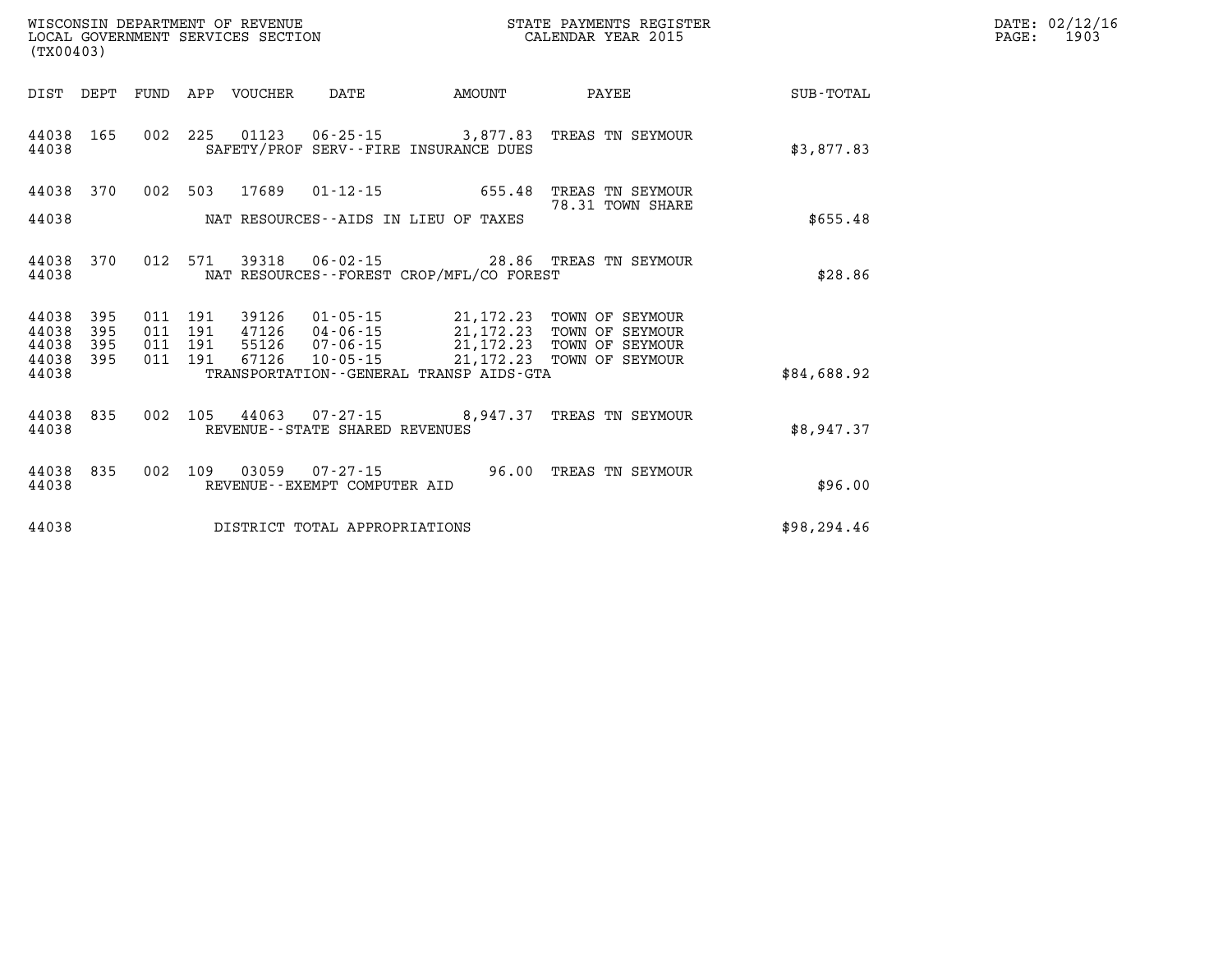WISCONSIN DEPARTMENT OF REVENUE
LOCAL GOVERNMENT SERVICES SECTION
(TX00403)

STATE PAYMENTS REGISTER
CALENDAR YEAR 2015

DATE: 02/12/16

| DIST | DEPT | FUND | APP | VOUCHER | DATE | AMOUNT | PAYEE | SUB-TOTAL |
|---|---|---|---|---|---|---|---|---|
| 44038 | 165 | 002 | 225 | 01123 | 06-25-15 | 3,877.83 | TREAS TN SEYMOUR | |
| 44038 | | | | | SAFETY/PROF SERV--FIRE INSURANCE DUES | | | $3,877.83 |
| 44038 | 370 | 002 | 503 | 17689 | 01-12-15 | 655.48 | TREAS TN SEYMOUR 78.31 TOWN SHARE | |
| 44038 | | | | | NAT RESOURCES--AIDS IN LIEU OF TAXES | | | $655.48 |
| 44038 | 370 | 012 | 571 | 39318 | 06-02-15 | 28.86 | TREAS TN SEYMOUR | |
| 44038 | | | | | NAT RESOURCES--FOREST CROP/MFL/CO FOREST | | | $28.86 |
| 44038 | 395 | 011 | 191 | 39126 | 01-05-15 | 21,172.23 | TOWN OF SEYMOUR | |
| 44038 | 395 | 011 | 191 | 47126 | 04-06-15 | 21,172.23 | TOWN OF SEYMOUR | |
| 44038 | 395 | 011 | 191 | 55126 | 07-06-15 | 21,172.23 | TOWN OF SEYMOUR | |
| 44038 | 395 | 011 | 191 | 67126 | 10-05-15 | 21,172.23 | TOWN OF SEYMOUR | |
| 44038 | | | | | TRANSPORTATION--GENERAL TRANSP AIDS-GTA | | | $84,688.92 |
| 44038 | 835 | 002 | 105 | 44063 | 07-27-15 | 8,947.37 | TREAS TN SEYMOUR | |
| 44038 | | | | | REVENUE--STATE SHARED REVENUES | | | $8,947.37 |
| 44038 | 835 | 002 | 109 | 03059 | 07-27-15 | 96.00 | TREAS TN SEYMOUR | |
| 44038 | | | | | REVENUE--EXEMPT COMPUTER AID | | | $96.00 |
| 44038 | | | | | DISTRICT TOTAL APPROPRIATIONS | | | $98,294.46 |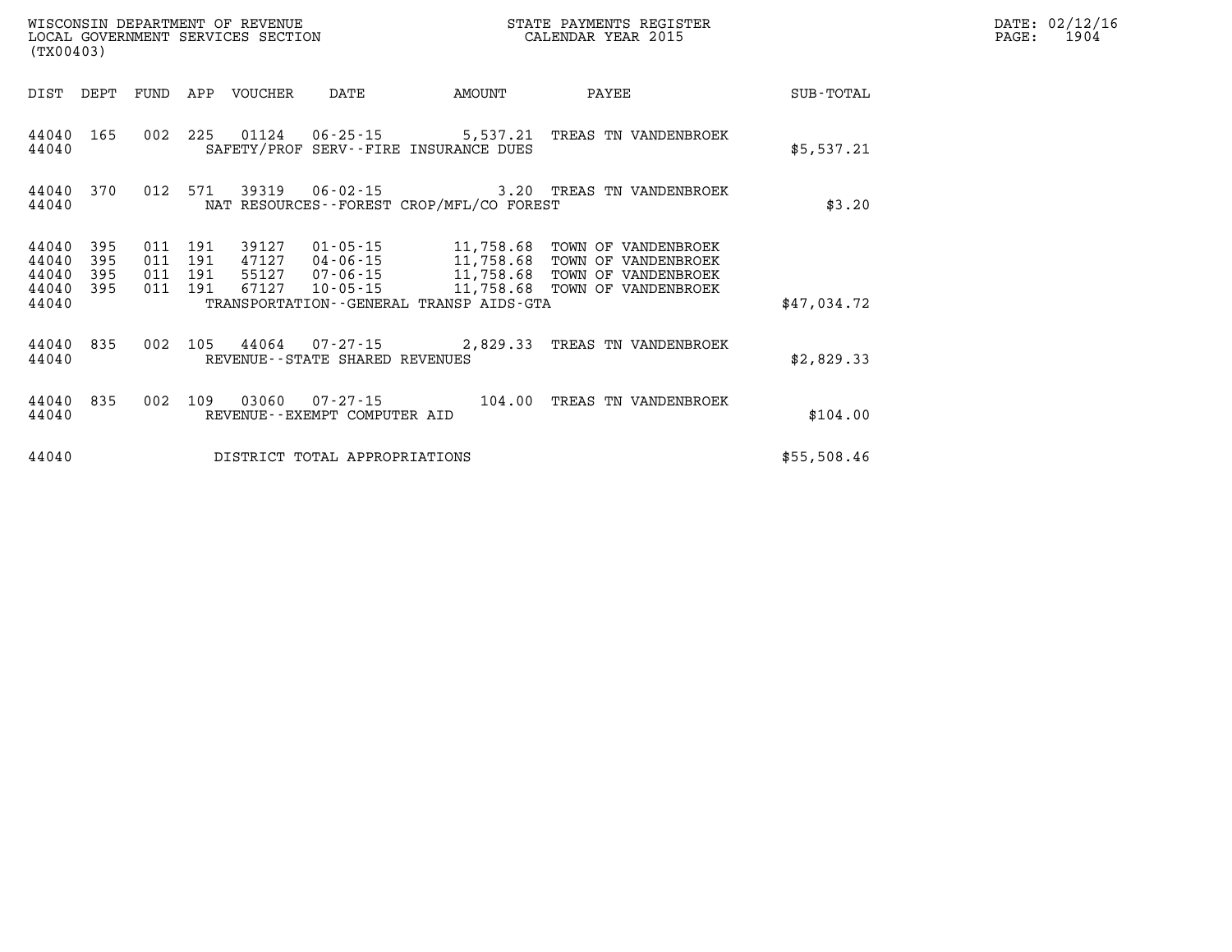WISCONSIN DEPARTMENT OF REVENUE
LOCAL GOVERNMENT SERVICES SECTION
(TX00403)

STATE PAYMENTS REGISTER
CALENDAR YEAR 2015

| DIST | DEPT | FUND | APP | VOUCHER | DATE | AMOUNT | PAYEE | SUB-TOTAL |
|---|---|---|---|---|---|---|---|---|
| 44040 | 165 | 002 | 225 | 01124 | 06-25-15 | 5,537.21 | TREAS TN VANDENBROEK | |
| 44040 | | | | SAFETY/PROF SERV--FIRE INSURANCE DUES | | | | $5,537.21 |
| 44040 | 370 | 012 | 571 | 39319 | 06-02-15 | 3.20 | TREAS TN VANDENBROEK | |
| 44040 | | | | NAT RESOURCES--FOREST CROP/MFL/CO FOREST | | | | $3.20 |
| 44040 | 395 | 011 | 191 | 39127 | 01-05-15 | 11,758.68 | TOWN OF VANDENBROEK | |
| 44040 | 395 | 011 | 191 | 47127 | 04-06-15 | 11,758.68 | TOWN OF VANDENBROEK | |
| 44040 | 395 | 011 | 191 | 55127 | 07-06-15 | 11,758.68 | TOWN OF VANDENBROEK | |
| 44040 | 395 | 011 | 191 | 67127 | 10-05-15 | 11,758.68 | TOWN OF VANDENBROEK | |
| 44040 | | | | TRANSPORTATION--GENERAL TRANSP AIDS-GTA | | | | $47,034.72 |
| 44040 | 835 | 002 | 105 | 44064 | 07-27-15 | 2,829.33 | TREAS TN VANDENBROEK | |
| 44040 | | | | REVENUE--STATE SHARED REVENUES | | | | $2,829.33 |
| 44040 | 835 | 002 | 109 | 03060 | 07-27-15 | 104.00 | TREAS TN VANDENBROEK | |
| 44040 | | | | REVENUE--EXEMPT COMPUTER AID | | | | $104.00 |
| 44040 | | | | DISTRICT TOTAL APPROPRIATIONS | | | | $55,508.46 |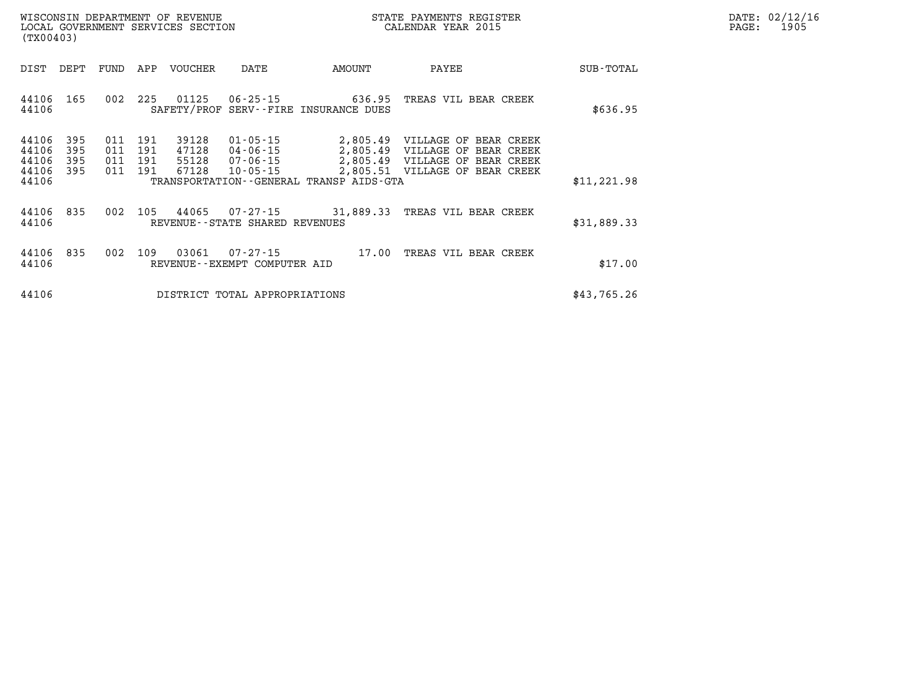WISCONSIN DEPARTMENT OF REVENUE
LOCAL GOVERNMENT SERVICES SECTION
(TX00403)

STATE PAYMENTS REGISTER
CALENDAR YEAR 2015

DATE: 02/12/16
PAGE: 1905

| DIST | DEPT | FUND | APP | VOUCHER | DATE | AMOUNT | PAYEE | SUB-TOTAL |
|---|---|---|---|---|---|---|---|---|
| 44106 | 165 | 002 | 225 | 01125 | 06-25-15 | 636.95 | TREAS VIL BEAR CREEK | |
| 44106 | | | | SAFETY/PROF SERV--FIRE INSURANCE DUES | | | | $636.95 |
| 44106 | 395 | 011 | 191 | 39128 | 01-05-15 | 2,805.49 | VILLAGE OF BEAR CREEK | |
| 44106 | 395 | 011 | 191 | 47128 | 04-06-15 | 2,805.49 | VILLAGE OF BEAR CREEK | |
| 44106 | 395 | 011 | 191 | 55128 | 07-06-15 | 2,805.49 | VILLAGE OF BEAR CREEK | |
| 44106 | 395 | 011 | 191 | 67128 | 10-05-15 | 2,805.51 | VILLAGE OF BEAR CREEK | |
| 44106 | | | | TRANSPORTATION--GENERAL TRANSP AIDS-GTA | | | | $11,221.98 |
| 44106 | 835 | 002 | 105 | 44065 | 07-27-15 | 31,889.33 | TREAS VIL BEAR CREEK | |
| 44106 | | | | REVENUE--STATE SHARED REVENUES | | | | $31,889.33 |
| 44106 | 835 | 002 | 109 | 03061 | 07-27-15 | 17.00 | TREAS VIL BEAR CREEK | |
| 44106 | | | | REVENUE--EXEMPT COMPUTER AID | | | | $17.00 |
| 44106 | | | | DISTRICT TOTAL APPROPRIATIONS | | | | $43,765.26 |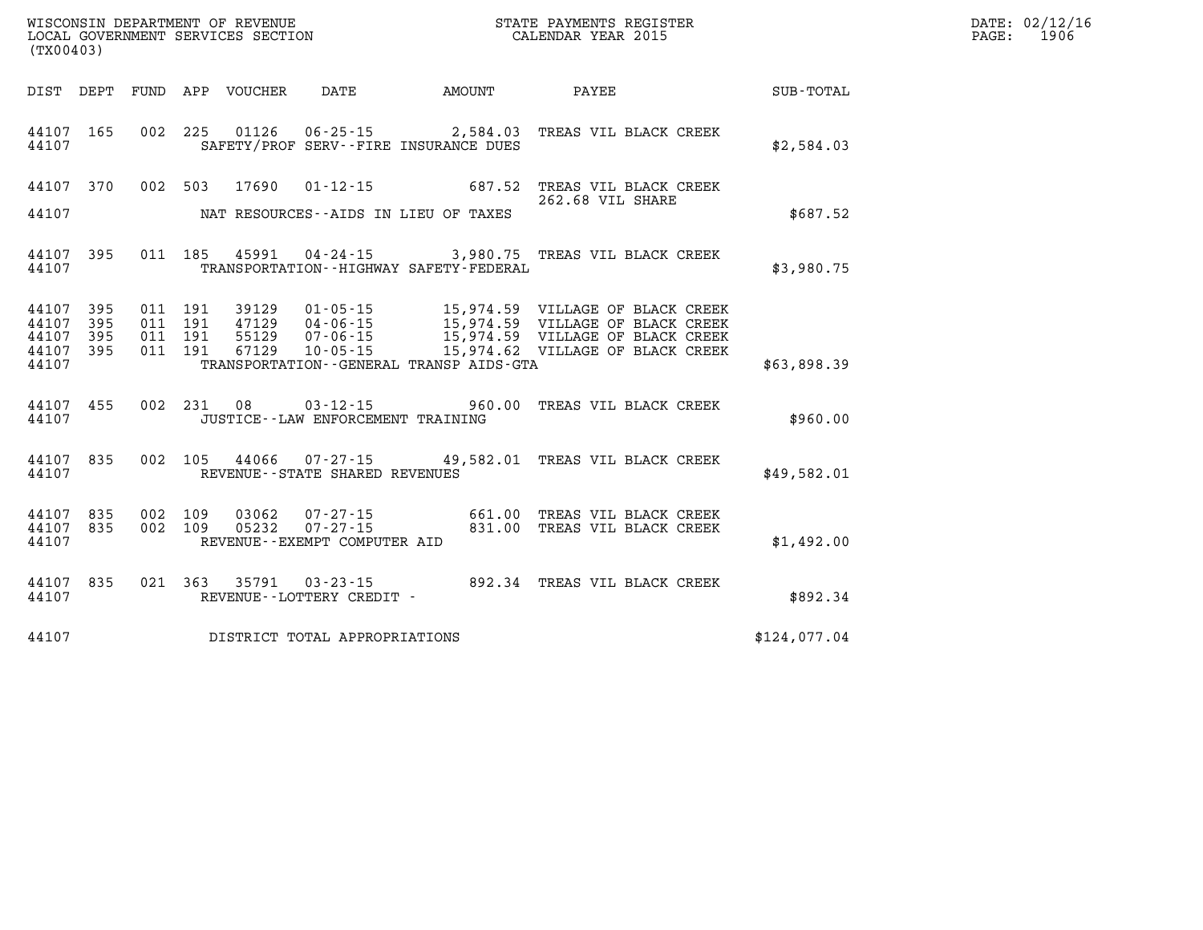WISCONSIN DEPARTMENT OF REVENUE
LOCAL GOVERNMENT SERVICES SECTION
(TX00403)

STATE PAYMENTS REGISTER
CALENDAR YEAR 2015

DATE: 02/12/16
PAGE: 1906

| DIST | DEPT | FUND | APP | VOUCHER | DATE | AMOUNT | PAYEE | SUB-TOTAL |
|---|---|---|---|---|---|---|---|---|
| 44107 | 165 | 002 | 225 | 01126 | 06-25-15 | 2,584.03 | TREAS VIL BLACK CREEK | |
| 44107 | | | | | SAFETY/PROF SERV--FIRE INSURANCE DUES | | | $2,584.03 |
| 44107 | 370 | 002 | 503 | 17690 | 01-12-15 | 687.52 | TREAS VIL BLACK CREEK 262.68 VIL SHARE | |
| 44107 | | | | | NAT RESOURCES--AIDS IN LIEU OF TAXES | | | $687.52 |
| 44107 | 395 | 011 | 185 | 45991 | 04-24-15 | 3,980.75 | TREAS VIL BLACK CREEK | |
| 44107 | | | | | TRANSPORTATION--HIGHWAY SAFETY-FEDERAL | | | $3,980.75 |
| 44107 | 395 | 011 | 191 | 39129 | 01-05-15 | 15,974.59 | VILLAGE OF BLACK CREEK | |
| 44107 | 395 | 011 | 191 | 47129 | 04-06-15 | 15,974.59 | VILLAGE OF BLACK CREEK | |
| 44107 | 395 | 011 | 191 | 55129 | 07-06-15 | 15,974.59 | VILLAGE OF BLACK CREEK | |
| 44107 | 395 | 011 | 191 | 67129 | 10-05-15 | 15,974.62 | VILLAGE OF BLACK CREEK | |
| 44107 | | | | | TRANSPORTATION--GENERAL TRANSP AIDS-GTA | | | $63,898.39 |
| 44107 | 455 | 002 | 231 | 08 | 03-12-15 | 960.00 | TREAS VIL BLACK CREEK | |
| 44107 | | | | | JUSTICE--LAW ENFORCEMENT TRAINING | | | $960.00 |
| 44107 | 835 | 002 | 105 | 44066 | 07-27-15 | 49,582.01 | TREAS VIL BLACK CREEK | |
| 44107 | | | | | REVENUE--STATE SHARED REVENUES | | | $49,582.01 |
| 44107 | 835 | 002 | 109 | 03062 | 07-27-15 | 661.00 | TREAS VIL BLACK CREEK | |
| 44107 | 835 | 002 | 109 | 05232 | 07-27-15 | 831.00 | TREAS VIL BLACK CREEK | |
| 44107 | | | | | REVENUE--EXEMPT COMPUTER AID | | | $1,492.00 |
| 44107 | 835 | 021 | 363 | 35791 | 03-23-15 | 892.34 | TREAS VIL BLACK CREEK | |
| 44107 | | | | | REVENUE--LOTTERY CREDIT - | | | $892.34 |
| 44107 | | | | | DISTRICT TOTAL APPROPRIATIONS | | | $124,077.04 |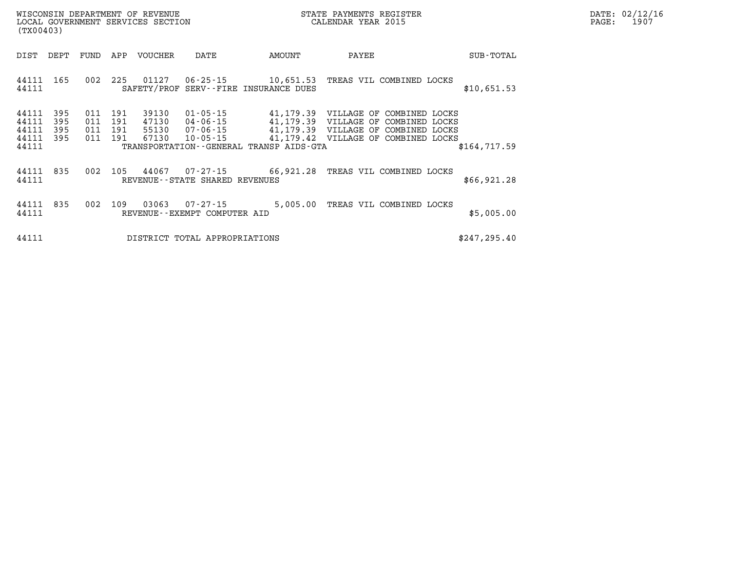WISCONSIN DEPARTMENT OF REVENUE
LOCAL GOVERNMENT SERVICES SECTION
(TX00403)

STATE PAYMENTS REGISTER
CALENDAR YEAR 2015

DATE: 02/12/16
PAGE: 1907

| DIST | DEPT | FUND | APP | VOUCHER | DATE | AMOUNT | PAYEE | SUB-TOTAL |
|---|---|---|---|---|---|---|---|---|
| 44111 | 165 | 002 | 225 | 01127 | 06-25-15 | 10,651.53 | TREAS VIL COMBINED LOCKS | |
| 44111 | | | | SAFETY/PROF SERV--FIRE INSURANCE DUES | | | | $10,651.53 |
| 44111 | 395 | 011 | 191 | 39130 | 01-05-15 | 41,179.39 | VILLAGE OF COMBINED LOCKS | |
| 44111 | 395 | 011 | 191 | 47130 | 04-06-15 | 41,179.39 | VILLAGE OF COMBINED LOCKS | |
| 44111 | 395 | 011 | 191 | 55130 | 07-06-15 | 41,179.39 | VILLAGE OF COMBINED LOCKS | |
| 44111 | 395 | 011 | 191 | 67130 | 10-05-15 | 41,179.42 | VILLAGE OF COMBINED LOCKS | |
| 44111 | | | | TRANSPORTATION--GENERAL TRANSP AIDS-GTA | | | | $164,717.59 |
| 44111 | 835 | 002 | 105 | 44067 | 07-27-15 | 66,921.28 | TREAS VIL COMBINED LOCKS | |
| 44111 | | | | REVENUE--STATE SHARED REVENUES | | | | $66,921.28 |
| 44111 | 835 | 002 | 109 | 03063 | 07-27-15 | 5,005.00 | TREAS VIL COMBINED LOCKS | |
| 44111 | | | | REVENUE--EXEMPT COMPUTER AID | | | | $5,005.00 |
| 44111 | | | | DISTRICT TOTAL APPROPRIATIONS | | | | $247,295.40 |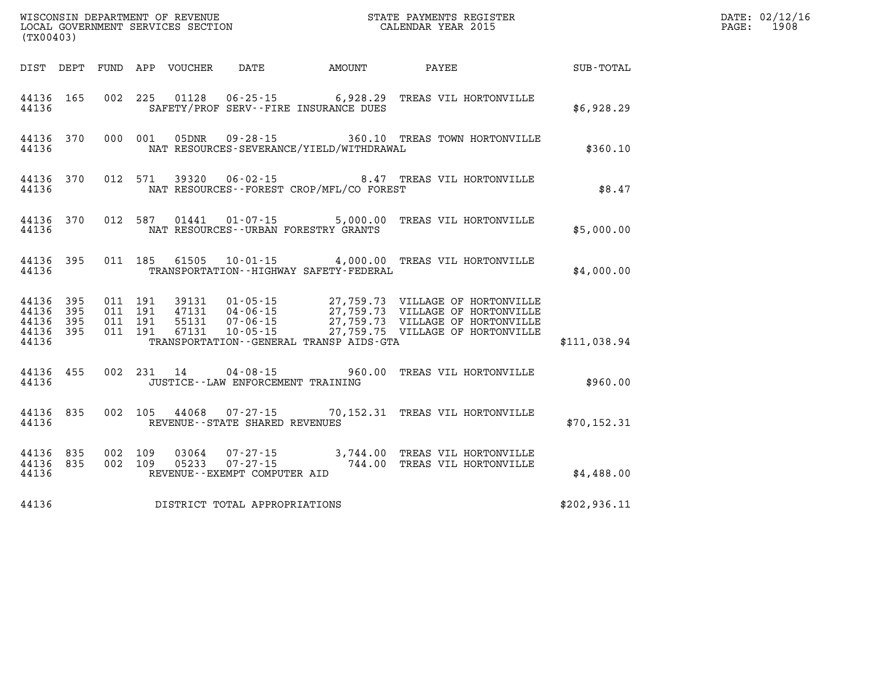WISCONSIN DEPARTMENT OF REVENUE
LOCAL GOVERNMENT SERVICES SECTION
(TX00403)

STATE PAYMENTS REGISTER
CALENDAR YEAR 2015

DATE: 02/12/16
PAGE: 1908

| DIST | DEPT | FUND | APP | VOUCHER | DATE | AMOUNT | PAYEE | SUB-TOTAL |
|---|---|---|---|---|---|---|---|---|
| 44136 | 165 | 002 | 225 | 01128 | 06-25-15 | 6,928.29 | TREAS VIL HORTONVILLE | |
| 44136 | | | | SAFETY/PROF SERV--FIRE INSURANCE DUES | | | | $6,928.29 |
| 44136 | 370 | 000 | 001 | 05DNR | 09-28-15 | 360.10 | TREAS TOWN HORTONVILLE | |
| 44136 | | | | NAT RESOURCES-SEVERANCE/YIELD/WITHDRAWAL | | | | $360.10 |
| 44136 | 370 | 012 | 571 | 39320 | 06-02-15 | 8.47 | TREAS VIL HORTONVILLE | |
| 44136 | | | | NAT RESOURCES--FOREST CROP/MFL/CO FOREST | | | | $8.47 |
| 44136 | 370 | 012 | 587 | 01441 | 01-07-15 | 5,000.00 | TREAS VIL HORTONVILLE | |
| 44136 | | | | NAT RESOURCES--URBAN FORESTRY GRANTS | | | | $5,000.00 |
| 44136 | 395 | 011 | 185 | 61505 | 10-01-15 | 4,000.00 | TREAS VIL HORTONVILLE | |
| 44136 | | | | TRANSPORTATION--HIGHWAY SAFETY-FEDERAL | | | | $4,000.00 |
| 44136 | 395 | 011 | 191 | 39131 | 01-05-15 | 27,759.73 | VILLAGE OF HORTONVILLE | |
| 44136 | 395 | 011 | 191 | 47131 | 04-06-15 | 27,759.73 | VILLAGE OF HORTONVILLE | |
| 44136 | 395 | 011 | 191 | 55131 | 07-06-15 | 27,759.73 | VILLAGE OF HORTONVILLE | |
| 44136 | 395 | 011 | 191 | 67131 | 10-05-15 | 27,759.75 | VILLAGE OF HORTONVILLE | |
| 44136 | | | | TRANSPORTATION--GENERAL TRANSP AIDS-GTA | | | | $111,038.94 |
| 44136 | 455 | 002 | 231 | 14 | 04-08-15 | 960.00 | TREAS VIL HORTONVILLE | |
| 44136 | | | | JUSTICE--LAW ENFORCEMENT TRAINING | | | | $960.00 |
| 44136 | 835 | 002 | 105 | 44068 | 07-27-15 | 70,152.31 | TREAS VIL HORTONVILLE | |
| 44136 | | | | REVENUE--STATE SHARED REVENUES | | | | $70,152.31 |
| 44136 | 835 | 002 | 109 | 03064 | 07-27-15 | 3,744.00 | TREAS VIL HORTONVILLE | |
| 44136 | 835 | 002 | 109 | 05233 | 07-27-15 | 744.00 | TREAS VIL HORTONVILLE | |
| 44136 | | | | REVENUE--EXEMPT COMPUTER AID | | | | $4,488.00 |
| 44136 | | | | DISTRICT TOTAL APPROPRIATIONS | | | | $202,936.11 |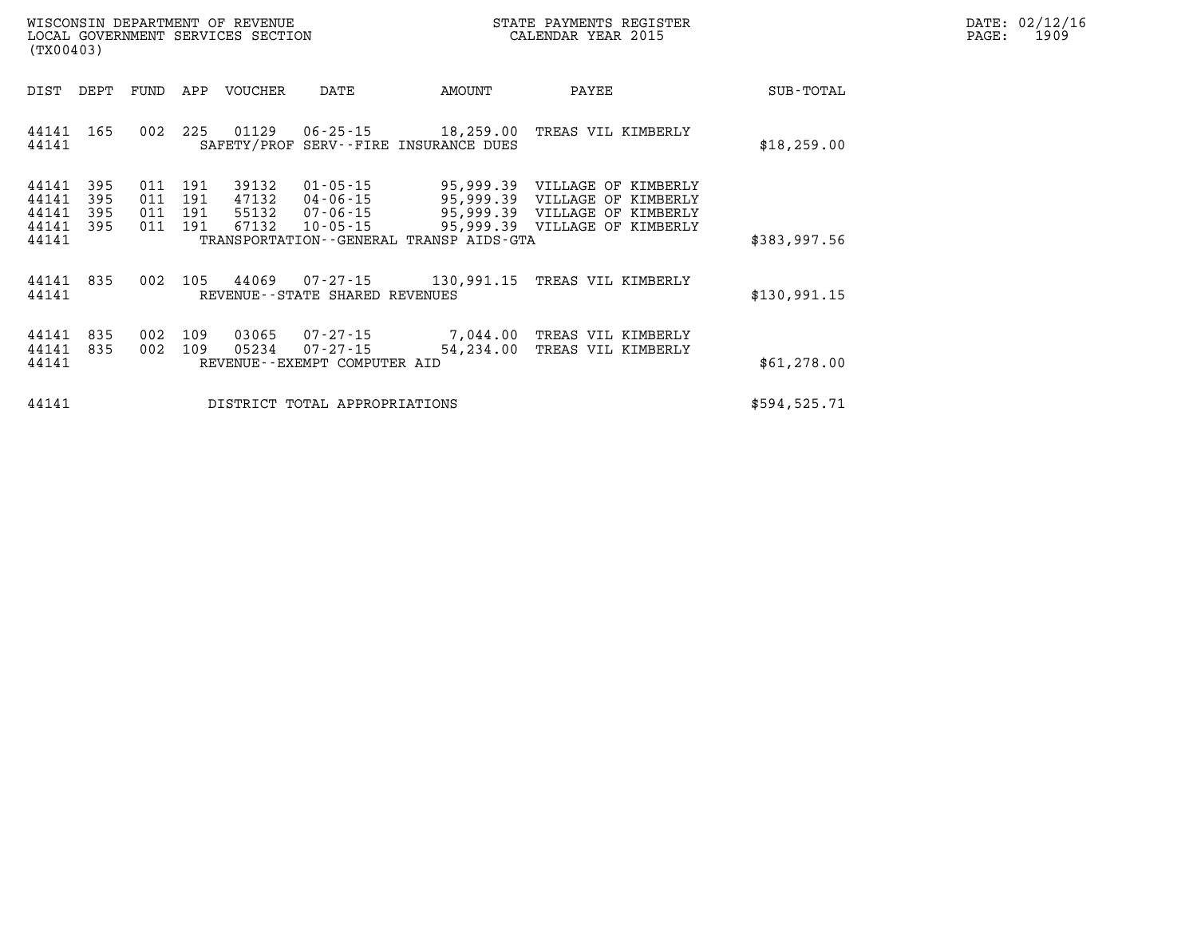WISCONSIN DEPARTMENT OF REVENUE
LOCAL GOVERNMENT SERVICES SECTION
(TX00403)

STATE PAYMENTS REGISTER
CALENDAR YEAR 2015

DATE: 02/12/16
PAGE: 1909

| DIST | DEPT | FUND | APP | VOUCHER | DATE | AMOUNT | PAYEE | SUB-TOTAL |
|---|---|---|---|---|---|---|---|---|
| 44141 | 165 | 002 | 225 | 01129 | 06-25-15 | 18,259.00 | TREAS VIL KIMBERLY | |
| 44141 | | | | SAFETY/PROF SERV--FIRE INSURANCE DUES | | | | $18,259.00 |
| 44141 | 395 | 011 | 191 | 39132 | 01-05-15 | 95,999.39 | VILLAGE OF KIMBERLY | |
| 44141 | 395 | 011 | 191 | 47132 | 04-06-15 | 95,999.39 | VILLAGE OF KIMBERLY | |
| 44141 | 395 | 011 | 191 | 55132 | 07-06-15 | 95,999.39 | VILLAGE OF KIMBERLY | |
| 44141 | 395 | 011 | 191 | 67132 | 10-05-15 | 95,999.39 | VILLAGE OF KIMBERLY | |
| 44141 | | | | TRANSPORTATION--GENERAL TRANSP AIDS-GTA | | | | $383,997.56 |
| 44141 | 835 | 002 | 105 | 44069 | 07-27-15 | 130,991.15 | TREAS VIL KIMBERLY | |
| 44141 | | | | REVENUE--STATE SHARED REVENUES | | | | $130,991.15 |
| 44141 | 835 | 002 | 109 | 03065 | 07-27-15 | 7,044.00 | TREAS VIL KIMBERLY | |
| 44141 | 835 | 002 | 109 | 05234 | 07-27-15 | 54,234.00 | TREAS VIL KIMBERLY | |
| 44141 | | | | REVENUE--EXEMPT COMPUTER AID | | | | $61,278.00 |
| 44141 | | | | DISTRICT TOTAL APPROPRIATIONS | | | | $594,525.71 |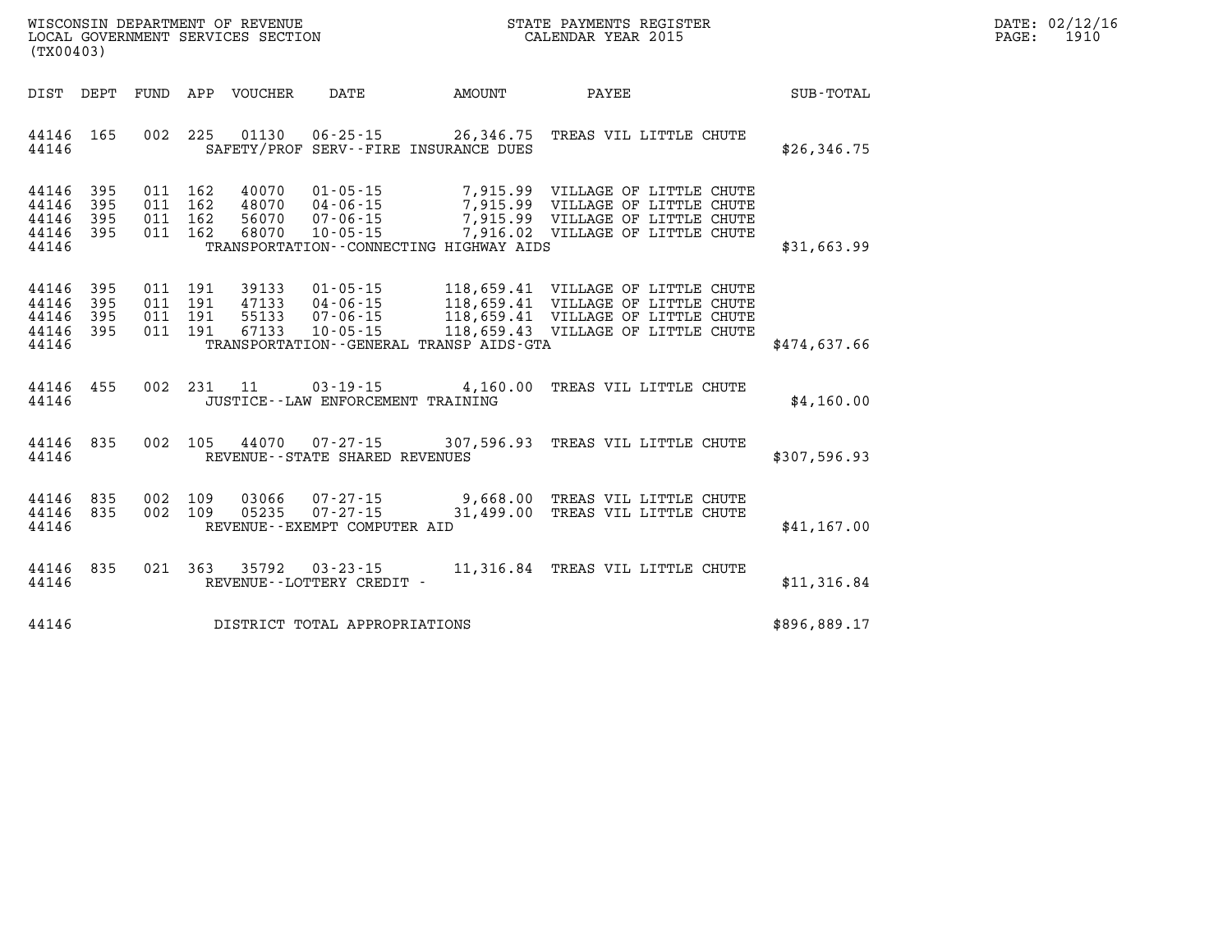WISCONSIN DEPARTMENT OF REVENUE
LOCAL GOVERNMENT SERVICES SECTION
(TX00403)

STATE PAYMENTS REGISTER
CALENDAR YEAR 2015

| DIST | DEPT | FUND | APP | VOUCHER | DATE | AMOUNT | PAYEE | SUB-TOTAL |
|---|---|---|---|---|---|---|---|---|
| 44146 | 165 | 002 | 225 | 01130 | 06-25-15 | 26,346.75 | TREAS VIL LITTLE CHUTE | |
| 44146 | | | | | SAFETY/PROF SERV--FIRE INSURANCE DUES | | | $26,346.75 |
| 44146 | 395 | 011 | 162 | 40070 | 01-05-15 | 7,915.99 | VILLAGE OF LITTLE CHUTE | |
| 44146 | 395 | 011 | 162 | 48070 | 04-06-15 | 7,915.99 | VILLAGE OF LITTLE CHUTE | |
| 44146 | 395 | 011 | 162 | 56070 | 07-06-15 | 7,915.99 | VILLAGE OF LITTLE CHUTE | |
| 44146 | 395 | 011 | 162 | 68070 | 10-05-15 | 7,916.02 | VILLAGE OF LITTLE CHUTE | |
| 44146 | | | | | TRANSPORTATION--CONNECTING HIGHWAY AIDS | | | $31,663.99 |
| 44146 | 395 | 011 | 191 | 39133 | 01-05-15 | 118,659.41 | VILLAGE OF LITTLE CHUTE | |
| 44146 | 395 | 011 | 191 | 47133 | 04-06-15 | 118,659.41 | VILLAGE OF LITTLE CHUTE | |
| 44146 | 395 | 011 | 191 | 55133 | 07-06-15 | 118,659.41 | VILLAGE OF LITTLE CHUTE | |
| 44146 | 395 | 011 | 191 | 67133 | 10-05-15 | 118,659.43 | VILLAGE OF LITTLE CHUTE | |
| 44146 | | | | | TRANSPORTATION--GENERAL TRANSP AIDS-GTA | | | $474,637.66 |
| 44146 | 455 | 002 | 231 | 11 | 03-19-15 | 4,160.00 | TREAS VIL LITTLE CHUTE | |
| 44146 | | | | | JUSTICE--LAW ENFORCEMENT TRAINING | | | $4,160.00 |
| 44146 | 835 | 002 | 105 | 44070 | 07-27-15 | 307,596.93 | TREAS VIL LITTLE CHUTE | |
| 44146 | | | | | REVENUE--STATE SHARED REVENUES | | | $307,596.93 |
| 44146 | 835 | 002 | 109 | 03066 | 07-27-15 | 9,668.00 | TREAS VIL LITTLE CHUTE | |
| 44146 | 835 | 002 | 109 | 05235 | 07-27-15 | 31,499.00 | TREAS VIL LITTLE CHUTE | |
| 44146 | | | | | REVENUE--EXEMPT COMPUTER AID | | | $41,167.00 |
| 44146 | 835 | 021 | 363 | 35792 | 03-23-15 | 11,316.84 | TREAS VIL LITTLE CHUTE | |
| 44146 | | | | | REVENUE--LOTTERY CREDIT - | | | $11,316.84 |
| 44146 | | | | | DISTRICT TOTAL APPROPRIATIONS | | | $896,889.17 |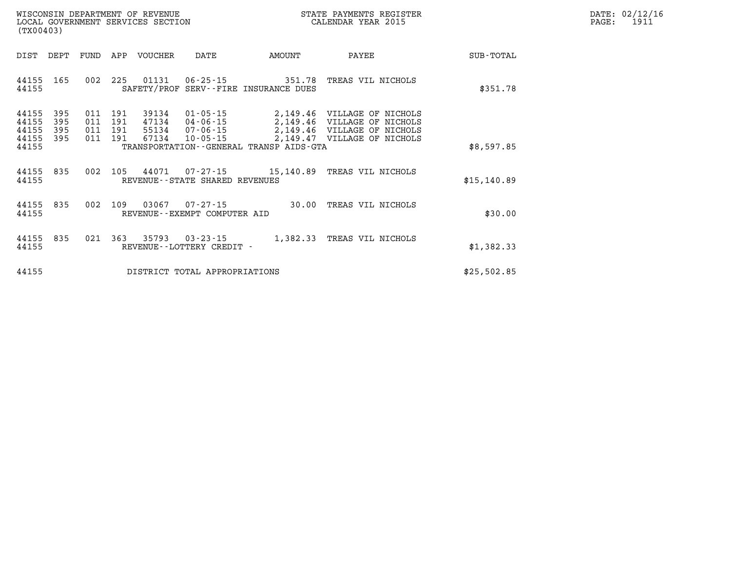WISCONSIN DEPARTMENT OF REVENUE
LOCAL GOVERNMENT SERVICES SECTION
(TX00403)

STATE PAYMENTS REGISTER
CALENDAR YEAR 2015

DATE: 02/12/16

| DIST | DEPT | FUND | APP | VOUCHER | DATE | AMOUNT | PAYEE | SUB-TOTAL |
|---|---|---|---|---|---|---|---|---|
| 44155 | 165 | 002 | 225 | 01131 | 06-25-15 | 351.78 | TREAS VIL NICHOLS | |
| 44155 | | | | SAFETY/PROF SERV--FIRE INSURANCE DUES | | | | $351.78 |
| 44155 | 395 | 011 | 191 | 39134 | 01-05-15 | 2,149.46 | VILLAGE OF NICHOLS | |
| 44155 | 395 | 011 | 191 | 47134 | 04-06-15 | 2,149.46 | VILLAGE OF NICHOLS | |
| 44155 | 395 | 011 | 191 | 55134 | 07-06-15 | 2,149.46 | VILLAGE OF NICHOLS | |
| 44155 | 395 | 011 | 191 | 67134 | 10-05-15 | 2,149.47 | VILLAGE OF NICHOLS | |
| 44155 | | | | TRANSPORTATION--GENERAL TRANSP AIDS-GTA | | | | $8,597.85 |
| 44155 | 835 | 002 | 105 | 44071 | 07-27-15 | 15,140.89 | TREAS VIL NICHOLS | |
| 44155 | | | | REVENUE--STATE SHARED REVENUES | | | | $15,140.89 |
| 44155 | 835 | 002 | 109 | 03067 | 07-27-15 | 30.00 | TREAS VIL NICHOLS | |
| 44155 | | | | REVENUE--EXEMPT COMPUTER AID | | | | $30.00 |
| 44155 | 835 | 021 | 363 | 35793 | 03-23-15 | 1,382.33 | TREAS VIL NICHOLS | |
| 44155 | | | | REVENUE--LOTTERY CREDIT - | | | | $1,382.33 |
| 44155 | | | | DISTRICT TOTAL APPROPRIATIONS | | | | $25,502.85 |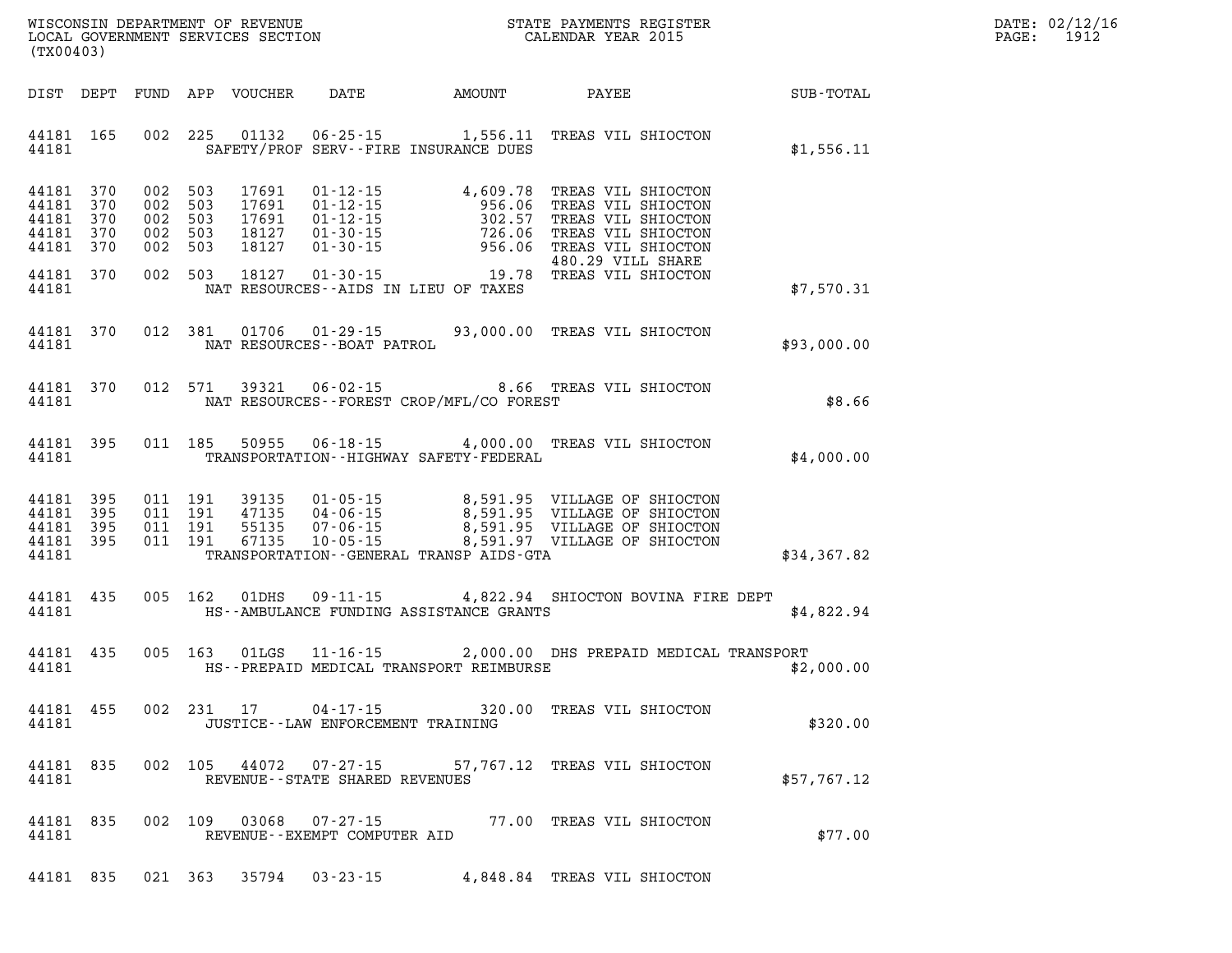WISCONSIN DEPARTMENT OF REVENUE
LOCAL GOVERNMENT SERVICES SECTION
(TX00403)

STATE PAYMENTS REGISTER
CALENDAR YEAR 2015

| DIST | DEPT | FUND | APP | VOUCHER | DATE | AMOUNT | PAYEE | SUB-TOTAL |
|---|---|---|---|---|---|---|---|---|
| 44181 | 165 | 002 | 225 | 01132 | 06-25-15 | 1,556.11 | TREAS VIL SHIOCTON | |
| 44181 | | | | | SAFETY/PROF SERV--FIRE INSURANCE DUES | | | $1,556.11 |
| 44181 | 370 | 002 | 503 | 17691 | 01-12-15 | 4,609.78 | TREAS VIL SHIOCTON | |
| 44181 | 370 | 002 | 503 | 17691 | 01-12-15 | 956.06 | TREAS VIL SHIOCTON | |
| 44181 | 370 | 002 | 503 | 17691 | 01-12-15 | 302.57 | TREAS VIL SHIOCTON | |
| 44181 | 370 | 002 | 503 | 18127 | 01-30-15 | 726.06 | TREAS VIL SHIOCTON | |
| 44181 | 370 | 002 | 503 | 18127 | 01-30-15 | 956.06 | TREAS VIL SHIOCTON 480.29 VILL SHARE | |
| 44181 | 370 | 002 | 503 | 18127 | 01-30-15 | 19.78 | TREAS VIL SHIOCTON | |
| 44181 | | | | | NAT RESOURCES--AIDS IN LIEU OF TAXES | | | $7,570.31 |
| 44181 | 370 | 012 | 381 | 01706 | 01-29-15 | 93,000.00 | TREAS VIL SHIOCTON | |
| 44181 | | | | | NAT RESOURCES--BOAT PATROL | | | $93,000.00 |
| 44181 | 370 | 012 | 571 | 39321 | 06-02-15 | 8.66 | TREAS VIL SHIOCTON | |
| 44181 | | | | | NAT RESOURCES--FOREST CROP/MFL/CO FOREST | | | $8.66 |
| 44181 | 395 | 011 | 185 | 50955 | 06-18-15 | 4,000.00 | TREAS VIL SHIOCTON | |
| 44181 | | | | | TRANSPORTATION--HIGHWAY SAFETY-FEDERAL | | | $4,000.00 |
| 44181 | 395 | 011 | 191 | 39135 | 01-05-15 | 8,591.95 | VILLAGE OF SHIOCTON | |
| 44181 | 395 | 011 | 191 | 47135 | 04-06-15 | 8,591.95 | VILLAGE OF SHIOCTON | |
| 44181 | 395 | 011 | 191 | 55135 | 07-06-15 | 8,591.95 | VILLAGE OF SHIOCTON | |
| 44181 | 395 | 011 | 191 | 67135 | 10-05-15 | 8,591.97 | VILLAGE OF SHIOCTON | |
| 44181 | | | | | TRANSPORTATION--GENERAL TRANSP AIDS-GTA | | | $34,367.82 |
| 44181 | 435 | 005 | 162 | 01DHS | 09-11-15 | 4,822.94 | SHIOCTON BOVINA FIRE DEPT | |
| 44181 | | | | | HS--AMBULANCE FUNDING ASSISTANCE GRANTS | | | $4,822.94 |
| 44181 | 435 | 005 | 163 | 01LGS | 11-16-15 | 2,000.00 | DHS PREPAID MEDICAL TRANSPORT | |
| 44181 | | | | | HS--PREPAID MEDICAL TRANSPORT REIMBURSE | | | $2,000.00 |
| 44181 | 455 | 002 | 231 | 17 | 04-17-15 | 320.00 | TREAS VIL SHIOCTON | |
| 44181 | | | | | JUSTICE--LAW ENFORCEMENT TRAINING | | | $320.00 |
| 44181 | 835 | 002 | 105 | 44072 | 07-27-15 | 57,767.12 | TREAS VIL SHIOCTON | |
| 44181 | | | | | REVENUE--STATE SHARED REVENUES | | | $57,767.12 |
| 44181 | 835 | 002 | 109 | 03068 | 07-27-15 | 77.00 | TREAS VIL SHIOCTON | |
| 44181 | | | | | REVENUE--EXEMPT COMPUTER AID | | | $77.00 |
| 44181 | 835 | 021 | 363 | 35794 | 03-23-15 | 4,848.84 | TREAS VIL SHIOCTON | |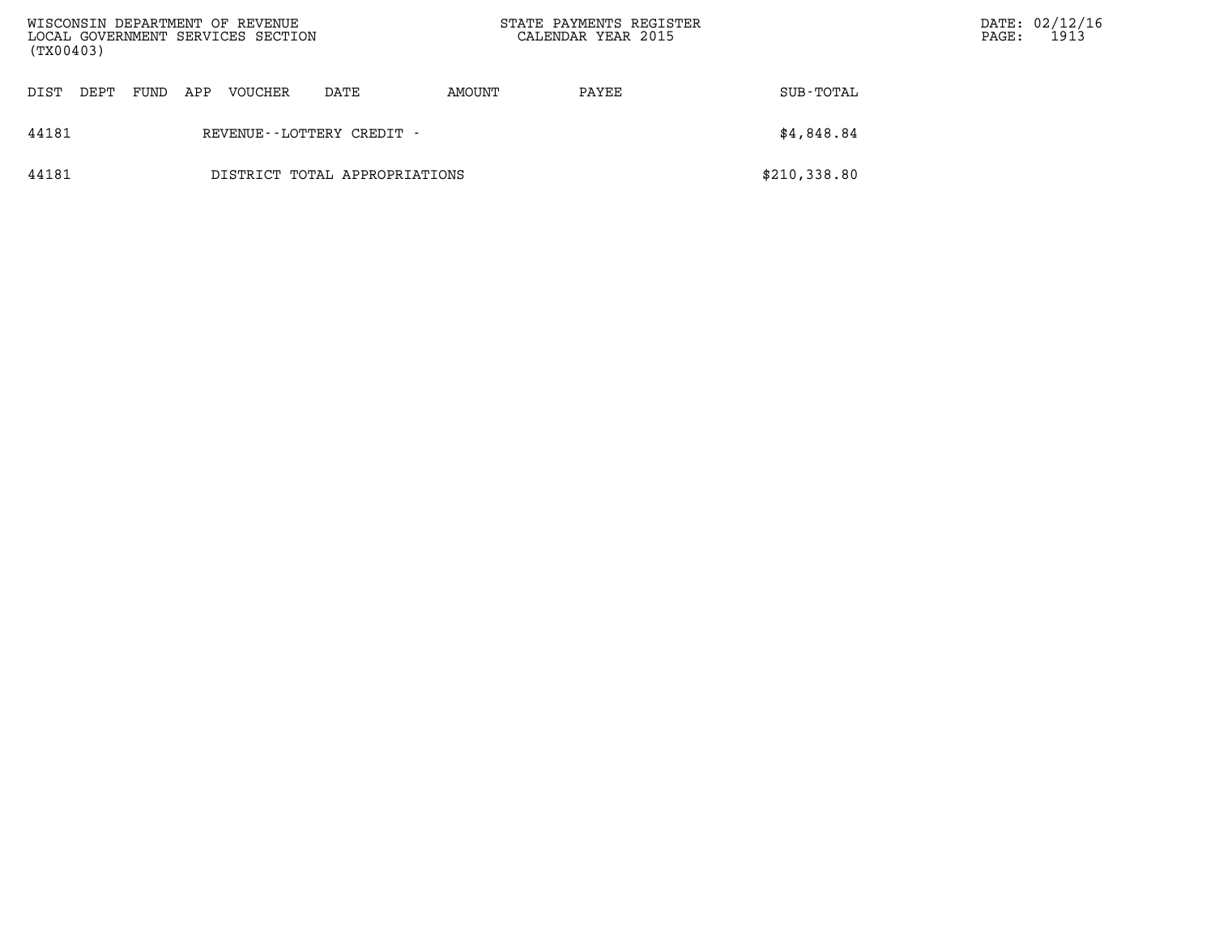| DIST | DEPT | FUND | APP | VOUCHER | DATE | AMOUNT | PAYEE | SUB-TOTAL |
|---|---|---|---|---|---|---|---|---|
| 44181 | | | | REVENUE--LOTTERY CREDIT - | | | | $4,848.84 |
| 44181 | | | | DISTRICT TOTAL APPROPRIATIONS | | | | $210,338.80 |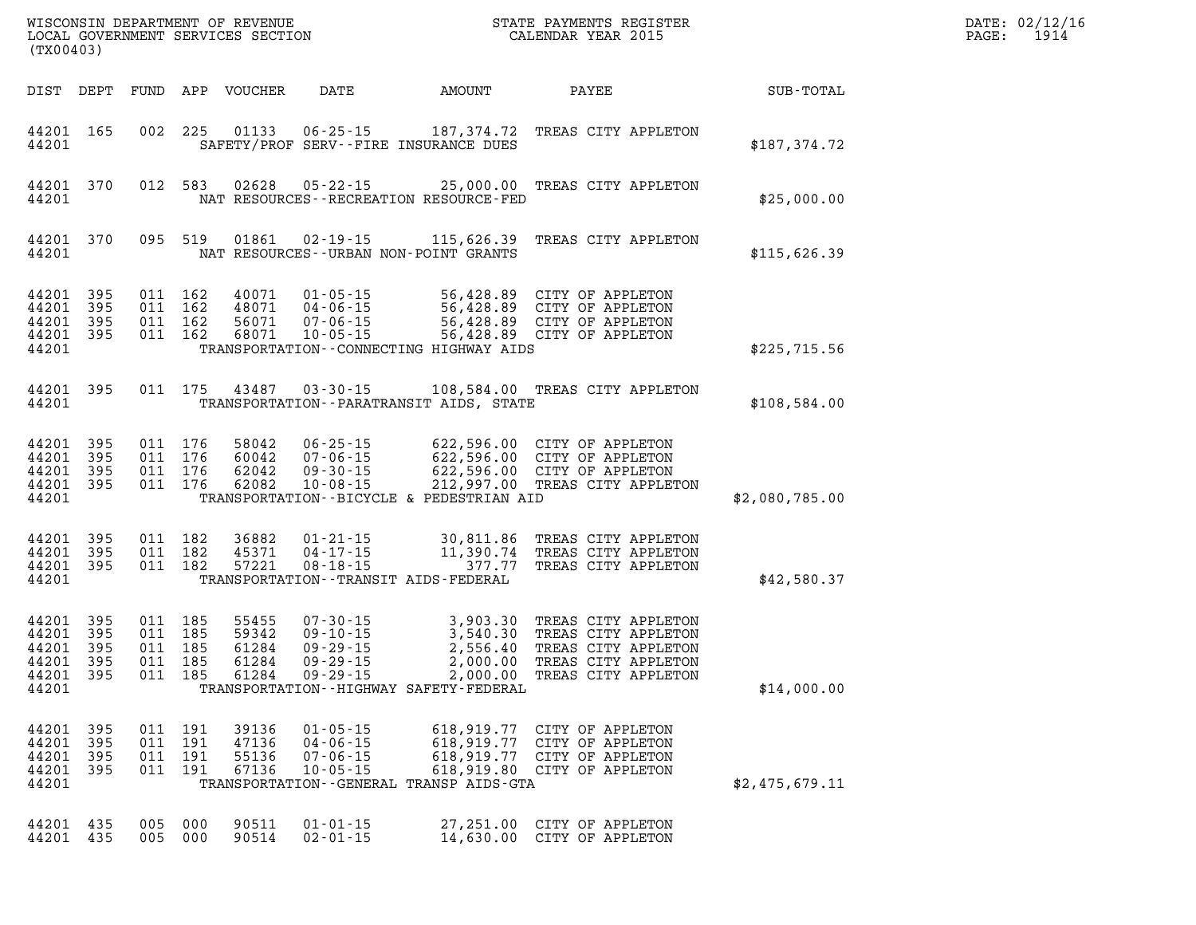| DIST | DEPT | FUND | APP | VOUCHER | DATE | AMOUNT | PAYEE | SUB-TOTAL |
|---|---|---|---|---|---|---|---|---|
| 44201 | 165 | 002 | 225 | 01133 | 06-25-15 | 187,374.72 | TREAS CITY APPLETON | |
| 44201 | | | | | SAFETY/PROF SERV--FIRE INSURANCE DUES | | | $187,374.72 |
| 44201 | 370 | 012 | 583 | 02628 | 05-22-15 | 25,000.00 | TREAS CITY APPLETON | |
| 44201 | | | | | NAT RESOURCES--RECREATION RESOURCE-FED | | | $25,000.00 |
| 44201 | 370 | 095 | 519 | 01861 | 02-19-15 | 115,626.39 | TREAS CITY APPLETON | |
| 44201 | | | | | NAT RESOURCES--URBAN NON-POINT GRANTS | | | $115,626.39 |
| 44201 | 395 | 011 | 162 | 40071 | 01-05-15 | 56,428.89 | CITY OF APPLETON | |
| 44201 | 395 | 011 | 162 | 48071 | 04-06-15 | 56,428.89 | CITY OF APPLETON | |
| 44201 | 395 | 011 | 162 | 56071 | 07-06-15 | 56,428.89 | CITY OF APPLETON | |
| 44201 | 395 | 011 | 162 | 68071 | 10-05-15 | 56,428.89 | CITY OF APPLETON | |
| 44201 | | | | | TRANSPORTATION--CONNECTING HIGHWAY AIDS | | | $225,715.56 |
| 44201 | 395 | 011 | 175 | 43487 | 03-30-15 | 108,584.00 | TREAS CITY APPLETON | |
| 44201 | | | | | TRANSPORTATION--PARATRANSIT AIDS, STATE | | | $108,584.00 |
| 44201 | 395 | 011 | 176 | 58042 | 06-25-15 | 622,596.00 | CITY OF APPLETON | |
| 44201 | 395 | 011 | 176 | 60042 | 07-06-15 | 622,596.00 | CITY OF APPLETON | |
| 44201 | 395 | 011 | 176 | 62042 | 09-30-15 | 622,596.00 | CITY OF APPLETON | |
| 44201 | 395 | 011 | 176 | 62082 | 10-08-15 | 212,997.00 | TREAS CITY APPLETON | |
| 44201 | | | | | TRANSPORTATION--BICYCLE & PEDESTRIAN AID | | | $2,080,785.00 |
| 44201 | 395 | 011 | 182 | 36882 | 01-21-15 | 30,811.86 | TREAS CITY APPLETON | |
| 44201 | 395 | 011 | 182 | 45371 | 04-17-15 | 11,390.74 | TREAS CITY APPLETON | |
| 44201 | 395 | 011 | 182 | 57221 | 08-18-15 | 377.77 | TREAS CITY APPLETON | |
| 44201 | | | | | TRANSPORTATION--TRANSIT AIDS-FEDERAL | | | $42,580.37 |
| 44201 | 395 | 011 | 185 | 55455 | 07-30-15 | 3,903.30 | TREAS CITY APPLETON | |
| 44201 | 395 | 011 | 185 | 59342 | 09-10-15 | 3,540.30 | TREAS CITY APPLETON | |
| 44201 | 395 | 011 | 185 | 61284 | 09-29-15 | 2,556.40 | TREAS CITY APPLETON | |
| 44201 | 395 | 011 | 185 | 61284 | 09-29-15 | 2,000.00 | TREAS CITY APPLETON | |
| 44201 | 395 | 011 | 185 | 61284 | 09-29-15 | 2,000.00 | TREAS CITY APPLETON | |
| 44201 | | | | | TRANSPORTATION--HIGHWAY SAFETY-FEDERAL | | | $14,000.00 |
| 44201 | 395 | 011 | 191 | 39136 | 01-05-15 | 618,919.77 | CITY OF APPLETON | |
| 44201 | 395 | 011 | 191 | 47136 | 04-06-15 | 618,919.77 | CITY OF APPLETON | |
| 44201 | 395 | 011 | 191 | 55136 | 07-06-15 | 618,919.77 | CITY OF APPLETON | |
| 44201 | 395 | 011 | 191 | 67136 | 10-05-15 | 618,919.80 | CITY OF APPLETON | |
| 44201 | | | | | TRANSPORTATION--GENERAL TRANSP AIDS-GTA | | | $2,475,679.11 |
| 44201 | 435 | 005 | 000 | 90511 | 01-01-15 | 27,251.00 | CITY OF APPLETON | |
| 44201 | 435 | 005 | 000 | 90514 | 02-01-15 | 14,630.00 | CITY OF APPLETON | |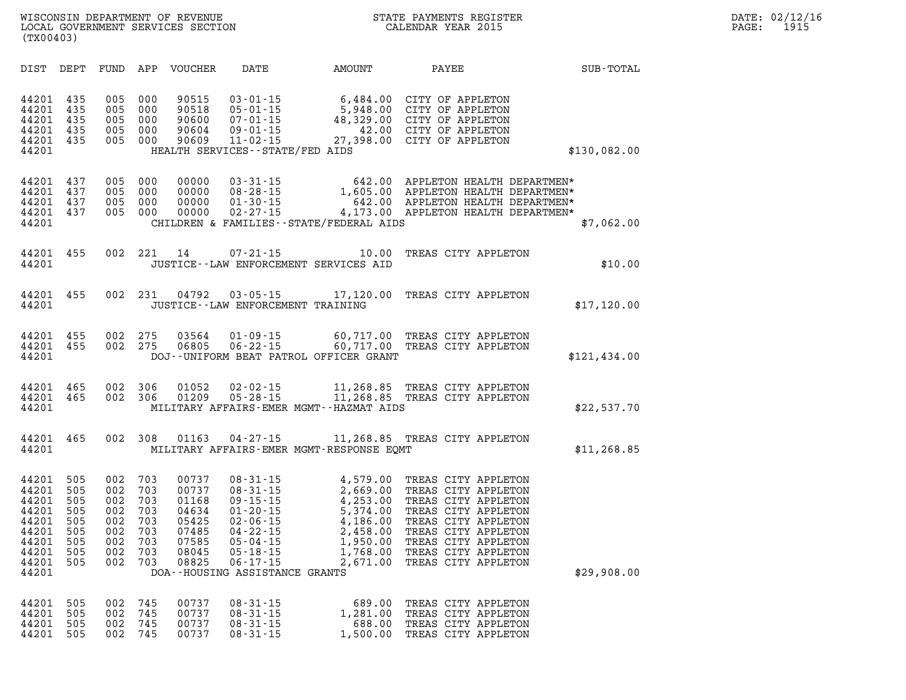WISCONSIN DEPARTMENT OF REVENUE
LOCAL GOVERNMENT SERVICES SECTION
(TX00403)

STATE PAYMENTS REGISTER
CALENDAR YEAR 2015

DATE: 02/12/16
PAGE: 1915

| DIST | DEPT | FUND | APP | VOUCHER | DATE | AMOUNT | PAYEE | SUB-TOTAL |
|---|---|---|---|---|---|---|---|---|
| 44201 | 435 | 005 | 000 | 90515 | 03-01-15 | 6,484.00 | CITY OF APPLETON | |
| 44201 | 435 | 005 | 000 | 90518 | 05-01-15 | 5,948.00 | CITY OF APPLETON | |
| 44201 | 435 | 005 | 000 | 90600 | 07-01-15 | 48,329.00 | CITY OF APPLETON | |
| 44201 | 435 | 005 | 000 | 90604 | 09-01-15 | 42.00 | CITY OF APPLETON | |
| 44201 | 435 | 005 | 000 | 90609 | 11-02-15 | 27,398.00 | CITY OF APPLETON | |
| 44201 | | | | | HEALTH SERVICES--STATE/FED AIDS | | | $130,082.00 |
| 44201 | 437 | 005 | 000 | 00000 | 03-31-15 | 642.00 | APPLETON HEALTH DEPARTMEN* | |
| 44201 | 437 | 005 | 000 | 00000 | 08-28-15 | 1,605.00 | APPLETON HEALTH DEPARTMEN* | |
| 44201 | 437 | 005 | 000 | 00000 | 01-30-15 | 642.00 | APPLETON HEALTH DEPARTMEN* | |
| 44201 | 437 | 005 | 000 | 00000 | 02-27-15 | 4,173.00 | APPLETON HEALTH DEPARTMEN* | |
| 44201 | | | | | CHILDREN & FAMILIES--STATE/FEDERAL AIDS | | | $7,062.00 |
| 44201 | 455 | 002 | 221 | 14 | 07-21-15 | 10.00 | TREAS CITY APPLETON | |
| 44201 | | | | | JUSTICE--LAW ENFORCEMENT SERVICES AID | | | $10.00 |
| 44201 | 455 | 002 | 231 | 04792 | 03-05-15 | 17,120.00 | TREAS CITY APPLETON | |
| 44201 | | | | | JUSTICE--LAW ENFORCEMENT TRAINING | | | $17,120.00 |
| 44201 | 455 | 002 | 275 | 03564 | 01-09-15 | 60,717.00 | TREAS CITY APPLETON | |
| 44201 | 455 | 002 | 275 | 06805 | 06-22-15 | 60,717.00 | TREAS CITY APPLETON | |
| 44201 | | | | | DOJ--UNIFORM BEAT PATROL OFFICER GRANT | | | $121,434.00 |
| 44201 | 465 | 002 | 306 | 01052 | 02-02-15 | 11,268.85 | TREAS CITY APPLETON | |
| 44201 | 465 | 002 | 306 | 01209 | 05-28-15 | 11,268.85 | TREAS CITY APPLETON | |
| 44201 | | | | | MILITARY AFFAIRS-EMER MGMT--HAZMAT AIDS | | | $22,537.70 |
| 44201 | 465 | 002 | 308 | 01163 | 04-27-15 | 11,268.85 | TREAS CITY APPLETON | |
| 44201 | | | | | MILITARY AFFAIRS-EMER MGMT-RESPONSE EQMT | | | $11,268.85 |
| 44201 | 505 | 002 | 703 | 00737 | 08-31-15 | 4,579.00 | TREAS CITY APPLETON | |
| 44201 | 505 | 002 | 703 | 00737 | 08-31-15 | 2,669.00 | TREAS CITY APPLETON | |
| 44201 | 505 | 002 | 703 | 01168 | 09-15-15 | 4,253.00 | TREAS CITY APPLETON | |
| 44201 | 505 | 002 | 703 | 04634 | 01-20-15 | 5,374.00 | TREAS CITY APPLETON | |
| 44201 | 505 | 002 | 703 | 05425 | 02-06-15 | 4,186.00 | TREAS CITY APPLETON | |
| 44201 | 505 | 002 | 703 | 07485 | 04-22-15 | 2,458.00 | TREAS CITY APPLETON | |
| 44201 | 505 | 002 | 703 | 07585 | 05-04-15 | 1,950.00 | TREAS CITY APPLETON | |
| 44201 | 505 | 002 | 703 | 08045 | 05-18-15 | 1,768.00 | TREAS CITY APPLETON | |
| 44201 | 505 | 002 | 703 | 08825 | 06-17-15 | 2,671.00 | TREAS CITY APPLETON | |
| 44201 | | | | | DOA--HOUSING ASSISTANCE GRANTS | | | $29,908.00 |
| 44201 | 505 | 002 | 745 | 00737 | 08-31-15 | 689.00 | TREAS CITY APPLETON | |
| 44201 | 505 | 002 | 745 | 00737 | 08-31-15 | 1,281.00 | TREAS CITY APPLETON | |
| 44201 | 505 | 002 | 745 | 00737 | 08-31-15 | 688.00 | TREAS CITY APPLETON | |
| 44201 | 505 | 002 | 745 | 00737 | 08-31-15 | 1,500.00 | TREAS CITY APPLETON | |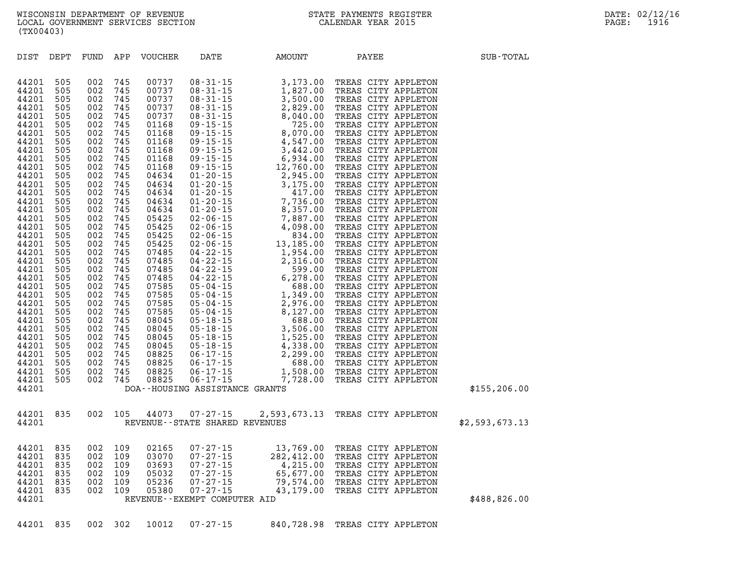WISCONSIN DEPARTMENT OF REVENUE
LOCAL GOVERNMENT SERVICES SECTION
(TX00403)

STATE PAYMENTS REGISTER
CALENDAR YEAR 2015

DATE: 02/12/16

| DIST | DEPT | FUND | APP | VOUCHER | DATE | AMOUNT | PAYEE | SUB-TOTAL |
|---|---|---|---|---|---|---|---|---|
| 44201 | 505 | 002 | 745 | 00737 | 08-31-15 | 3,173.00 | TREAS CITY APPLETON | |
| 44201 | 505 | 002 | 745 | 00737 | 08-31-15 | 1,827.00 | TREAS CITY APPLETON | |
| 44201 | 505 | 002 | 745 | 00737 | 08-31-15 | 3,500.00 | TREAS CITY APPLETON | |
| 44201 | 505 | 002 | 745 | 00737 | 08-31-15 | 2,829.00 | TREAS CITY APPLETON | |
| 44201 | 505 | 002 | 745 | 00737 | 08-31-15 | 8,040.00 | TREAS CITY APPLETON | |
| 44201 | 505 | 002 | 745 | 01168 | 09-15-15 | 725.00 | TREAS CITY APPLETON | |
| 44201 | 505 | 002 | 745 | 01168 | 09-15-15 | 8,070.00 | TREAS CITY APPLETON | |
| 44201 | 505 | 002 | 745 | 01168 | 09-15-15 | 4,547.00 | TREAS CITY APPLETON | |
| 44201 | 505 | 002 | 745 | 01168 | 09-15-15 | 3,442.00 | TREAS CITY APPLETON | |
| 44201 | 505 | 002 | 745 | 01168 | 09-15-15 | 6,934.00 | TREAS CITY APPLETON | |
| 44201 | 505 | 002 | 745 | 01168 | 09-15-15 | 12,760.00 | TREAS CITY APPLETON | |
| 44201 | 505 | 002 | 745 | 04634 | 01-20-15 | 2,945.00 | TREAS CITY APPLETON | |
| 44201 | 505 | 002 | 745 | 04634 | 01-20-15 | 3,175.00 | TREAS CITY APPLETON | |
| 44201 | 505 | 002 | 745 | 04634 | 01-20-15 | 417.00 | TREAS CITY APPLETON | |
| 44201 | 505 | 002 | 745 | 04634 | 01-20-15 | 7,736.00 | TREAS CITY APPLETON | |
| 44201 | 505 | 002 | 745 | 04634 | 01-20-15 | 8,357.00 | TREAS CITY APPLETON | |
| 44201 | 505 | 002 | 745 | 05425 | 02-06-15 | 7,887.00 | TREAS CITY APPLETON | |
| 44201 | 505 | 002 | 745 | 05425 | 02-06-15 | 4,098.00 | TREAS CITY APPLETON | |
| 44201 | 505 | 002 | 745 | 05425 | 02-06-15 | 834.00 | TREAS CITY APPLETON | |
| 44201 | 505 | 002 | 745 | 05425 | 02-06-15 | 13,185.00 | TREAS CITY APPLETON | |
| 44201 | 505 | 002 | 745 | 07485 | 04-22-15 | 1,954.00 | TREAS CITY APPLETON | |
| 44201 | 505 | 002 | 745 | 07485 | 04-22-15 | 2,316.00 | TREAS CITY APPLETON | |
| 44201 | 505 | 002 | 745 | 07485 | 04-22-15 | 599.00 | TREAS CITY APPLETON | |
| 44201 | 505 | 002 | 745 | 07485 | 04-22-15 | 6,278.00 | TREAS CITY APPLETON | |
| 44201 | 505 | 002 | 745 | 07585 | 05-04-15 | 688.00 | TREAS CITY APPLETON | |
| 44201 | 505 | 002 | 745 | 07585 | 05-04-15 | 1,349.00 | TREAS CITY APPLETON | |
| 44201 | 505 | 002 | 745 | 07585 | 05-04-15 | 2,976.00 | TREAS CITY APPLETON | |
| 44201 | 505 | 002 | 745 | 07585 | 05-04-15 | 8,127.00 | TREAS CITY APPLETON | |
| 44201 | 505 | 002 | 745 | 08045 | 05-18-15 | 688.00 | TREAS CITY APPLETON | |
| 44201 | 505 | 002 | 745 | 08045 | 05-18-15 | 3,506.00 | TREAS CITY APPLETON | |
| 44201 | 505 | 002 | 745 | 08045 | 05-18-15 | 1,525.00 | TREAS CITY APPLETON | |
| 44201 | 505 | 002 | 745 | 08045 | 05-18-15 | 4,338.00 | TREAS CITY APPLETON | |
| 44201 | 505 | 002 | 745 | 08825 | 06-17-15 | 2,299.00 | TREAS CITY APPLETON | |
| 44201 | 505 | 002 | 745 | 08825 | 06-17-15 | 688.00 | TREAS CITY APPLETON | |
| 44201 | 505 | 002 | 745 | 08825 | 06-17-15 | 1,508.00 | TREAS CITY APPLETON | |
| 44201 | 505 | 002 | 745 | 08825 | 06-17-15 | 7,728.00 | TREAS CITY APPLETON | |
| 44201 | | | | | DOA--HOUSING ASSISTANCE GRANTS | | | $155,206.00 |
| 44201 | 835 | 002 | 105 | 44073 | 07-27-15 | 2,593,673.13 | TREAS CITY APPLETON | |
| 44201 | | | | | REVENUE--STATE SHARED REVENUES | | | $2,593,673.13 |
| 44201 | 835 | 002 | 109 | 02165 | 07-27-15 | 13,769.00 | TREAS CITY APPLETON | |
| 44201 | 835 | 002 | 109 | 03070 | 07-27-15 | 282,412.00 | TREAS CITY APPLETON | |
| 44201 | 835 | 002 | 109 | 03693 | 07-27-15 | 4,215.00 | TREAS CITY APPLETON | |
| 44201 | 835 | 002 | 109 | 05032 | 07-27-15 | 65,677.00 | TREAS CITY APPLETON | |
| 44201 | 835 | 002 | 109 | 05236 | 07-27-15 | 79,574.00 | TREAS CITY APPLETON | |
| 44201 | 835 | 002 | 109 | 05380 | 07-27-15 | 43,179.00 | TREAS CITY APPLETON | |
| 44201 | | | | | REVENUE--EXEMPT COMPUTER AID | | | $488,826.00 |
| 44201 | 835 | 002 | 302 | 10012 | 07-27-15 | 840,728.98 | TREAS CITY APPLETON | |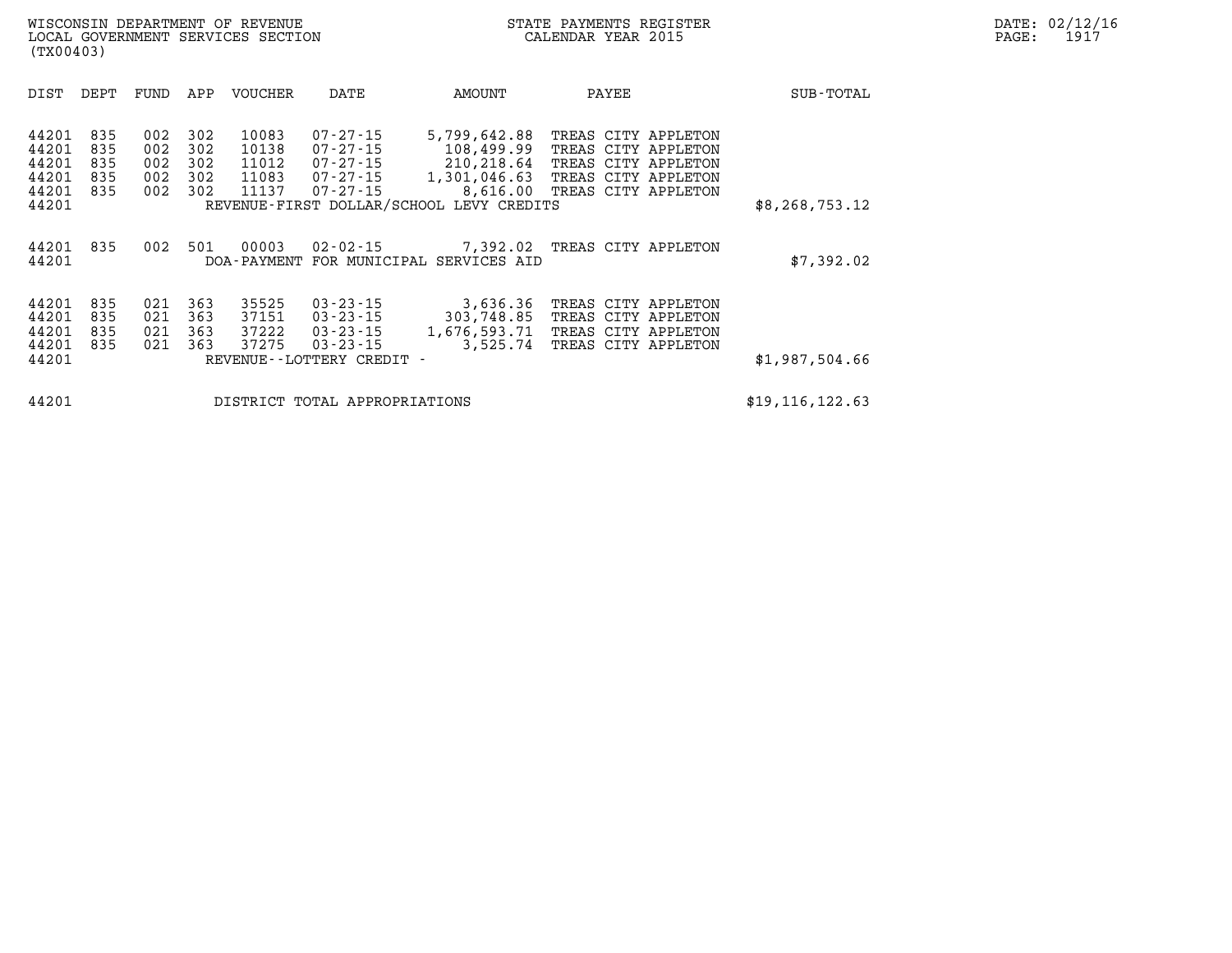WISCONSIN DEPARTMENT OF REVENUE
LOCAL GOVERNMENT SERVICES SECTION
(TX00403)

STATE PAYMENTS REGISTER
CALENDAR YEAR 2015

| DIST | DEPT | FUND | APP | VOUCHER | DATE | AMOUNT | PAYEE | SUB-TOTAL |
|---|---|---|---|---|---|---|---|---|
| 44201 | 835 | 002 | 302 | 10083 | 07-27-15 | 5,799,642.88 | TREAS CITY APPLETON | |
| 44201 | 835 | 002 | 302 | 10138 | 07-27-15 | 108,499.99 | TREAS CITY APPLETON | |
| 44201 | 835 | 002 | 302 | 11012 | 07-27-15 | 210,218.64 | TREAS CITY APPLETON | |
| 44201 | 835 | 002 | 302 | 11083 | 07-27-15 | 1,301,046.63 | TREAS CITY APPLETON | |
| 44201 | 835 | 002 | 302 | 11137 | 07-27-15 | 8,616.00 | TREAS CITY APPLETON | |
| 44201 | | | | | REVENUE-FIRST DOLLAR/SCHOOL LEVY CREDITS | | | $8,268,753.12 |
| 44201 | 835 | 002 | 501 | 00003 | 02-02-15 | 7,392.02 | TREAS CITY APPLETON | |
| 44201 | | | | | DOA-PAYMENT FOR MUNICIPAL SERVICES AID | | | $7,392.02 |
| 44201 | 835 | 021 | 363 | 35525 | 03-23-15 | 3,636.36 | TREAS CITY APPLETON | |
| 44201 | 835 | 021 | 363 | 37151 | 03-23-15 | 303,748.85 | TREAS CITY APPLETON | |
| 44201 | 835 | 021 | 363 | 37222 | 03-23-15 | 1,676,593.71 | TREAS CITY APPLETON | |
| 44201 | 835 | 021 | 363 | 37275 | 03-23-15 | 3,525.74 | TREAS CITY APPLETON | |
| 44201 | | | | | REVENUE--LOTTERY CREDIT - | | | $1,987,504.66 |
| 44201 | | | | | DISTRICT TOTAL APPROPRIATIONS | | | $19,116,122.63 |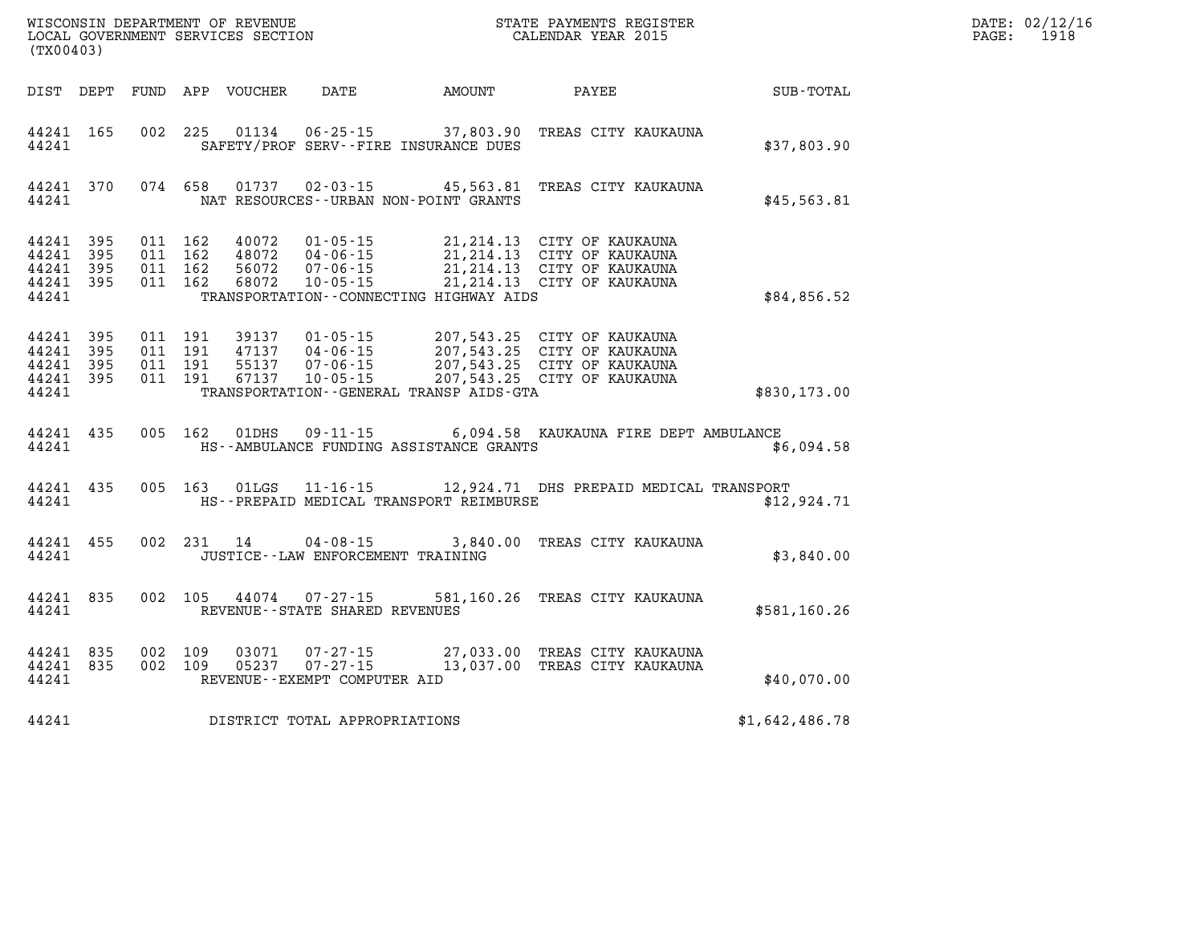WISCONSIN DEPARTMENT OF REVENUE
LOCAL GOVERNMENT SERVICES SECTION
(TX00403)

STATE PAYMENTS REGISTER
CALENDAR YEAR 2015

DATE: 02/12/16
PAGE: 1918

| DIST | DEPT | FUND | APP | VOUCHER | DATE | AMOUNT | PAYEE | SUB-TOTAL |
|---|---|---|---|---|---|---|---|---|
| 44241 | 165 | 002 | 225 | 01134 | 06-25-15 | 37,803.90 | TREAS CITY KAUKAUNA | |
| 44241 | | | | | SAFETY/PROF SERV--FIRE INSURANCE DUES | | | $37,803.90 |
| 44241 | 370 | 074 | 658 | 01737 | 02-03-15 | 45,563.81 | TREAS CITY KAUKAUNA | |
| 44241 | | | | | NAT RESOURCES--URBAN NON-POINT GRANTS | | | $45,563.81 |
| 44241 | 395 | 011 | 162 | 40072 | 01-05-15 | 21,214.13 | CITY OF KAUKAUNA | |
| 44241 | 395 | 011 | 162 | 48072 | 04-06-15 | 21,214.13 | CITY OF KAUKAUNA | |
| 44241 | 395 | 011 | 162 | 56072 | 07-06-15 | 21,214.13 | CITY OF KAUKAUNA | |
| 44241 | 395 | 011 | 162 | 68072 | 10-05-15 | 21,214.13 | CITY OF KAUKAUNA | |
| 44241 | | | | | TRANSPORTATION--CONNECTING HIGHWAY AIDS | | | $84,856.52 |
| 44241 | 395 | 011 | 191 | 39137 | 01-05-15 | 207,543.25 | CITY OF KAUKAUNA | |
| 44241 | 395 | 011 | 191 | 47137 | 04-06-15 | 207,543.25 | CITY OF KAUKAUNA | |
| 44241 | 395 | 011 | 191 | 55137 | 07-06-15 | 207,543.25 | CITY OF KAUKAUNA | |
| 44241 | 395 | 011 | 191 | 67137 | 10-05-15 | 207,543.25 | CITY OF KAUKAUNA | |
| 44241 | | | | | TRANSPORTATION--GENERAL TRANSP AIDS-GTA | | | $830,173.00 |
| 44241 | 435 | 005 | 162 | 01DHS | 09-11-15 | 6,094.58 | KAUKAUNA FIRE DEPT AMBULANCE | |
| 44241 | | | | | HS--AMBULANCE FUNDING ASSISTANCE GRANTS | | | $6,094.58 |
| 44241 | 435 | 005 | 163 | 01LGS | 11-16-15 | 12,924.71 | DHS PREPAID MEDICAL TRANSPORT | |
| 44241 | | | | | HS--PREPAID MEDICAL TRANSPORT REIMBURSE | | | $12,924.71 |
| 44241 | 455 | 002 | 231 | 14 | 04-08-15 | 3,840.00 | TREAS CITY KAUKAUNA | |
| 44241 | | | | | JUSTICE--LAW ENFORCEMENT TRAINING | | | $3,840.00 |
| 44241 | 835 | 002 | 105 | 44074 | 07-27-15 | 581,160.26 | TREAS CITY KAUKAUNA | |
| 44241 | | | | | REVENUE--STATE SHARED REVENUES | | | $581,160.26 |
| 44241 | 835 | 002 | 109 | 03071 | 07-27-15 | 27,033.00 | TREAS CITY KAUKAUNA | |
| 44241 | 835 | 002 | 109 | 05237 | 07-27-15 | 13,037.00 | TREAS CITY KAUKAUNA | |
| 44241 | | | | | REVENUE--EXEMPT COMPUTER AID | | | $40,070.00 |
| 44241 | | | | | DISTRICT TOTAL APPROPRIATIONS | | | $1,642,486.78 |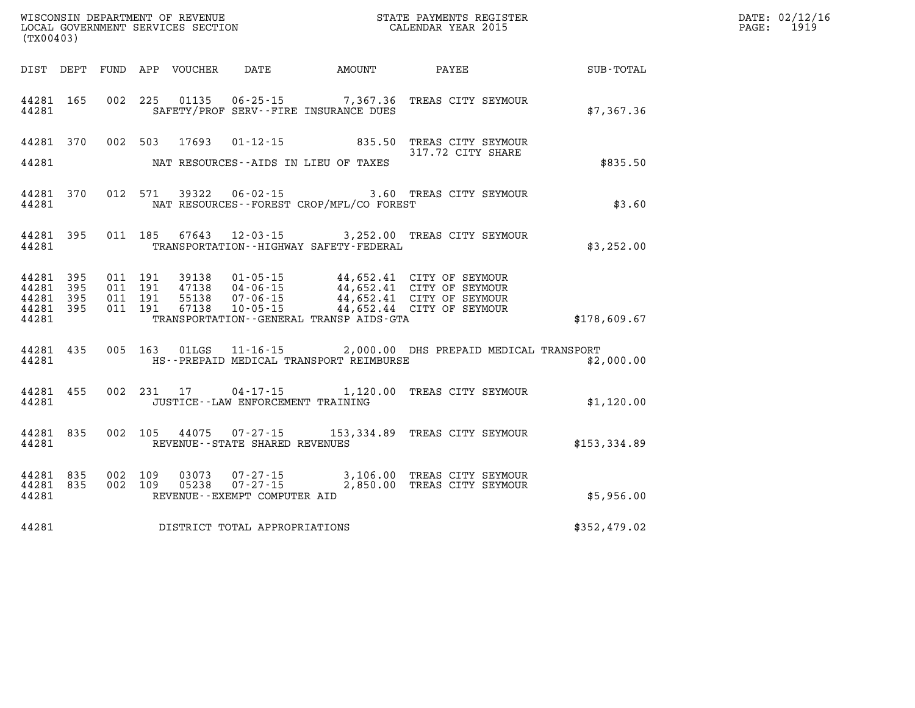WISCONSIN DEPARTMENT OF REVENUE
LOCAL GOVERNMENT SERVICES SECTION
(TX00403)

STATE PAYMENTS REGISTER
CALENDAR YEAR 2015

DATE: 02/12/16
PAGE: 1919

| DIST | DEPT | FUND | APP | VOUCHER | DATE | AMOUNT | PAYEE | SUB-TOTAL |
|---|---|---|---|---|---|---|---|---|
| 44281 | 165 | 002 | 225 | 01135 | 06-25-15 | 7,367.36 | TREAS CITY SEYMOUR | |
| 44281 | | | | | SAFETY/PROF SERV--FIRE INSURANCE DUES | | | $7,367.36 |
| 44281 | 370 | 002 | 503 | 17693 | 01-12-15 | 835.50 | TREAS CITY SEYMOUR 317.72 CITY SHARE | |
| 44281 | | | | | NAT RESOURCES--AIDS IN LIEU OF TAXES | | | $835.50 |
| 44281 | 370 | 012 | 571 | 39322 | 06-02-15 | 3.60 | TREAS CITY SEYMOUR | |
| 44281 | | | | | NAT RESOURCES--FOREST CROP/MFL/CO FOREST | | | $3.60 |
| 44281 | 395 | 011 | 185 | 67643 | 12-03-15 | 3,252.00 | TREAS CITY SEYMOUR | |
| 44281 | | | | | TRANSPORTATION--HIGHWAY SAFETY-FEDERAL | | | $3,252.00 |
| 44281 | 395 | 011 | 191 | 39138 | 01-05-15 | 44,652.41 | CITY OF SEYMOUR | |
| 44281 | 395 | 011 | 191 | 47138 | 04-06-15 | 44,652.41 | CITY OF SEYMOUR | |
| 44281 | 395 | 011 | 191 | 55138 | 07-06-15 | 44,652.41 | CITY OF SEYMOUR | |
| 44281 | 395 | 011 | 191 | 67138 | 10-05-15 | 44,652.44 | CITY OF SEYMOUR | |
| 44281 | | | | | TRANSPORTATION--GENERAL TRANSP AIDS-GTA | | | $178,609.67 |
| 44281 | 435 | 005 | 163 | 01LGS | 11-16-15 | 2,000.00 | DHS PREPAID MEDICAL TRANSPORT | |
| 44281 | | | | | HS--PREPAID MEDICAL TRANSPORT REIMBURSE | | | $2,000.00 |
| 44281 | 455 | 002 | 231 | 17 | 04-17-15 | 1,120.00 | TREAS CITY SEYMOUR | |
| 44281 | | | | | JUSTICE--LAW ENFORCEMENT TRAINING | | | $1,120.00 |
| 44281 | 835 | 002 | 105 | 44075 | 07-27-15 | 153,334.89 | TREAS CITY SEYMOUR | |
| 44281 | | | | | REVENUE--STATE SHARED REVENUES | | | $153,334.89 |
| 44281 | 835 | 002 | 109 | 03073 | 07-27-15 | 3,106.00 | TREAS CITY SEYMOUR | |
| 44281 | 835 | 002 | 109 | 05238 | 07-27-15 | 2,850.00 | TREAS CITY SEYMOUR | |
| 44281 | | | | | REVENUE--EXEMPT COMPUTER AID | | | $5,956.00 |
| 44281 | | | | | DISTRICT TOTAL APPROPRIATIONS | | | $352,479.02 |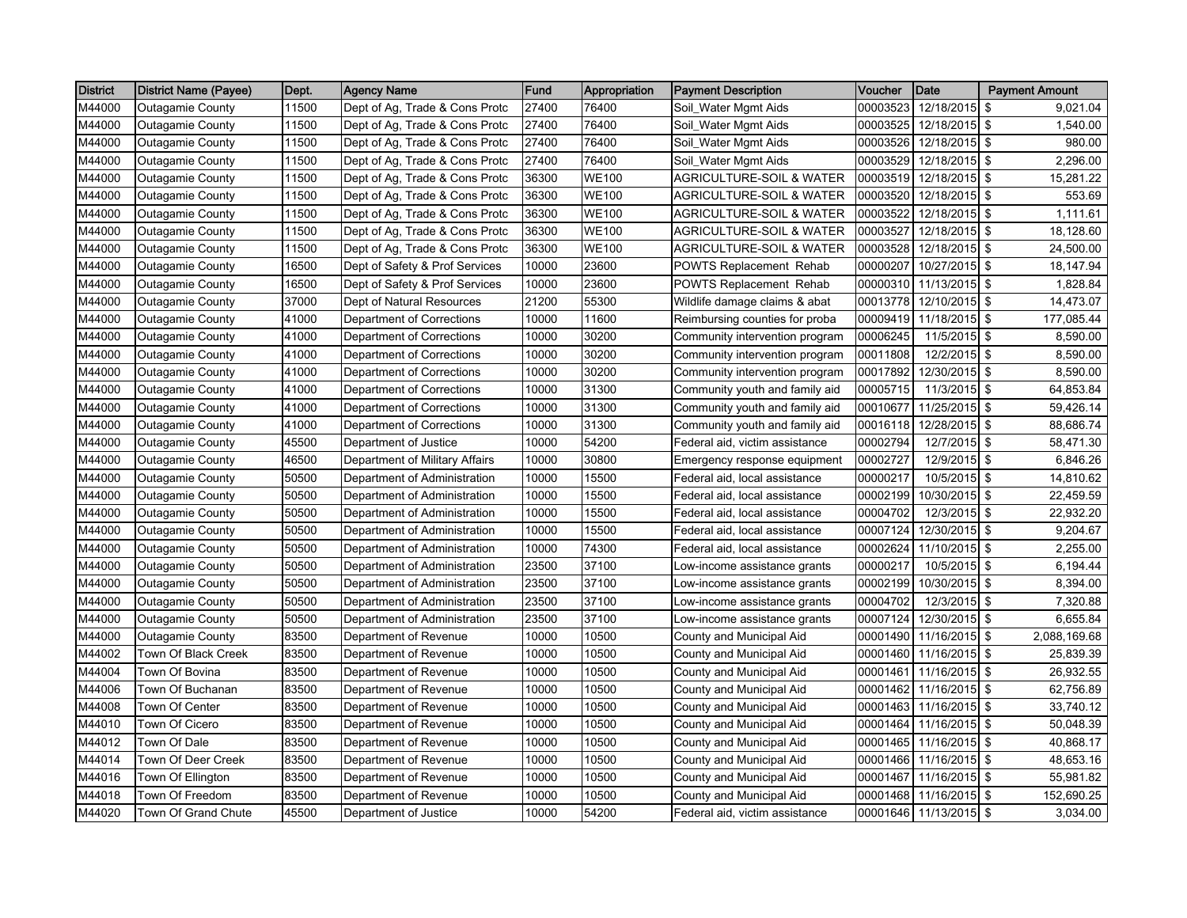| District | District Name (Payee) | Dept. | Agency Name | Fund | Appropriation | Payment Description | Voucher | Date | Payment Amount |
|---|---|---|---|---|---|---|---|---|---|
| M44000 | Outagamie County | 11500 | Dept of Ag, Trade & Cons Protc | 27400 | 76400 | Soil_Water Mgmt Aids | 00003523 | 12/18/2015 | $ 9,021.04 |
| M44000 | Outagamie County | 11500 | Dept of Ag, Trade & Cons Protc | 27400 | 76400 | Soil_Water Mgmt Aids | 00003525 | 12/18/2015 | $ 1,540.00 |
| M44000 | Outagamie County | 11500 | Dept of Ag, Trade & Cons Protc | 27400 | 76400 | Soil_Water Mgmt Aids | 00003526 | 12/18/2015 | $ 980.00 |
| M44000 | Outagamie County | 11500 | Dept of Ag, Trade & Cons Protc | 27400 | 76400 | Soil_Water Mgmt Aids | 00003529 | 12/18/2015 | $ 2,296.00 |
| M44000 | Outagamie County | 11500 | Dept of Ag, Trade & Cons Protc | 36300 | WE100 | AGRICULTURE-SOIL & WATER | 00003519 | 12/18/2015 | $ 15,281.22 |
| M44000 | Outagamie County | 11500 | Dept of Ag, Trade & Cons Protc | 36300 | WE100 | AGRICULTURE-SOIL & WATER | 00003520 | 12/18/2015 | $ 553.69 |
| M44000 | Outagamie County | 11500 | Dept of Ag, Trade & Cons Protc | 36300 | WE100 | AGRICULTURE-SOIL & WATER | 00003522 | 12/18/2015 | $ 1,111.61 |
| M44000 | Outagamie County | 11500 | Dept of Ag, Trade & Cons Protc | 36300 | WE100 | AGRICULTURE-SOIL & WATER | 00003527 | 12/18/2015 | $ 18,128.60 |
| M44000 | Outagamie County | 11500 | Dept of Ag, Trade & Cons Protc | 36300 | WE100 | AGRICULTURE-SOIL & WATER | 00003528 | 12/18/2015 | $ 24,500.00 |
| M44000 | Outagamie County | 16500 | Dept of Safety & Prof Services | 10000 | 23600 | POWTS Replacement Rehab | 00000207 | 10/27/2015 | $ 18,147.94 |
| M44000 | Outagamie County | 16500 | Dept of Safety & Prof Services | 10000 | 23600 | POWTS Replacement Rehab | 00000310 | 11/13/2015 | $ 1,828.84 |
| M44000 | Outagamie County | 37000 | Dept of Natural Resources | 21200 | 55300 | Wildlife damage claims & abat | 00013778 | 12/10/2015 | $ 14,473.07 |
| M44000 | Outagamie County | 41000 | Department of Corrections | 10000 | 11600 | Reimbursing counties for proba | 00009419 | 11/18/2015 | $ 177,085.44 |
| M44000 | Outagamie County | 41000 | Department of Corrections | 10000 | 30200 | Community intervention program | 00006245 | 11/5/2015 | $ 8,590.00 |
| M44000 | Outagamie County | 41000 | Department of Corrections | 10000 | 30200 | Community intervention program | 00011808 | 12/2/2015 | $ 8,590.00 |
| M44000 | Outagamie County | 41000 | Department of Corrections | 10000 | 30200 | Community intervention program | 00017892 | 12/30/2015 | $ 8,590.00 |
| M44000 | Outagamie County | 41000 | Department of Corrections | 10000 | 31300 | Community youth and family aid | 00005715 | 11/3/2015 | $ 64,853.84 |
| M44000 | Outagamie County | 41000 | Department of Corrections | 10000 | 31300 | Community youth and family aid | 00010677 | 11/25/2015 | $ 59,426.14 |
| M44000 | Outagamie County | 41000 | Department of Corrections | 10000 | 31300 | Community youth and family aid | 00016118 | 12/28/2015 | $ 88,686.74 |
| M44000 | Outagamie County | 45500 | Department of Justice | 10000 | 54200 | Federal aid, victim assistance | 00002794 | 12/7/2015 | $ 58,471.30 |
| M44000 | Outagamie County | 46500 | Department of Military Affairs | 10000 | 30800 | Emergency response equipment | 00002727 | 12/9/2015 | $ 6,846.26 |
| M44000 | Outagamie County | 50500 | Department of Administration | 10000 | 15500 | Federal aid, local assistance | 00000217 | 10/5/2015 | $ 14,810.62 |
| M44000 | Outagamie County | 50500 | Department of Administration | 10000 | 15500 | Federal aid, local assistance | 00002199 | 10/30/2015 | $ 22,459.59 |
| M44000 | Outagamie County | 50500 | Department of Administration | 10000 | 15500 | Federal aid, local assistance | 00004702 | 12/3/2015 | $ 22,932.20 |
| M44000 | Outagamie County | 50500 | Department of Administration | 10000 | 15500 | Federal aid, local assistance | 00007124 | 12/30/2015 | $ 9,204.67 |
| M44000 | Outagamie County | 50500 | Department of Administration | 10000 | 74300 | Federal aid, local assistance | 00002624 | 11/10/2015 | $ 2,255.00 |
| M44000 | Outagamie County | 50500 | Department of Administration | 23500 | 37100 | Low-income assistance grants | 00000217 | 10/5/2015 | $ 6,194.44 |
| M44000 | Outagamie County | 50500 | Department of Administration | 23500 | 37100 | Low-income assistance grants | 00002199 | 10/30/2015 | $ 8,394.00 |
| M44000 | Outagamie County | 50500 | Department of Administration | 23500 | 37100 | Low-income assistance grants | 00004702 | 12/3/2015 | $ 7,320.88 |
| M44000 | Outagamie County | 50500 | Department of Administration | 23500 | 37100 | Low-income assistance grants | 00007124 | 12/30/2015 | $ 6,655.84 |
| M44000 | Outagamie County | 83500 | Department of Revenue | 10000 | 10500 | County and Municipal Aid | 00001490 | 11/16/2015 | $ 2,088,169.68 |
| M44002 | Town Of Black Creek | 83500 | Department of Revenue | 10000 | 10500 | County and Municipal Aid | 00001460 | 11/16/2015 | $ 25,839.39 |
| M44004 | Town Of Bovina | 83500 | Department of Revenue | 10000 | 10500 | County and Municipal Aid | 00001461 | 11/16/2015 | $ 26,932.55 |
| M44006 | Town Of Buchanan | 83500 | Department of Revenue | 10000 | 10500 | County and Municipal Aid | 00001462 | 11/16/2015 | $ 62,756.89 |
| M44008 | Town Of Center | 83500 | Department of Revenue | 10000 | 10500 | County and Municipal Aid | 00001463 | 11/16/2015 | $ 33,740.12 |
| M44010 | Town Of Cicero | 83500 | Department of Revenue | 10000 | 10500 | County and Municipal Aid | 00001464 | 11/16/2015 | $ 50,048.39 |
| M44012 | Town Of Dale | 83500 | Department of Revenue | 10000 | 10500 | County and Municipal Aid | 00001465 | 11/16/2015 | $ 40,868.17 |
| M44014 | Town Of Deer Creek | 83500 | Department of Revenue | 10000 | 10500 | County and Municipal Aid | 00001466 | 11/16/2015 | $ 48,653.16 |
| M44016 | Town Of Ellington | 83500 | Department of Revenue | 10000 | 10500 | County and Municipal Aid | 00001467 | 11/16/2015 | $ 55,981.82 |
| M44018 | Town Of Freedom | 83500 | Department of Revenue | 10000 | 10500 | County and Municipal Aid | 00001468 | 11/16/2015 | $ 152,690.25 |
| M44020 | Town Of Grand Chute | 45500 | Department of Justice | 10000 | 54200 | Federal aid, victim assistance | 00001646 | 11/13/2015 | $ 3,034.00 |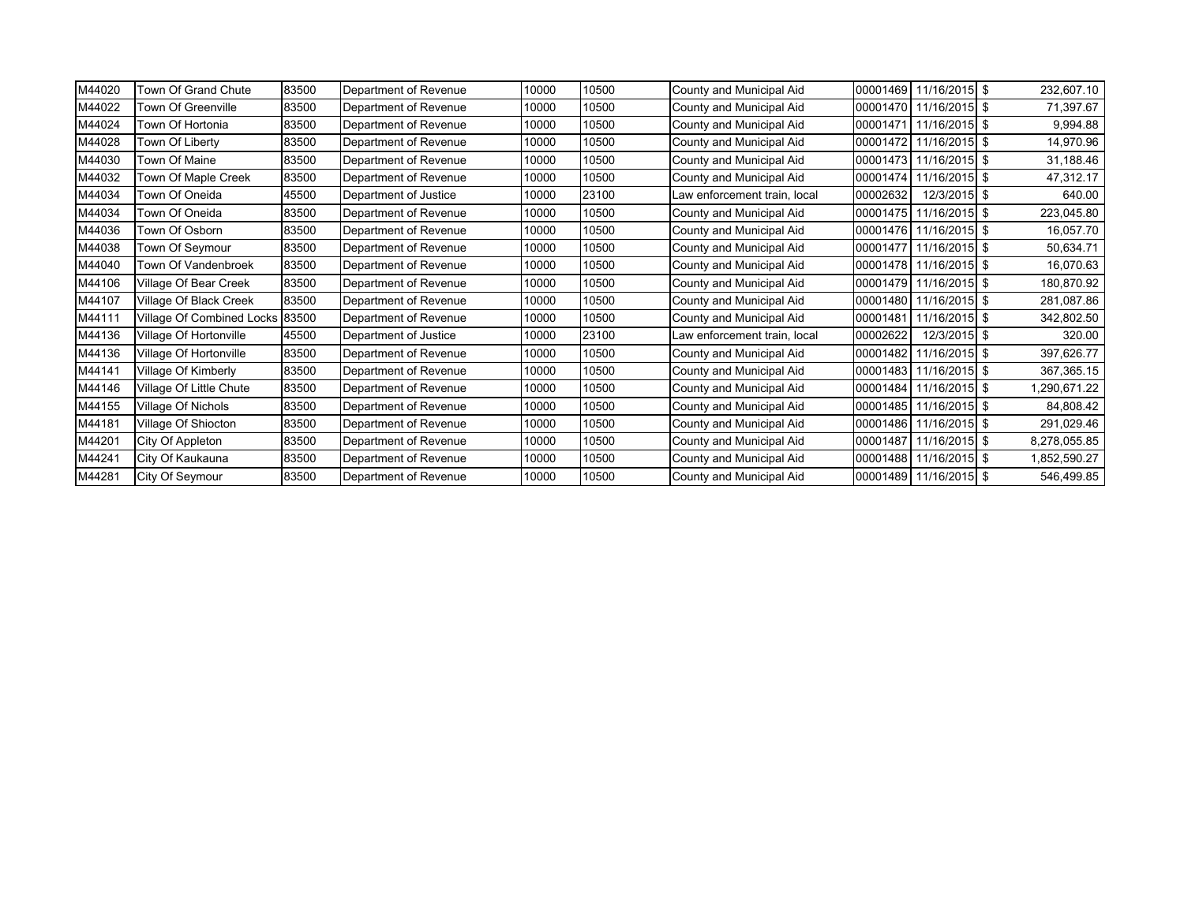| | | | | | | | | | | |
|---|---|---|---|---|---|---|---|---|---|---|
| M44020 | Town Of Grand Chute | 83500 | Department of Revenue | 10000 | 10500 | County and Municipal Aid | 00001469 | 11/16/2015 | $ | 232,607.10 |
| M44022 | Town Of Greenville | 83500 | Department of Revenue | 10000 | 10500 | County and Municipal Aid | 00001470 | 11/16/2015 | $ | 71,397.67 |
| M44024 | Town Of Hortonia | 83500 | Department of Revenue | 10000 | 10500 | County and Municipal Aid | 00001471 | 11/16/2015 | $ | 9,994.88 |
| M44028 | Town Of Liberty | 83500 | Department of Revenue | 10000 | 10500 | County and Municipal Aid | 00001472 | 11/16/2015 | $ | 14,970.96 |
| M44030 | Town Of Maine | 83500 | Department of Revenue | 10000 | 10500 | County and Municipal Aid | 00001473 | 11/16/2015 | $ | 31,188.46 |
| M44032 | Town Of Maple Creek | 83500 | Department of Revenue | 10000 | 10500 | County and Municipal Aid | 00001474 | 11/16/2015 | $ | 47,312.17 |
| M44034 | Town Of Oneida | 45500 | Department of Justice | 10000 | 23100 | Law enforcement train, local | 00002632 | 12/3/2015 | $ | 640.00 |
| M44034 | Town Of Oneida | 83500 | Department of Revenue | 10000 | 10500 | County and Municipal Aid | 00001475 | 11/16/2015 | $ | 223,045.80 |
| M44036 | Town Of Osborn | 83500 | Department of Revenue | 10000 | 10500 | County and Municipal Aid | 00001476 | 11/16/2015 | $ | 16,057.70 |
| M44038 | Town Of Seymour | 83500 | Department of Revenue | 10000 | 10500 | County and Municipal Aid | 00001477 | 11/16/2015 | $ | 50,634.71 |
| M44040 | Town Of Vandenbroek | 83500 | Department of Revenue | 10000 | 10500 | County and Municipal Aid | 00001478 | 11/16/2015 | $ | 16,070.63 |
| M44106 | Village Of Bear Creek | 83500 | Department of Revenue | 10000 | 10500 | County and Municipal Aid | 00001479 | 11/16/2015 | $ | 180,870.92 |
| M44107 | Village Of Black Creek | 83500 | Department of Revenue | 10000 | 10500 | County and Municipal Aid | 00001480 | 11/16/2015 | $ | 281,087.86 |
| M44111 | Village Of Combined Locks | 83500 | Department of Revenue | 10000 | 10500 | County and Municipal Aid | 00001481 | 11/16/2015 | $ | 342,802.50 |
| M44136 | Village Of Hortonville | 45500 | Department of Justice | 10000 | 23100 | Law enforcement train, local | 00002622 | 12/3/2015 | $ | 320.00 |
| M44136 | Village Of Hortonville | 83500 | Department of Revenue | 10000 | 10500 | County and Municipal Aid | 00001482 | 11/16/2015 | $ | 397,626.77 |
| M44141 | Village Of Kimberly | 83500 | Department of Revenue | 10000 | 10500 | County and Municipal Aid | 00001483 | 11/16/2015 | $ | 367,365.15 |
| M44146 | Village Of Little Chute | 83500 | Department of Revenue | 10000 | 10500 | County and Municipal Aid | 00001484 | 11/16/2015 | $ | 1,290,671.22 |
| M44155 | Village Of Nichols | 83500 | Department of Revenue | 10000 | 10500 | County and Municipal Aid | 00001485 | 11/16/2015 | $ | 84,808.42 |
| M44181 | Village Of Shiocton | 83500 | Department of Revenue | 10000 | 10500 | County and Municipal Aid | 00001486 | 11/16/2015 | $ | 291,029.46 |
| M44201 | City Of Appleton | 83500 | Department of Revenue | 10000 | 10500 | County and Municipal Aid | 00001487 | 11/16/2015 | $ | 8,278,055.85 |
| M44241 | City Of Kaukauna | 83500 | Department of Revenue | 10000 | 10500 | County and Municipal Aid | 00001488 | 11/16/2015 | $ | 1,852,590.27 |
| M44281 | City Of Seymour | 83500 | Department of Revenue | 10000 | 10500 | County and Municipal Aid | 00001489 | 11/16/2015 | $ | 546,499.85 |